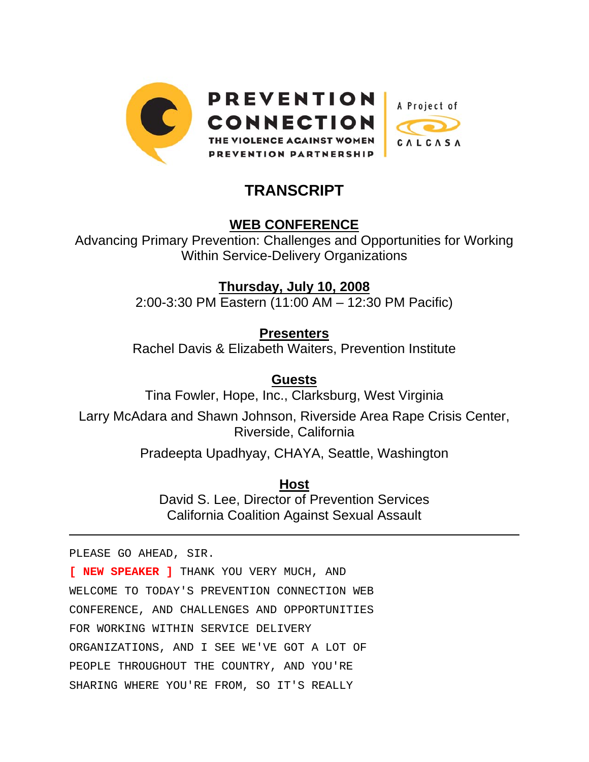PREVENTION CONNECTION
THE VIOLENCE AGAINST WOMEN PREVENTION PARTNERSHIP

A Project of CALCASA

# TRANSCRIPT

## WEB CONFERENCE

Advancing Primary Prevention: Challenges and Opportunities for Working Within Service-Delivery Organizations

**Thursday, July 10, 2008**

2:00-3:30 PM Eastern (11:00 AM – 12:30 PM Pacific)

**Presenters**

Rachel Davis & Elizabeth Waiters, Prevention Institute

**Guests**

Tina Fowler, Hope, Inc., Clarksburg, West Virginia

Larry McAdara and Shawn Johnson, Riverside Area Rape Crisis Center, Riverside, California

Pradeepta Upadhyay, CHAYA, Seattle, Washington

**Host**

David S. Lee, Director of Prevention Services
California Coalition Against Sexual Assault

---

PLEASE GO AHEAD, SIR.

[ NEW SPEAKER ] THANK YOU VERY MUCH, AND WELCOME TO TODAY'S PREVENTION CONNECTION WEB CONFERENCE, AND CHALLENGES AND OPPORTUNITIES FOR WORKING WITHIN SERVICE DELIVERY ORGANIZATIONS, AND I SEE WE'VE GOT A LOT OF PEOPLE THROUGHOUT THE COUNTRY, AND YOU'RE SHARING WHERE YOU'RE FROM, SO IT'S REALLY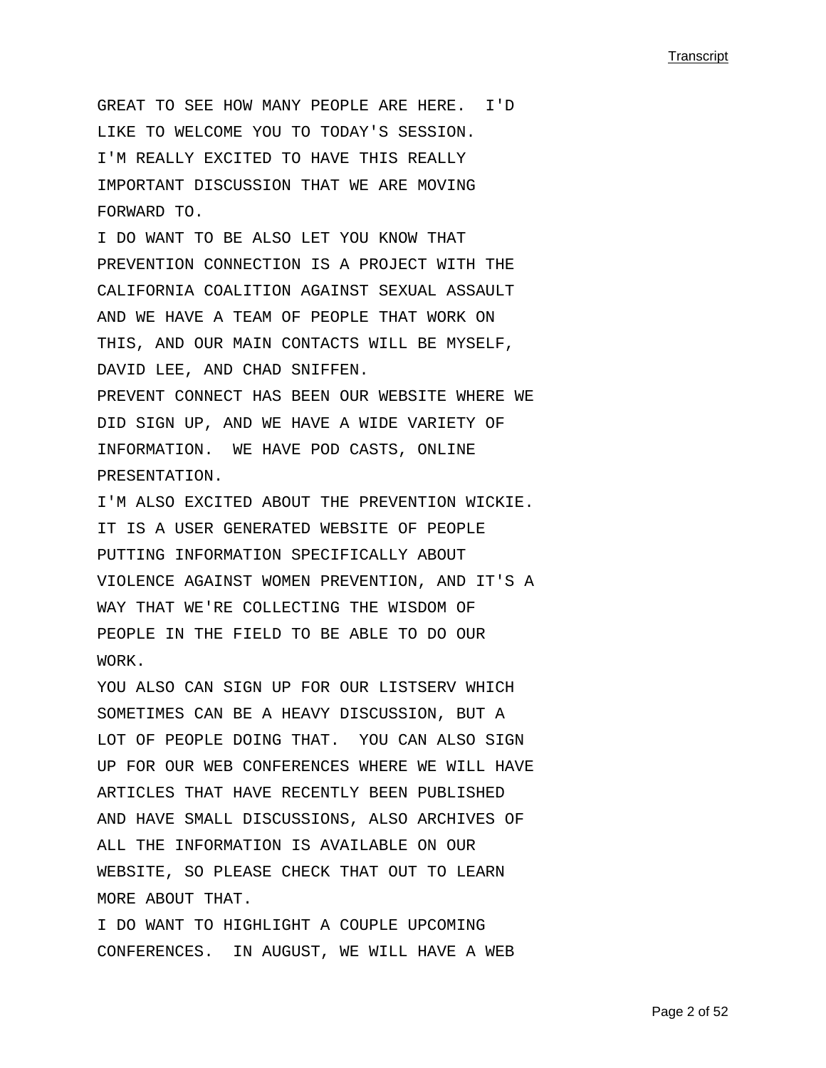GREAT TO SEE HOW MANY PEOPLE ARE HERE. I'D LIKE TO WELCOME YOU TO TODAY'S SESSION.
I'M REALLY EXCITED TO HAVE THIS REALLY IMPORTANT DISCUSSION THAT WE ARE MOVING FORWARD TO.
I DO WANT TO BE ALSO LET YOU KNOW THAT PREVENTION CONNECTION IS A PROJECT WITH THE CALIFORNIA COALITION AGAINST SEXUAL ASSAULT AND WE HAVE A TEAM OF PEOPLE THAT WORK ON THIS, AND OUR MAIN CONTACTS WILL BE MYSELF, DAVID LEE, AND CHAD SNIFFEN.
PREVENT CONNECT HAS BEEN OUR WEBSITE WHERE WE DID SIGN UP, AND WE HAVE A WIDE VARIETY OF INFORMATION. WE HAVE POD CASTS, ONLINE PRESENTATION.
I'M ALSO EXCITED ABOUT THE PREVENTION WICKIE. IT IS A USER GENERATED WEBSITE OF PEOPLE PUTTING INFORMATION SPECIFICALLY ABOUT VIOLENCE AGAINST WOMEN PREVENTION, AND IT'S A WAY THAT WE'RE COLLECTING THE WISDOM OF PEOPLE IN THE FIELD TO BE ABLE TO DO OUR WORK.
YOU ALSO CAN SIGN UP FOR OUR LISTSERV WHICH SOMETIMES CAN BE A HEAVY DISCUSSION, BUT A LOT OF PEOPLE DOING THAT. YOU CAN ALSO SIGN UP FOR OUR WEB CONFERENCES WHERE WE WILL HAVE ARTICLES THAT HAVE RECENTLY BEEN PUBLISHED AND HAVE SMALL DISCUSSIONS, ALSO ARCHIVES OF ALL THE INFORMATION IS AVAILABLE ON OUR WEBSITE, SO PLEASE CHECK THAT OUT TO LEARN MORE ABOUT THAT.
I DO WANT TO HIGHLIGHT A COUPLE UPCOMING CONFERENCES. IN AUGUST, WE WILL HAVE A WEB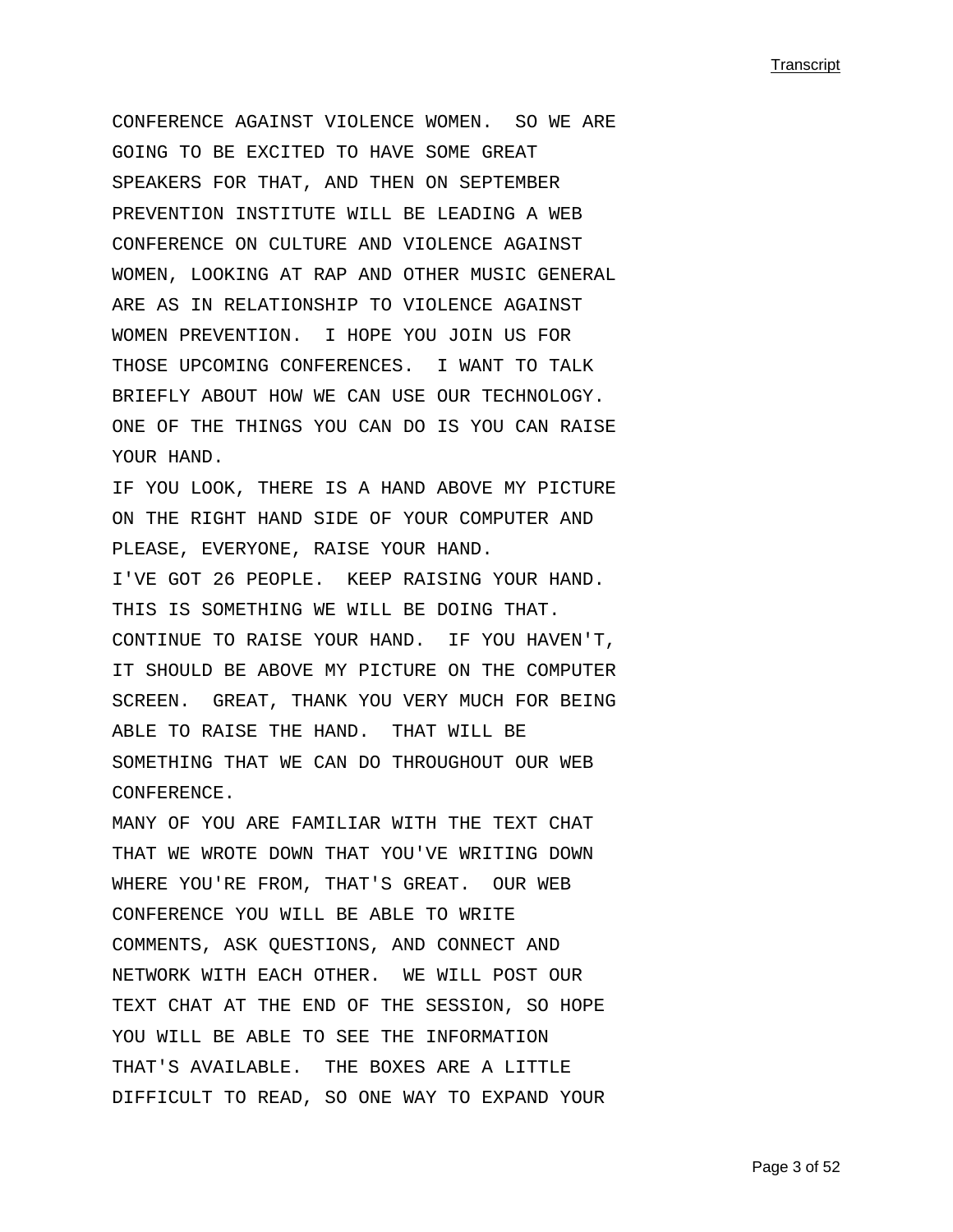CONFERENCE AGAINST VIOLENCE WOMEN. SO WE ARE GOING TO BE EXCITED TO HAVE SOME GREAT SPEAKERS FOR THAT, AND THEN ON SEPTEMBER PREVENTION INSTITUTE WILL BE LEADING A WEB CONFERENCE ON CULTURE AND VIOLENCE AGAINST WOMEN, LOOKING AT RAP AND OTHER MUSIC GENERAL ARE AS IN RELATIONSHIP TO VIOLENCE AGAINST WOMEN PREVENTION. I HOPE YOU JOIN US FOR THOSE UPCOMING CONFERENCES. I WANT TO TALK BRIEFLY ABOUT HOW WE CAN USE OUR TECHNOLOGY. ONE OF THE THINGS YOU CAN DO IS YOU CAN RAISE YOUR HAND.

IF YOU LOOK, THERE IS A HAND ABOVE MY PICTURE ON THE RIGHT HAND SIDE OF YOUR COMPUTER AND PLEASE, EVERYONE, RAISE YOUR HAND.

I'VE GOT 26 PEOPLE. KEEP RAISING YOUR HAND. THIS IS SOMETHING WE WILL BE DOING THAT. CONTINUE TO RAISE YOUR HAND. IF YOU HAVEN'T, IT SHOULD BE ABOVE MY PICTURE ON THE COMPUTER SCREEN. GREAT, THANK YOU VERY MUCH FOR BEING ABLE TO RAISE THE HAND. THAT WILL BE SOMETHING THAT WE CAN DO THROUGHOUT OUR WEB CONFERENCE.

MANY OF YOU ARE FAMILIAR WITH THE TEXT CHAT THAT WE WROTE DOWN THAT YOU'VE WRITING DOWN WHERE YOU'RE FROM, THAT'S GREAT. OUR WEB CONFERENCE YOU WILL BE ABLE TO WRITE COMMENTS, ASK QUESTIONS, AND CONNECT AND NETWORK WITH EACH OTHER. WE WILL POST OUR TEXT CHAT AT THE END OF THE SESSION, SO HOPE YOU WILL BE ABLE TO SEE THE INFORMATION THAT'S AVAILABLE. THE BOXES ARE A LITTLE DIFFICULT TO READ, SO ONE WAY TO EXPAND YOUR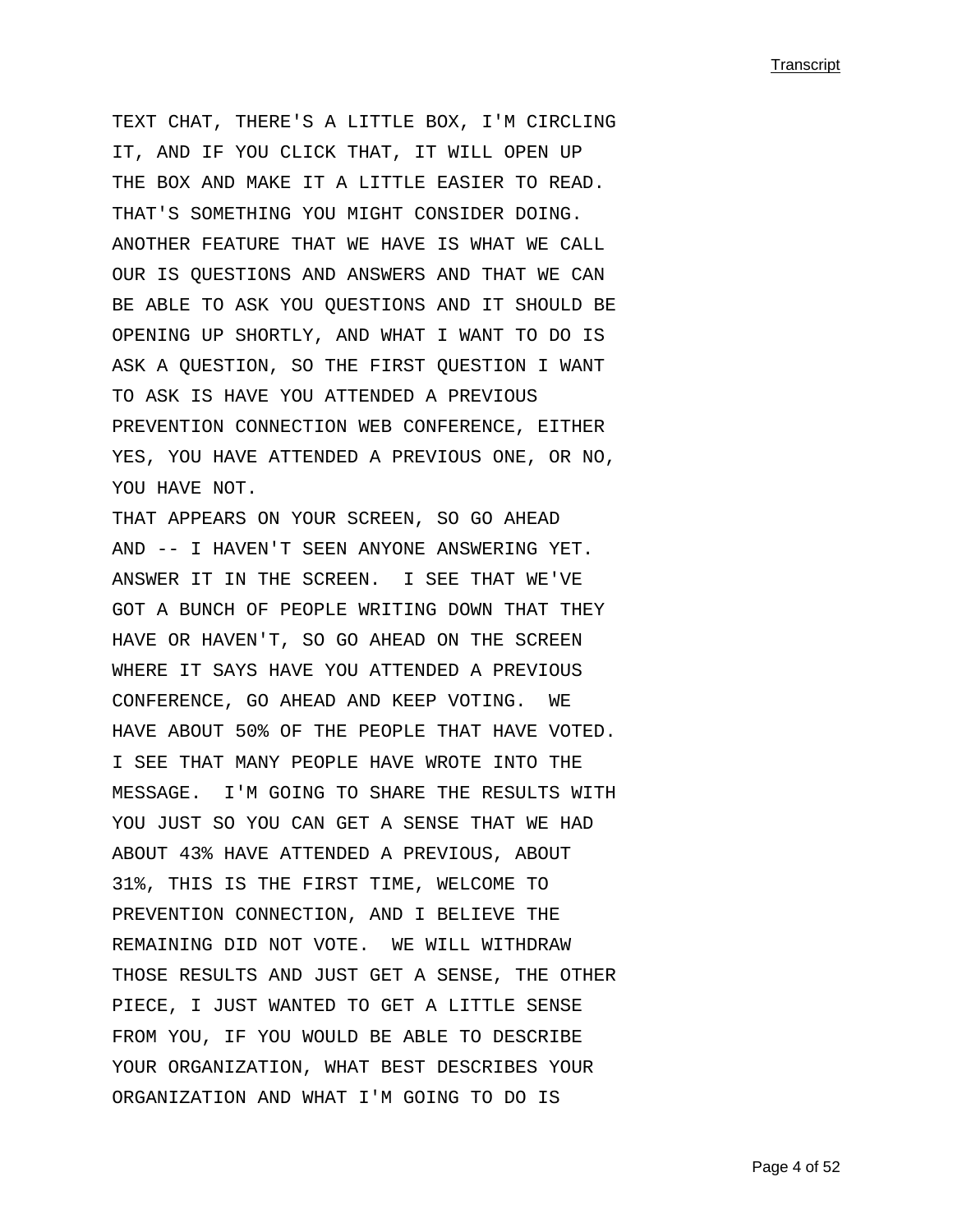TEXT CHAT, THERE'S A LITTLE BOX, I'M CIRCLING IT, AND IF YOU CLICK THAT, IT WILL OPEN UP THE BOX AND MAKE IT A LITTLE EASIER TO READ. THAT'S SOMETHING YOU MIGHT CONSIDER DOING. ANOTHER FEATURE THAT WE HAVE IS WHAT WE CALL OUR IS QUESTIONS AND ANSWERS AND THAT WE CAN BE ABLE TO ASK YOU QUESTIONS AND IT SHOULD BE OPENING UP SHORTLY, AND WHAT I WANT TO DO IS ASK A QUESTION, SO THE FIRST QUESTION I WANT TO ASK IS HAVE YOU ATTENDED A PREVIOUS PREVENTION CONNECTION WEB CONFERENCE, EITHER YES, YOU HAVE ATTENDED A PREVIOUS ONE, OR NO, YOU HAVE NOT.

THAT APPEARS ON YOUR SCREEN, SO GO AHEAD AND -- I HAVEN'T SEEN ANYONE ANSWERING YET. ANSWER IT IN THE SCREEN. I SEE THAT WE'VE GOT A BUNCH OF PEOPLE WRITING DOWN THAT THEY HAVE OR HAVEN'T, SO GO AHEAD ON THE SCREEN WHERE IT SAYS HAVE YOU ATTENDED A PREVIOUS CONFERENCE, GO AHEAD AND KEEP VOTING. WE HAVE ABOUT 50% OF THE PEOPLE THAT HAVE VOTED. I SEE THAT MANY PEOPLE HAVE WROTE INTO THE MESSAGE. I'M GOING TO SHARE THE RESULTS WITH YOU JUST SO YOU CAN GET A SENSE THAT WE HAD ABOUT 43% HAVE ATTENDED A PREVIOUS, ABOUT 31%, THIS IS THE FIRST TIME, WELCOME TO PREVENTION CONNECTION, AND I BELIEVE THE REMAINING DID NOT VOTE. WE WILL WITHDRAW THOSE RESULTS AND JUST GET A SENSE, THE OTHER PIECE, I JUST WANTED TO GET A LITTLE SENSE FROM YOU, IF YOU WOULD BE ABLE TO DESCRIBE YOUR ORGANIZATION, WHAT BEST DESCRIBES YOUR ORGANIZATION AND WHAT I'M GOING TO DO IS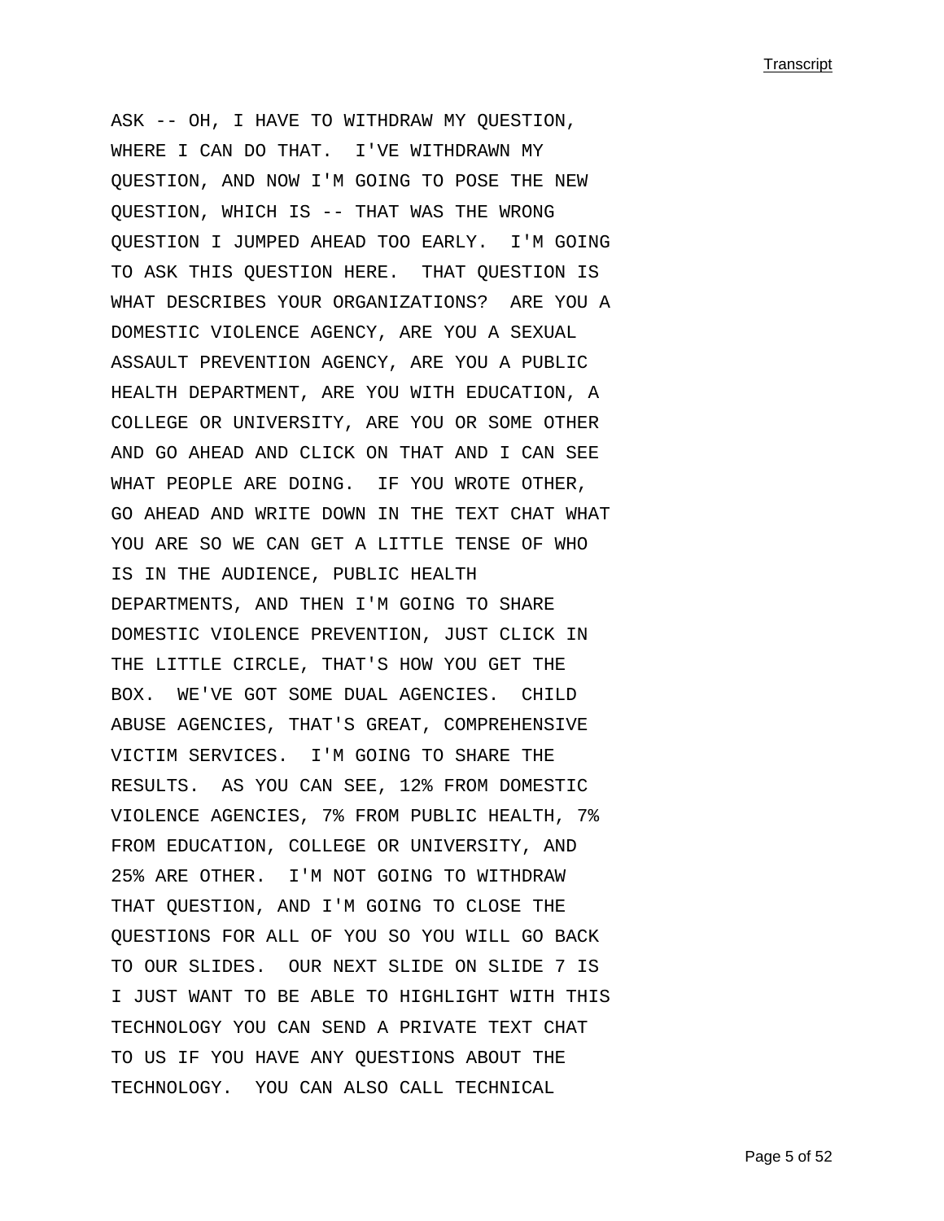ASK -- OH, I HAVE TO WITHDRAW MY QUESTION, WHERE I CAN DO THAT. I'VE WITHDRAWN MY QUESTION, AND NOW I'M GOING TO POSE THE NEW QUESTION, WHICH IS -- THAT WAS THE WRONG QUESTION I JUMPED AHEAD TOO EARLY. I'M GOING TO ASK THIS QUESTION HERE. THAT QUESTION IS WHAT DESCRIBES YOUR ORGANIZATIONS? ARE YOU A DOMESTIC VIOLENCE AGENCY, ARE YOU A SEXUAL ASSAULT PREVENTION AGENCY, ARE YOU A PUBLIC HEALTH DEPARTMENT, ARE YOU WITH EDUCATION, A COLLEGE OR UNIVERSITY, ARE YOU OR SOME OTHER AND GO AHEAD AND CLICK ON THAT AND I CAN SEE WHAT PEOPLE ARE DOING. IF YOU WROTE OTHER, GO AHEAD AND WRITE DOWN IN THE TEXT CHAT WHAT YOU ARE SO WE CAN GET A LITTLE TENSE OF WHO IS IN THE AUDIENCE, PUBLIC HEALTH DEPARTMENTS, AND THEN I'M GOING TO SHARE DOMESTIC VIOLENCE PREVENTION, JUST CLICK IN THE LITTLE CIRCLE, THAT'S HOW YOU GET THE BOX. WE'VE GOT SOME DUAL AGENCIES. CHILD ABUSE AGENCIES, THAT'S GREAT, COMPREHENSIVE VICTIM SERVICES. I'M GOING TO SHARE THE RESULTS. AS YOU CAN SEE, 12% FROM DOMESTIC VIOLENCE AGENCIES, 7% FROM PUBLIC HEALTH, 7% FROM EDUCATION, COLLEGE OR UNIVERSITY, AND 25% ARE OTHER. I'M NOT GOING TO WITHDRAW THAT QUESTION, AND I'M GOING TO CLOSE THE QUESTIONS FOR ALL OF YOU SO YOU WILL GO BACK TO OUR SLIDES. OUR NEXT SLIDE ON SLIDE 7 IS I JUST WANT TO BE ABLE TO HIGHLIGHT WITH THIS TECHNOLOGY YOU CAN SEND A PRIVATE TEXT CHAT TO US IF YOU HAVE ANY QUESTIONS ABOUT THE TECHNOLOGY. YOU CAN ALSO CALL TECHNICAL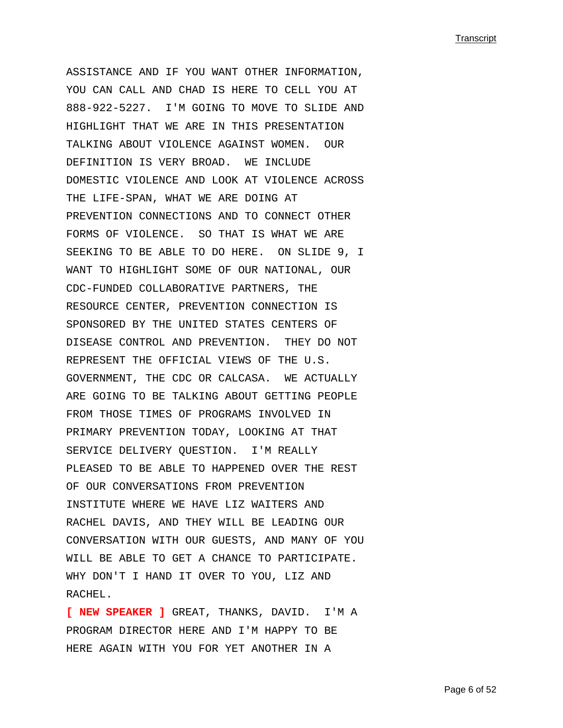ASSISTANCE AND IF YOU WANT OTHER INFORMATION, YOU CAN CALL AND CHAD IS HERE TO CELL YOU AT 888-922-5227. I'M GOING TO MOVE TO SLIDE AND HIGHLIGHT THAT WE ARE IN THIS PRESENTATION TALKING ABOUT VIOLENCE AGAINST WOMEN. OUR DEFINITION IS VERY BROAD. WE INCLUDE DOMESTIC VIOLENCE AND LOOK AT VIOLENCE ACROSS THE LIFE-SPAN, WHAT WE ARE DOING AT PREVENTION CONNECTIONS AND TO CONNECT OTHER FORMS OF VIOLENCE. SO THAT IS WHAT WE ARE SEEKING TO BE ABLE TO DO HERE. ON SLIDE 9, I WANT TO HIGHLIGHT SOME OF OUR NATIONAL, OUR CDC-FUNDED COLLABORATIVE PARTNERS, THE RESOURCE CENTER, PREVENTION CONNECTION IS SPONSORED BY THE UNITED STATES CENTERS OF DISEASE CONTROL AND PREVENTION. THEY DO NOT REPRESENT THE OFFICIAL VIEWS OF THE U.S. GOVERNMENT, THE CDC OR CALCASA. WE ACTUALLY ARE GOING TO BE TALKING ABOUT GETTING PEOPLE FROM THOSE TIMES OF PROGRAMS INVOLVED IN PRIMARY PREVENTION TODAY, LOOKING AT THAT SERVICE DELIVERY QUESTION. I'M REALLY PLEASED TO BE ABLE TO HAPPENED OVER THE REST OF OUR CONVERSATIONS FROM PREVENTION INSTITUTE WHERE WE HAVE LIZ WAITERS AND RACHEL DAVIS, AND THEY WILL BE LEADING OUR CONVERSATION WITH OUR GUESTS, AND MANY OF YOU WILL BE ABLE TO GET A CHANCE TO PARTICIPATE. WHY DON'T I HAND IT OVER TO YOU, LIZ AND RACHEL.

**[ NEW SPEAKER ]** GREAT, THANKS, DAVID. I'M A PROGRAM DIRECTOR HERE AND I'M HAPPY TO BE HERE AGAIN WITH YOU FOR YET ANOTHER IN A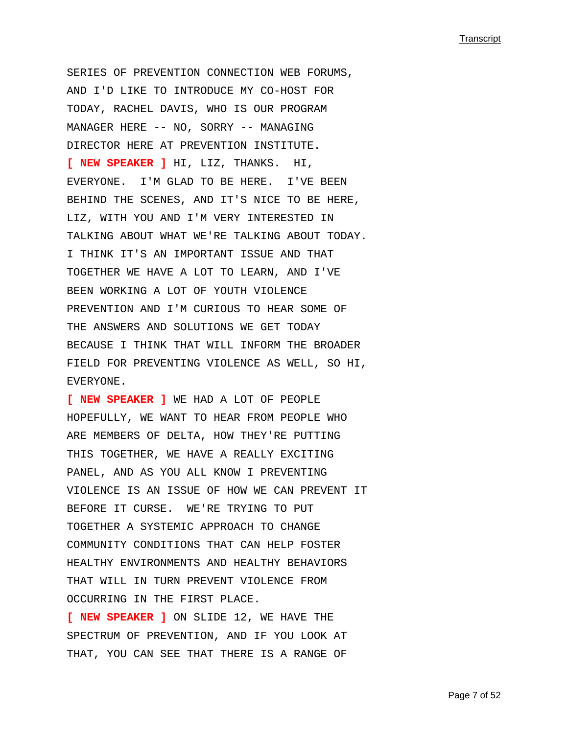SERIES OF PREVENTION CONNECTION WEB FORUMS, AND I'D LIKE TO INTRODUCE MY CO-HOST FOR TODAY, RACHEL DAVIS, WHO IS OUR PROGRAM MANAGER HERE -- NO, SORRY -- MANAGING DIRECTOR HERE AT PREVENTION INSTITUTE.

**[ NEW SPEAKER ]** HI, LIZ, THANKS. HI, EVERYONE. I'M GLAD TO BE HERE. I'VE BEEN BEHIND THE SCENES, AND IT'S NICE TO BE HERE, LIZ, WITH YOU AND I'M VERY INTERESTED IN TALKING ABOUT WHAT WE'RE TALKING ABOUT TODAY. I THINK IT'S AN IMPORTANT ISSUE AND THAT TOGETHER WE HAVE A LOT TO LEARN, AND I'VE BEEN WORKING A LOT OF YOUTH VIOLENCE PREVENTION AND I'M CURIOUS TO HEAR SOME OF THE ANSWERS AND SOLUTIONS WE GET TODAY BECAUSE I THINK THAT WILL INFORM THE BROADER FIELD FOR PREVENTING VIOLENCE AS WELL, SO HI, EVERYONE.

**[ NEW SPEAKER ]** WE HAD A LOT OF PEOPLE HOPEFULLY, WE WANT TO HEAR FROM PEOPLE WHO ARE MEMBERS OF DELTA, HOW THEY'RE PUTTING THIS TOGETHER, WE HAVE A REALLY EXCITING PANEL, AND AS YOU ALL KNOW I PREVENTING VIOLENCE IS AN ISSUE OF HOW WE CAN PREVENT IT BEFORE IT CURSE. WE'RE TRYING TO PUT TOGETHER A SYSTEMIC APPROACH TO CHANGE COMMUNITY CONDITIONS THAT CAN HELP FOSTER HEALTHY ENVIRONMENTS AND HEALTHY BEHAVIORS THAT WILL IN TURN PREVENT VIOLENCE FROM OCCURRING IN THE FIRST PLACE.

**[ NEW SPEAKER ]** ON SLIDE 12, WE HAVE THE SPECTRUM OF PREVENTION, AND IF YOU LOOK AT THAT, YOU CAN SEE THAT THERE IS A RANGE OF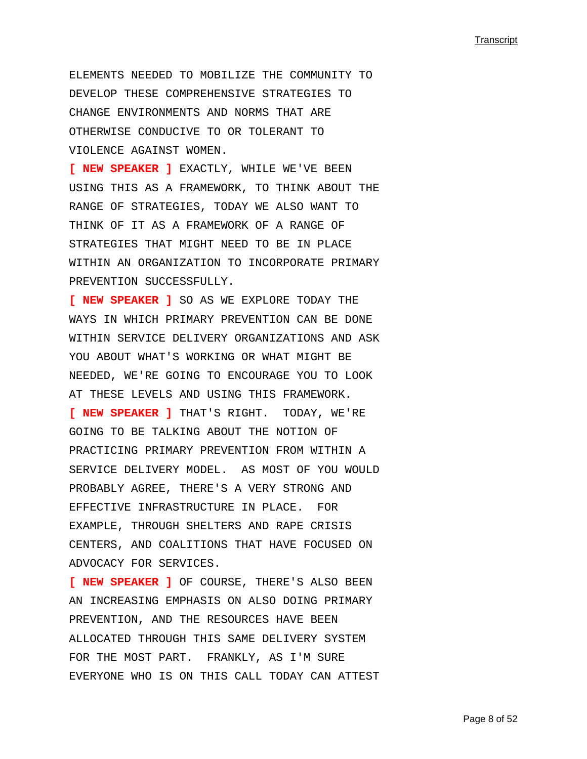ELEMENTS NEEDED TO MOBILIZE THE COMMUNITY TO DEVELOP THESE COMPREHENSIVE STRATEGIES TO CHANGE ENVIRONMENTS AND NORMS THAT ARE OTHERWISE CONDUCIVE TO OR TOLERANT TO VIOLENCE AGAINST WOMEN.

**[ NEW SPEAKER ]** EXACTLY, WHILE WE'VE BEEN USING THIS AS A FRAMEWORK, TO THINK ABOUT THE RANGE OF STRATEGIES, TODAY WE ALSO WANT TO THINK OF IT AS A FRAMEWORK OF A RANGE OF STRATEGIES THAT MIGHT NEED TO BE IN PLACE WITHIN AN ORGANIZATION TO INCORPORATE PRIMARY PREVENTION SUCCESSFULLY.

**[ NEW SPEAKER ]** SO AS WE EXPLORE TODAY THE WAYS IN WHICH PRIMARY PREVENTION CAN BE DONE WITHIN SERVICE DELIVERY ORGANIZATIONS AND ASK YOU ABOUT WHAT'S WORKING OR WHAT MIGHT BE NEEDED, WE'RE GOING TO ENCOURAGE YOU TO LOOK AT THESE LEVELS AND USING THIS FRAMEWORK.

**[ NEW SPEAKER ]** THAT'S RIGHT. TODAY, WE'RE GOING TO BE TALKING ABOUT THE NOTION OF PRACTICING PRIMARY PREVENTION FROM WITHIN A SERVICE DELIVERY MODEL. AS MOST OF YOU WOULD PROBABLY AGREE, THERE'S A VERY STRONG AND EFFECTIVE INFRASTRUCTURE IN PLACE. FOR EXAMPLE, THROUGH SHELTERS AND RAPE CRISIS CENTERS, AND COALITIONS THAT HAVE FOCUSED ON ADVOCACY FOR SERVICES.

**[ NEW SPEAKER ]** OF COURSE, THERE'S ALSO BEEN AN INCREASING EMPHASIS ON ALSO DOING PRIMARY PREVENTION, AND THE RESOURCES HAVE BEEN ALLOCATED THROUGH THIS SAME DELIVERY SYSTEM FOR THE MOST PART. FRANKLY, AS I'M SURE EVERYONE WHO IS ON THIS CALL TODAY CAN ATTEST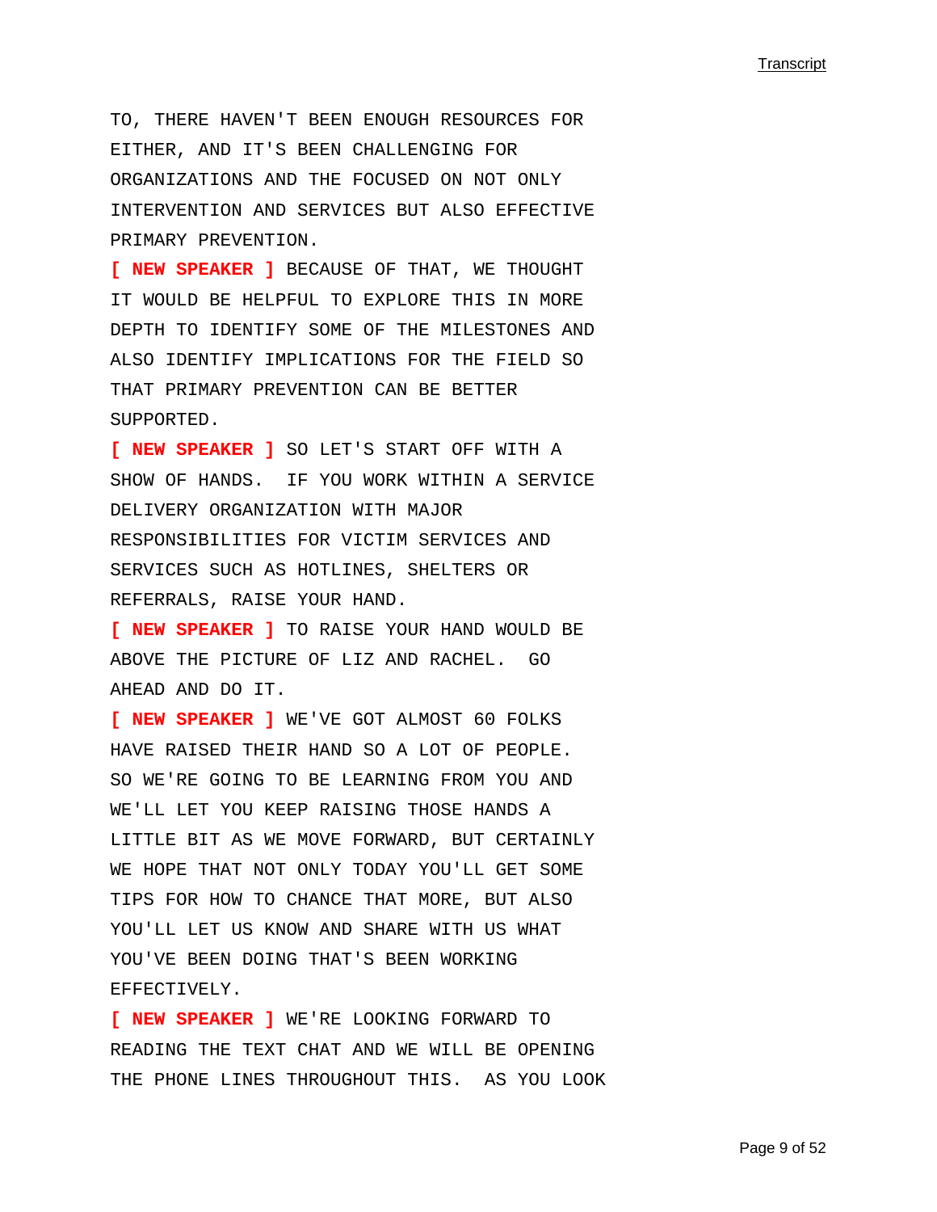TO, THERE HAVEN'T BEEN ENOUGH RESOURCES FOR EITHER, AND IT'S BEEN CHALLENGING FOR ORGANIZATIONS AND THE FOCUSED ON NOT ONLY INTERVENTION AND SERVICES BUT ALSO EFFECTIVE PRIMARY PREVENTION.

**[ NEW SPEAKER ]** BECAUSE OF THAT, WE THOUGHT IT WOULD BE HELPFUL TO EXPLORE THIS IN MORE DEPTH TO IDENTIFY SOME OF THE MILESTONES AND ALSO IDENTIFY IMPLICATIONS FOR THE FIELD SO THAT PRIMARY PREVENTION CAN BE BETTER SUPPORTED.

**[ NEW SPEAKER ]** SO LET'S START OFF WITH A SHOW OF HANDS. IF YOU WORK WITHIN A SERVICE DELIVERY ORGANIZATION WITH MAJOR RESPONSIBILITIES FOR VICTIM SERVICES AND SERVICES SUCH AS HOTLINES, SHELTERS OR REFERRALS, RAISE YOUR HAND.

**[ NEW SPEAKER ]** TO RAISE YOUR HAND WOULD BE ABOVE THE PICTURE OF LIZ AND RACHEL. GO AHEAD AND DO IT.

**[ NEW SPEAKER ]** WE'VE GOT ALMOST 60 FOLKS HAVE RAISED THEIR HAND SO A LOT OF PEOPLE. SO WE'RE GOING TO BE LEARNING FROM YOU AND WE'LL LET YOU KEEP RAISING THOSE HANDS A LITTLE BIT AS WE MOVE FORWARD, BUT CERTAINLY WE HOPE THAT NOT ONLY TODAY YOU'LL GET SOME TIPS FOR HOW TO CHANCE THAT MORE, BUT ALSO YOU'LL LET US KNOW AND SHARE WITH US WHAT YOU'VE BEEN DOING THAT'S BEEN WORKING EFFECTIVELY.

**[ NEW SPEAKER ]** WE'RE LOOKING FORWARD TO READING THE TEXT CHAT AND WE WILL BE OPENING THE PHONE LINES THROUGHOUT THIS. AS YOU LOOK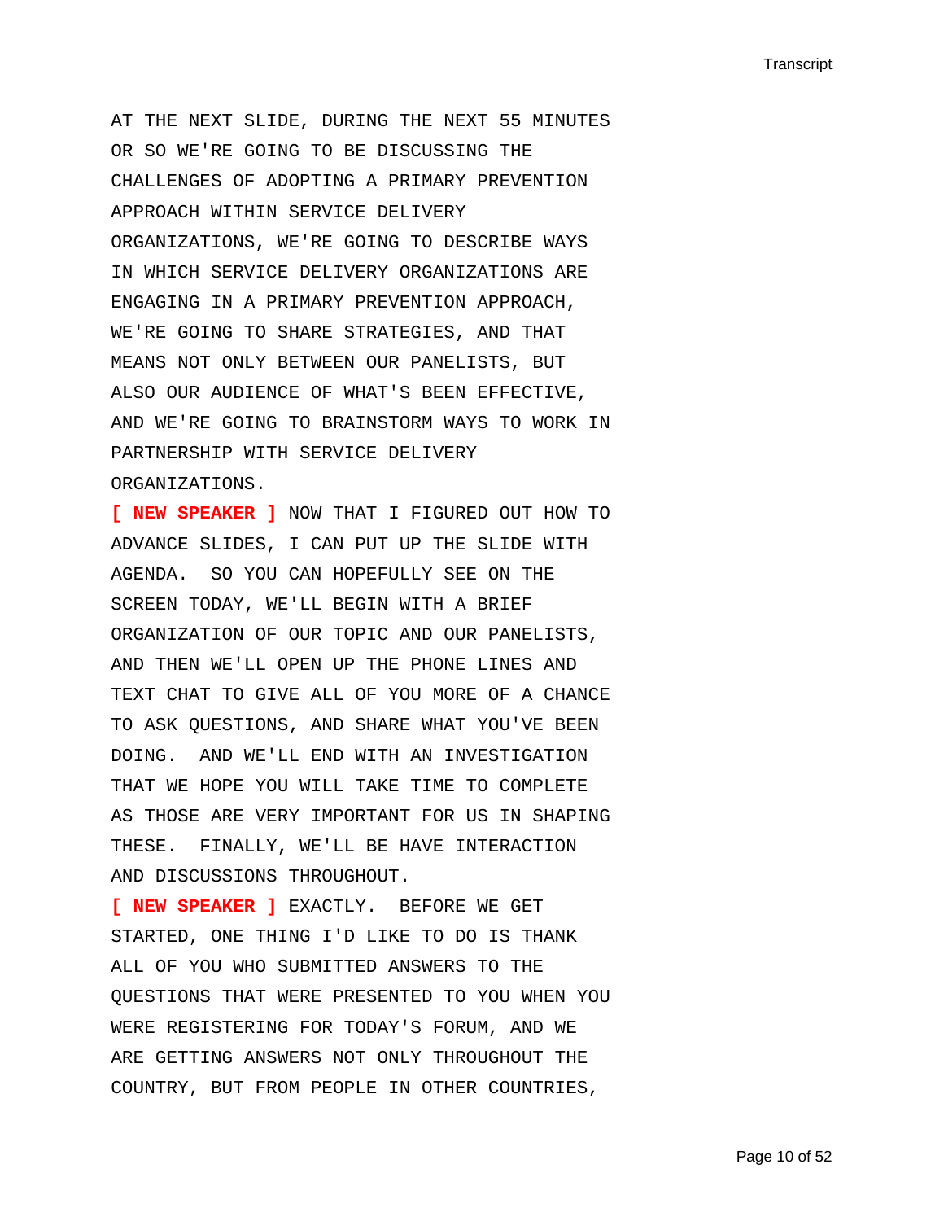AT THE NEXT SLIDE, DURING THE NEXT 55 MINUTES OR SO WE'RE GOING TO BE DISCUSSING THE CHALLENGES OF ADOPTING A PRIMARY PREVENTION APPROACH WITHIN SERVICE DELIVERY ORGANIZATIONS, WE'RE GOING TO DESCRIBE WAYS IN WHICH SERVICE DELIVERY ORGANIZATIONS ARE ENGAGING IN A PRIMARY PREVENTION APPROACH, WE'RE GOING TO SHARE STRATEGIES, AND THAT MEANS NOT ONLY BETWEEN OUR PANELISTS, BUT ALSO OUR AUDIENCE OF WHAT'S BEEN EFFECTIVE, AND WE'RE GOING TO BRAINSTORM WAYS TO WORK IN PARTNERSHIP WITH SERVICE DELIVERY ORGANIZATIONS.

**[ NEW SPEAKER ]** NOW THAT I FIGURED OUT HOW TO ADVANCE SLIDES, I CAN PUT UP THE SLIDE WITH AGENDA. SO YOU CAN HOPEFULLY SEE ON THE SCREEN TODAY, WE'LL BEGIN WITH A BRIEF ORGANIZATION OF OUR TOPIC AND OUR PANELISTS, AND THEN WE'LL OPEN UP THE PHONE LINES AND TEXT CHAT TO GIVE ALL OF YOU MORE OF A CHANCE TO ASK QUESTIONS, AND SHARE WHAT YOU'VE BEEN DOING. AND WE'LL END WITH AN INVESTIGATION THAT WE HOPE YOU WILL TAKE TIME TO COMPLETE AS THOSE ARE VERY IMPORTANT FOR US IN SHAPING THESE. FINALLY, WE'LL BE HAVE INTERACTION AND DISCUSSIONS THROUGHOUT.

**[ NEW SPEAKER ]** EXACTLY. BEFORE WE GET STARTED, ONE THING I'D LIKE TO DO IS THANK ALL OF YOU WHO SUBMITTED ANSWERS TO THE QUESTIONS THAT WERE PRESENTED TO YOU WHEN YOU WERE REGISTERING FOR TODAY'S FORUM, AND WE ARE GETTING ANSWERS NOT ONLY THROUGHOUT THE COUNTRY, BUT FROM PEOPLE IN OTHER COUNTRIES,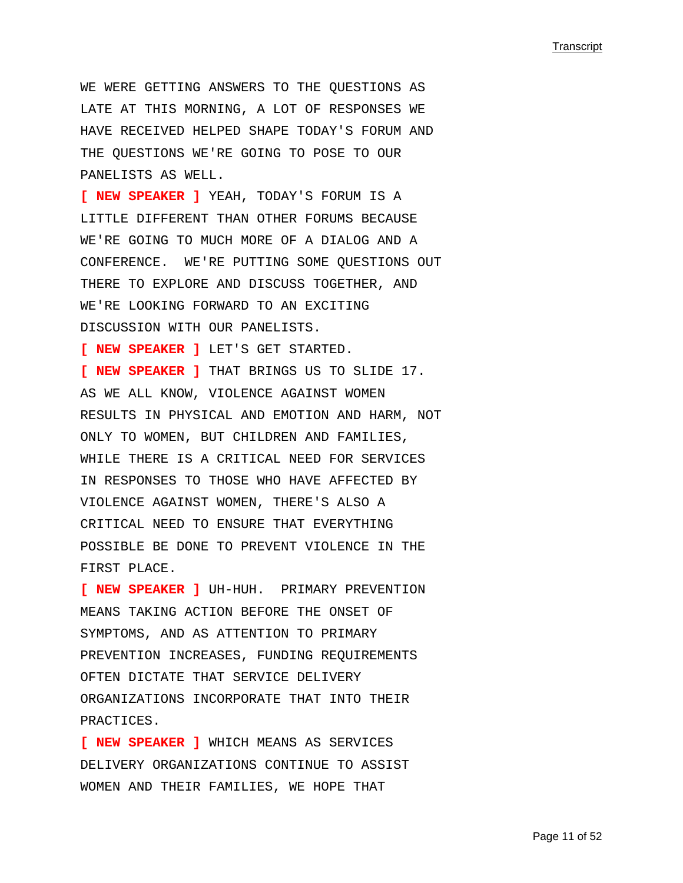WE WERE GETTING ANSWERS TO THE QUESTIONS AS LATE AT THIS MORNING, A LOT OF RESPONSES WE HAVE RECEIVED HELPED SHAPE TODAY'S FORUM AND THE QUESTIONS WE'RE GOING TO POSE TO OUR PANELISTS AS WELL.

**[ NEW SPEAKER ]** YEAH, TODAY'S FORUM IS A LITTLE DIFFERENT THAN OTHER FORUMS BECAUSE WE'RE GOING TO MUCH MORE OF A DIALOG AND A CONFERENCE.  WE'RE PUTTING SOME QUESTIONS OUT THERE TO EXPLORE AND DISCUSS TOGETHER, AND WE'RE LOOKING FORWARD TO AN EXCITING DISCUSSION WITH OUR PANELISTS.

**[ NEW SPEAKER ]** LET'S GET STARTED.

**[ NEW SPEAKER ]** THAT BRINGS US TO SLIDE 17. AS WE ALL KNOW, VIOLENCE AGAINST WOMEN RESULTS IN PHYSICAL AND EMOTION AND HARM, NOT ONLY TO WOMEN, BUT CHILDREN AND FAMILIES, WHILE THERE IS A CRITICAL NEED FOR SERVICES IN RESPONSES TO THOSE WHO HAVE AFFECTED BY VIOLENCE AGAINST WOMEN, THERE'S ALSO A CRITICAL NEED TO ENSURE THAT EVERYTHING POSSIBLE BE DONE TO PREVENT VIOLENCE IN THE FIRST PLACE.

**[ NEW SPEAKER ]** UH-HUH.  PRIMARY PREVENTION MEANS TAKING ACTION BEFORE THE ONSET OF SYMPTOMS, AND AS ATTENTION TO PRIMARY PREVENTION INCREASES, FUNDING REQUIREMENTS OFTEN DICTATE THAT SERVICE DELIVERY ORGANIZATIONS INCORPORATE THAT INTO THEIR PRACTICES.

**[ NEW SPEAKER ]** WHICH MEANS AS SERVICES DELIVERY ORGANIZATIONS CONTINUE TO ASSIST WOMEN AND THEIR FAMILIES, WE HOPE THAT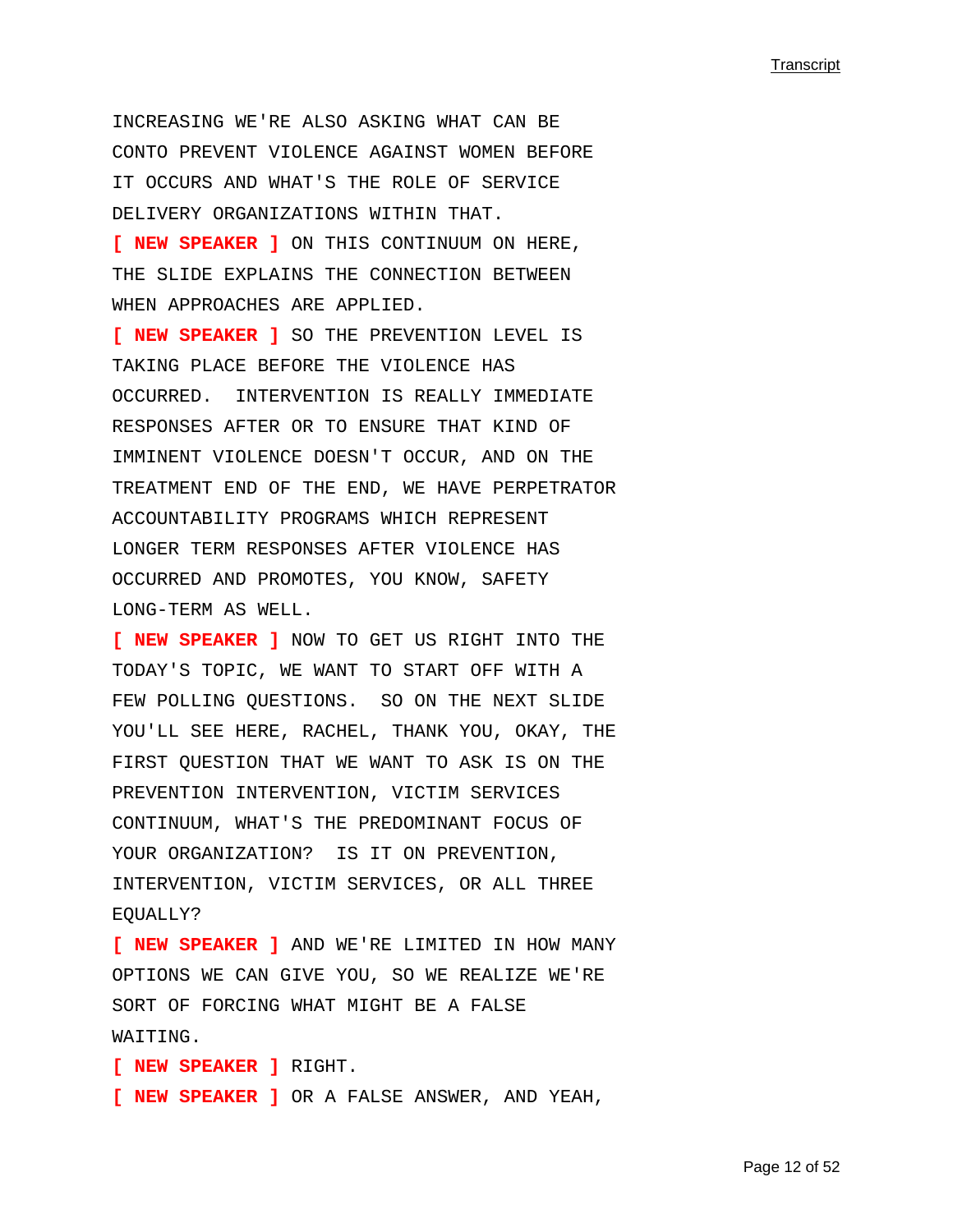INCREASING WE'RE ALSO ASKING WHAT CAN BE CONTO PREVENT VIOLENCE AGAINST WOMEN BEFORE IT OCCURS AND WHAT'S THE ROLE OF SERVICE DELIVERY ORGANIZATIONS WITHIN THAT.

**[ NEW SPEAKER ]** ON THIS CONTINUUM ON HERE, THE SLIDE EXPLAINS THE CONNECTION BETWEEN WHEN APPROACHES ARE APPLIED.

**[ NEW SPEAKER ]** SO THE PREVENTION LEVEL IS TAKING PLACE BEFORE THE VIOLENCE HAS OCCURRED.  INTERVENTION IS REALLY IMMEDIATE RESPONSES AFTER OR TO ENSURE THAT KIND OF IMMINENT VIOLENCE DOESN'T OCCUR, AND ON THE TREATMENT END OF THE END, WE HAVE PERPETRATOR ACCOUNTABILITY PROGRAMS WHICH REPRESENT LONGER TERM RESPONSES AFTER VIOLENCE HAS OCCURRED AND PROMOTES, YOU KNOW, SAFETY LONG-TERM AS WELL.

**[ NEW SPEAKER ]** NOW TO GET US RIGHT INTO THE TODAY'S TOPIC, WE WANT TO START OFF WITH A FEW POLLING QUESTIONS.  SO ON THE NEXT SLIDE YOU'LL SEE HERE, RACHEL, THANK YOU, OKAY, THE FIRST QUESTION THAT WE WANT TO ASK IS ON THE PREVENTION INTERVENTION, VICTIM SERVICES CONTINUUM, WHAT'S THE PREDOMINANT FOCUS OF YOUR ORGANIZATION?  IS IT ON PREVENTION, INTERVENTION, VICTIM SERVICES, OR ALL THREE EQUALLY?

**[ NEW SPEAKER ]** AND WE'RE LIMITED IN HOW MANY OPTIONS WE CAN GIVE YOU, SO WE REALIZE WE'RE SORT OF FORCING WHAT MIGHT BE A FALSE WAITING.

**[ NEW SPEAKER ]** RIGHT.

**[ NEW SPEAKER ]** OR A FALSE ANSWER, AND YEAH,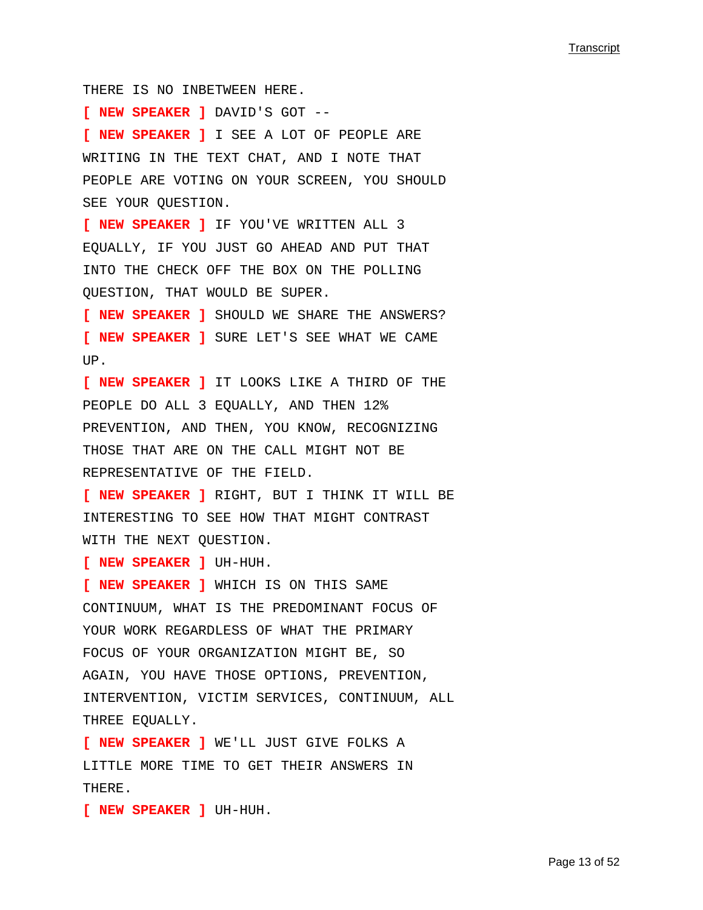THERE IS NO INBETWEEN HERE.

**[ NEW SPEAKER ]** DAVID'S GOT --

**[ NEW SPEAKER ]** I SEE A LOT OF PEOPLE ARE WRITING IN THE TEXT CHAT, AND I NOTE THAT PEOPLE ARE VOTING ON YOUR SCREEN, YOU SHOULD SEE YOUR QUESTION.

**[ NEW SPEAKER ]** IF YOU'VE WRITTEN ALL 3 EQUALLY, IF YOU JUST GO AHEAD AND PUT THAT INTO THE CHECK OFF THE BOX ON THE POLLING QUESTION, THAT WOULD BE SUPER.

**[ NEW SPEAKER ]** SHOULD WE SHARE THE ANSWERS?

**[ NEW SPEAKER ]** SURE LET'S SEE WHAT WE CAME UP.

**[ NEW SPEAKER ]** IT LOOKS LIKE A THIRD OF THE PEOPLE DO ALL 3 EQUALLY, AND THEN 12% PREVENTION, AND THEN, YOU KNOW, RECOGNIZING THOSE THAT ARE ON THE CALL MIGHT NOT BE REPRESENTATIVE OF THE FIELD.

**[ NEW SPEAKER ]** RIGHT, BUT I THINK IT WILL BE INTERESTING TO SEE HOW THAT MIGHT CONTRAST WITH THE NEXT QUESTION.

**[ NEW SPEAKER ]** UH-HUH.

**[ NEW SPEAKER ]** WHICH IS ON THIS SAME CONTINUUM, WHAT IS THE PREDOMINANT FOCUS OF YOUR WORK REGARDLESS OF WHAT THE PRIMARY FOCUS OF YOUR ORGANIZATION MIGHT BE, SO AGAIN, YOU HAVE THOSE OPTIONS, PREVENTION, INTERVENTION, VICTIM SERVICES, CONTINUUM, ALL THREE EQUALLY.

**[ NEW SPEAKER ]** WE'LL JUST GIVE FOLKS A LITTLE MORE TIME TO GET THEIR ANSWERS IN THERE.

**[ NEW SPEAKER ]** UH-HUH.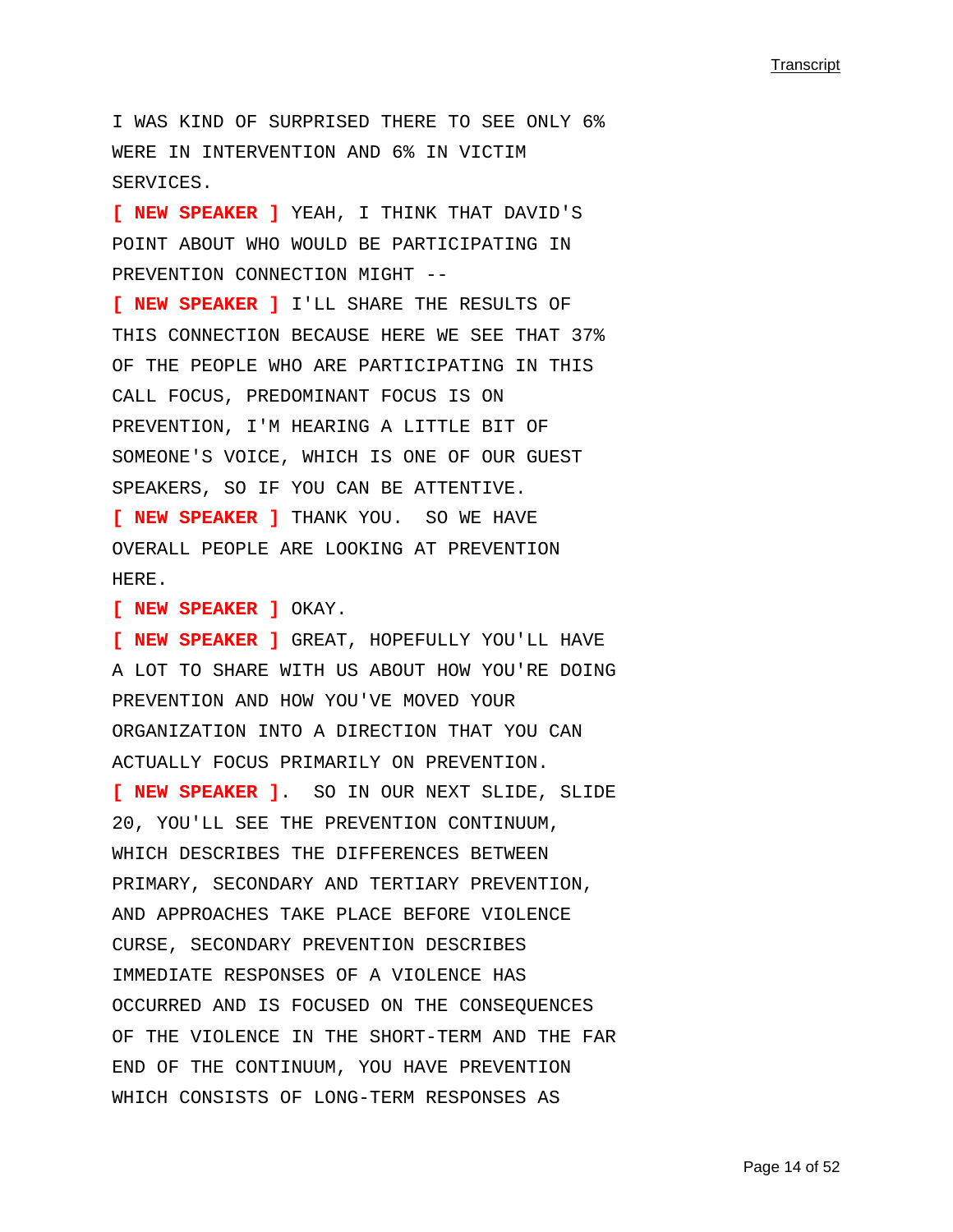I WAS KIND OF SURPRISED THERE TO SEE ONLY 6% WERE IN INTERVENTION AND 6% IN VICTIM SERVICES.

**[ NEW SPEAKER ]** YEAH, I THINK THAT DAVID'S POINT ABOUT WHO WOULD BE PARTICIPATING IN PREVENTION CONNECTION MIGHT --

**[ NEW SPEAKER ]** I'LL SHARE THE RESULTS OF THIS CONNECTION BECAUSE HERE WE SEE THAT 37% OF THE PEOPLE WHO ARE PARTICIPATING IN THIS CALL FOCUS, PREDOMINANT FOCUS IS ON PREVENTION, I'M HEARING A LITTLE BIT OF SOMEONE'S VOICE, WHICH IS ONE OF OUR GUEST SPEAKERS, SO IF YOU CAN BE ATTENTIVE.

**[ NEW SPEAKER ]** THANK YOU. SO WE HAVE OVERALL PEOPLE ARE LOOKING AT PREVENTION HERE.

**[ NEW SPEAKER ]** OKAY.

**[ NEW SPEAKER ]** GREAT, HOPEFULLY YOU'LL HAVE A LOT TO SHARE WITH US ABOUT HOW YOU'RE DOING PREVENTION AND HOW YOU'VE MOVED YOUR ORGANIZATION INTO A DIRECTION THAT YOU CAN ACTUALLY FOCUS PRIMARILY ON PREVENTION.

**[ NEW SPEAKER ]**. SO IN OUR NEXT SLIDE, SLIDE 20, YOU'LL SEE THE PREVENTION CONTINUUM, WHICH DESCRIBES THE DIFFERENCES BETWEEN PRIMARY, SECONDARY AND TERTIARY PREVENTION, AND APPROACHES TAKE PLACE BEFORE VIOLENCE CURSE, SECONDARY PREVENTION DESCRIBES IMMEDIATE RESPONSES OF A VIOLENCE HAS OCCURRED AND IS FOCUSED ON THE CONSEQUENCES OF THE VIOLENCE IN THE SHORT-TERM AND THE FAR END OF THE CONTINUUM, YOU HAVE PREVENTION WHICH CONSISTS OF LONG-TERM RESPONSES AS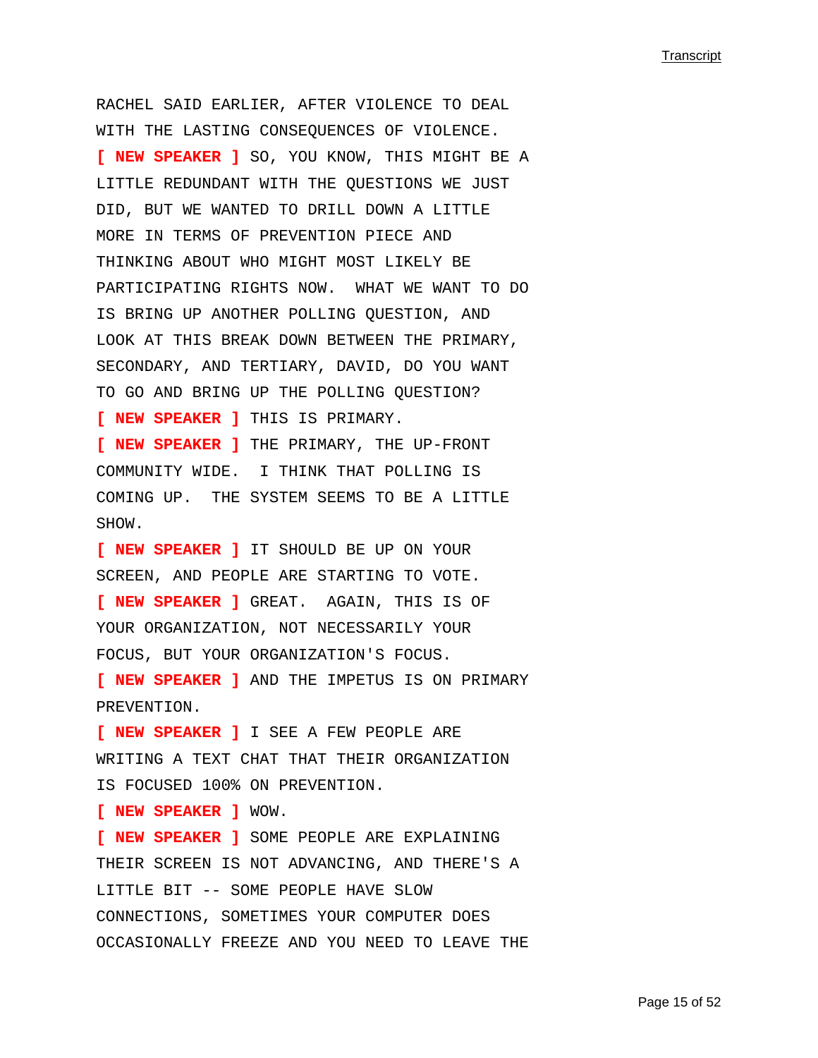RACHEL SAID EARLIER, AFTER VIOLENCE TO DEAL WITH THE LASTING CONSEQUENCES OF VIOLENCE.

**[ NEW SPEAKER ]** SO, YOU KNOW, THIS MIGHT BE A LITTLE REDUNDANT WITH THE QUESTIONS WE JUST DID, BUT WE WANTED TO DRILL DOWN A LITTLE MORE IN TERMS OF PREVENTION PIECE AND THINKING ABOUT WHO MIGHT MOST LIKELY BE PARTICIPATING RIGHTS NOW.  WHAT WE WANT TO DO IS BRING UP ANOTHER POLLING QUESTION, AND LOOK AT THIS BREAK DOWN BETWEEN THE PRIMARY, SECONDARY, AND TERTIARY, DAVID, DO YOU WANT TO GO AND BRING UP THE POLLING QUESTION?

**[ NEW SPEAKER ]** THIS IS PRIMARY.

**[ NEW SPEAKER ]** THE PRIMARY, THE UP-FRONT COMMUNITY WIDE.  I THINK THAT POLLING IS COMING UP.  THE SYSTEM SEEMS TO BE A LITTLE SHOW.

**[ NEW SPEAKER ]** IT SHOULD BE UP ON YOUR SCREEN, AND PEOPLE ARE STARTING TO VOTE.

**[ NEW SPEAKER ]** GREAT.  AGAIN, THIS IS OF YOUR ORGANIZATION, NOT NECESSARILY YOUR FOCUS, BUT YOUR ORGANIZATION'S FOCUS.

**[ NEW SPEAKER ]** AND THE IMPETUS IS ON PRIMARY PREVENTION.

**[ NEW SPEAKER ]** I SEE A FEW PEOPLE ARE WRITING A TEXT CHAT THAT THEIR ORGANIZATION IS FOCUSED 100% ON PREVENTION.

**[ NEW SPEAKER ]** WOW.

**[ NEW SPEAKER ]** SOME PEOPLE ARE EXPLAINING THEIR SCREEN IS NOT ADVANCING, AND THERE'S A LITTLE BIT -- SOME PEOPLE HAVE SLOW CONNECTIONS, SOMETIMES YOUR COMPUTER DOES OCCASIONALLY FREEZE AND YOU NEED TO LEAVE THE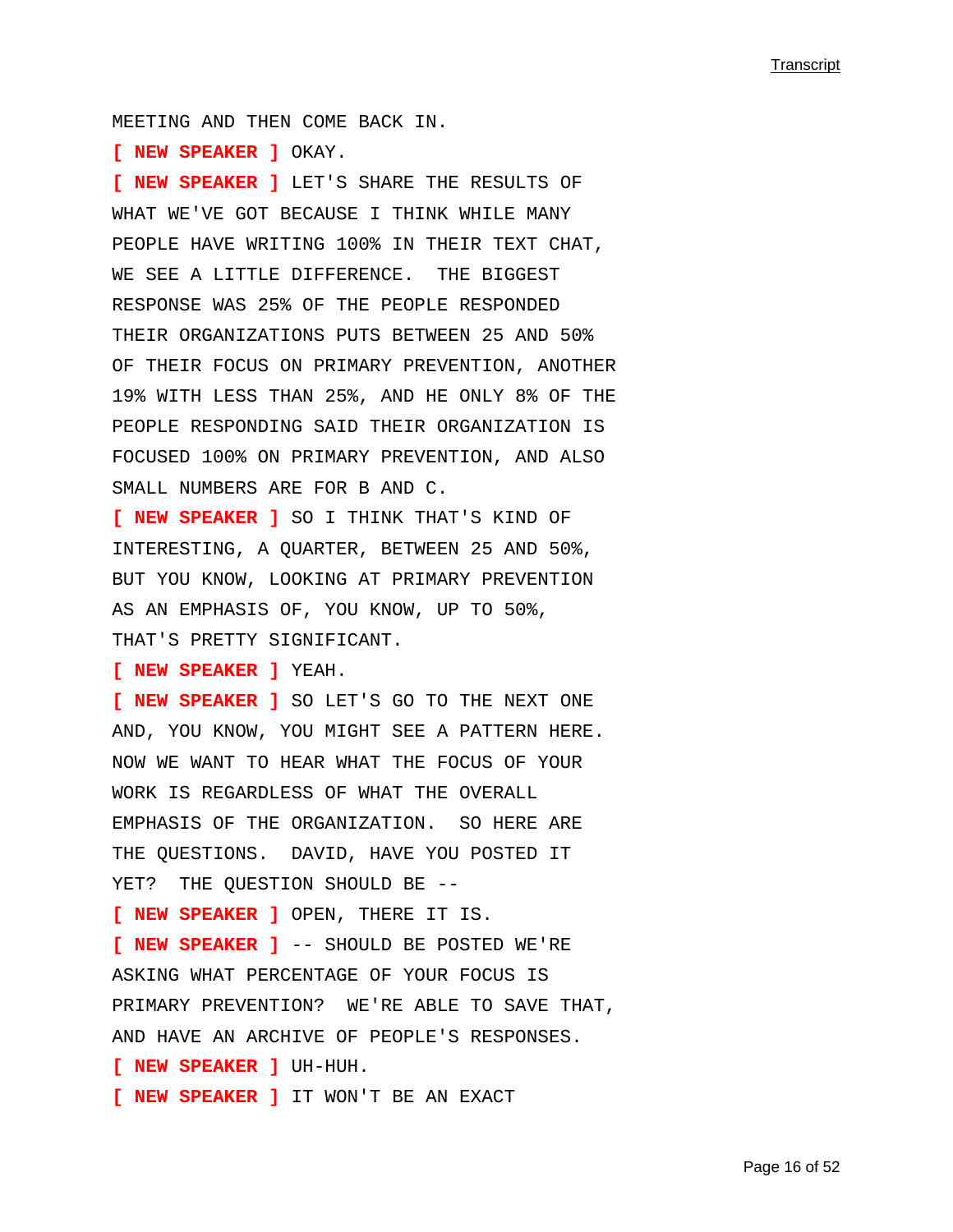MEETING AND THEN COME BACK IN.

**[ NEW SPEAKER ]** OKAY.

**[ NEW SPEAKER ]** LET'S SHARE THE RESULTS OF WHAT WE'VE GOT BECAUSE I THINK WHILE MANY PEOPLE HAVE WRITING 100% IN THEIR TEXT CHAT, WE SEE A LITTLE DIFFERENCE. THE BIGGEST RESPONSE WAS 25% OF THE PEOPLE RESPONDED THEIR ORGANIZATIONS PUTS BETWEEN 25 AND 50% OF THEIR FOCUS ON PRIMARY PREVENTION, ANOTHER 19% WITH LESS THAN 25%, AND HE ONLY 8% OF THE PEOPLE RESPONDING SAID THEIR ORGANIZATION IS FOCUSED 100% ON PRIMARY PREVENTION, AND ALSO SMALL NUMBERS ARE FOR B AND C.

**[ NEW SPEAKER ]** SO I THINK THAT'S KIND OF INTERESTING, A QUARTER, BETWEEN 25 AND 50%, BUT YOU KNOW, LOOKING AT PRIMARY PREVENTION AS AN EMPHASIS OF, YOU KNOW, UP TO 50%, THAT'S PRETTY SIGNIFICANT.

**[ NEW SPEAKER ]** YEAH.

**[ NEW SPEAKER ]** SO LET'S GO TO THE NEXT ONE AND, YOU KNOW, YOU MIGHT SEE A PATTERN HERE. NOW WE WANT TO HEAR WHAT THE FOCUS OF YOUR WORK IS REGARDLESS OF WHAT THE OVERALL EMPHASIS OF THE ORGANIZATION. SO HERE ARE THE QUESTIONS. DAVID, HAVE YOU POSTED IT YET? THE QUESTION SHOULD BE --

**[ NEW SPEAKER ]** OPEN, THERE IT IS.

**[ NEW SPEAKER ]** -- SHOULD BE POSTED WE'RE ASKING WHAT PERCENTAGE OF YOUR FOCUS IS PRIMARY PREVENTION? WE'RE ABLE TO SAVE THAT, AND HAVE AN ARCHIVE OF PEOPLE'S RESPONSES.

**[ NEW SPEAKER ]** UH-HUH.

**[ NEW SPEAKER ]** IT WON'T BE AN EXACT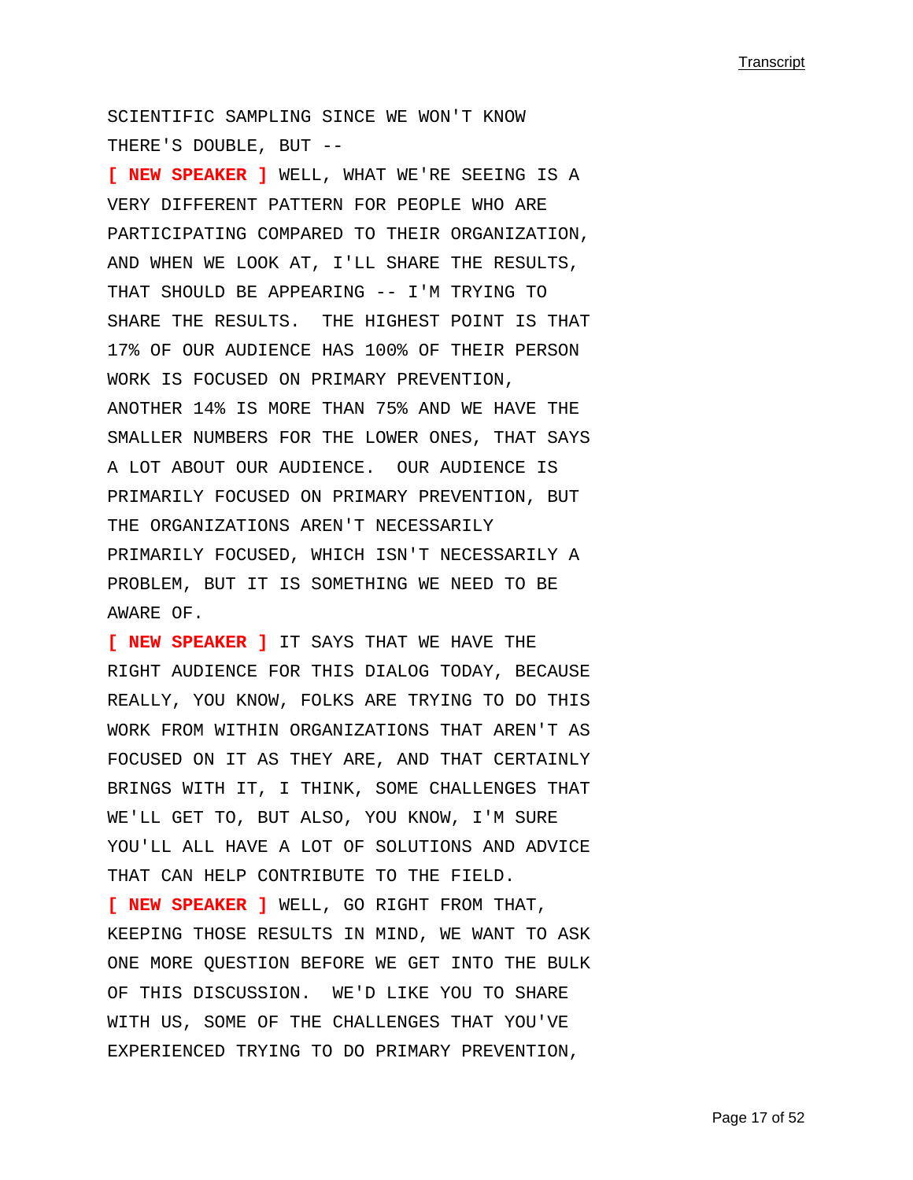SCIENTIFIC SAMPLING SINCE WE WON'T KNOW THERE'S DOUBLE, BUT --

**[ NEW SPEAKER ]** WELL, WHAT WE'RE SEEING IS A VERY DIFFERENT PATTERN FOR PEOPLE WHO ARE PARTICIPATING COMPARED TO THEIR ORGANIZATION, AND WHEN WE LOOK AT, I'LL SHARE THE RESULTS, THAT SHOULD BE APPEARING -- I'M TRYING TO SHARE THE RESULTS. THE HIGHEST POINT IS THAT 17% OF OUR AUDIENCE HAS 100% OF THEIR PERSON WORK IS FOCUSED ON PRIMARY PREVENTION, ANOTHER 14% IS MORE THAN 75% AND WE HAVE THE SMALLER NUMBERS FOR THE LOWER ONES, THAT SAYS A LOT ABOUT OUR AUDIENCE. OUR AUDIENCE IS PRIMARILY FOCUSED ON PRIMARY PREVENTION, BUT THE ORGANIZATIONS AREN'T NECESSARILY PRIMARILY FOCUSED, WHICH ISN'T NECESSARILY A PROBLEM, BUT IT IS SOMETHING WE NEED TO BE AWARE OF.

**[ NEW SPEAKER ]** IT SAYS THAT WE HAVE THE RIGHT AUDIENCE FOR THIS DIALOG TODAY, BECAUSE REALLY, YOU KNOW, FOLKS ARE TRYING TO DO THIS WORK FROM WITHIN ORGANIZATIONS THAT AREN'T AS FOCUSED ON IT AS THEY ARE, AND THAT CERTAINLY BRINGS WITH IT, I THINK, SOME CHALLENGES THAT WE'LL GET TO, BUT ALSO, YOU KNOW, I'M SURE YOU'LL ALL HAVE A LOT OF SOLUTIONS AND ADVICE THAT CAN HELP CONTRIBUTE TO THE FIELD.

**[ NEW SPEAKER ]** WELL, GO RIGHT FROM THAT, KEEPING THOSE RESULTS IN MIND, WE WANT TO ASK ONE MORE QUESTION BEFORE WE GET INTO THE BULK OF THIS DISCUSSION. WE'D LIKE YOU TO SHARE WITH US, SOME OF THE CHALLENGES THAT YOU'VE EXPERIENCED TRYING TO DO PRIMARY PREVENTION,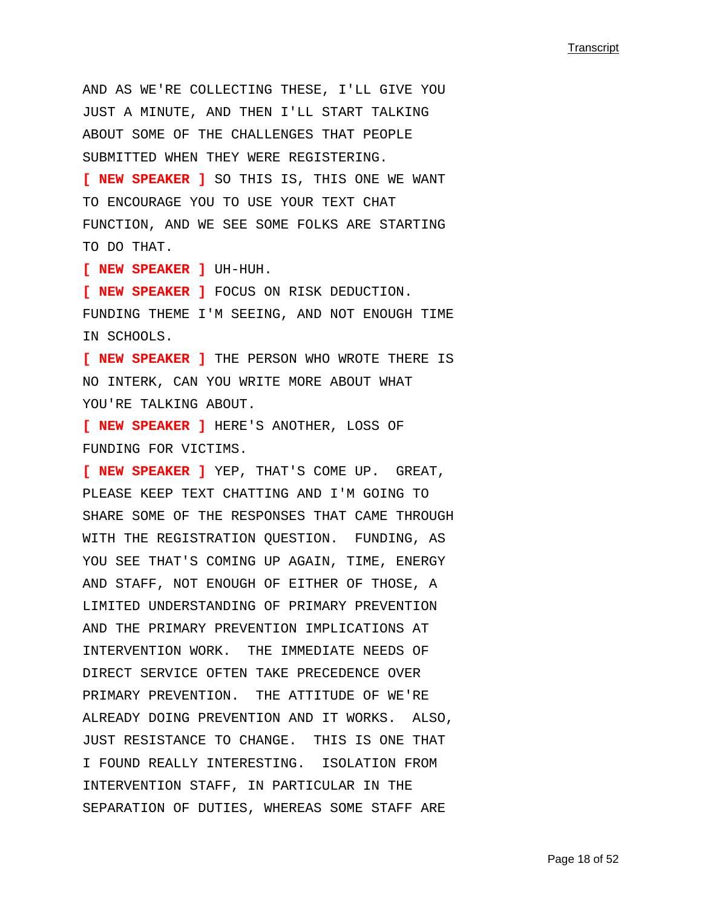AND AS WE'RE COLLECTING THESE, I'LL GIVE YOU JUST A MINUTE, AND THEN I'LL START TALKING ABOUT SOME OF THE CHALLENGES THAT PEOPLE SUBMITTED WHEN THEY WERE REGISTERING.

**[ NEW SPEAKER ]** SO THIS IS, THIS ONE WE WANT TO ENCOURAGE YOU TO USE YOUR TEXT CHAT FUNCTION, AND WE SEE SOME FOLKS ARE STARTING TO DO THAT.

**[ NEW SPEAKER ]** UH-HUH.

**[ NEW SPEAKER ]** FOCUS ON RISK DEDUCTION. FUNDING THEME I'M SEEING, AND NOT ENOUGH TIME IN SCHOOLS.

**[ NEW SPEAKER ]** THE PERSON WHO WROTE THERE IS NO INTERK, CAN YOU WRITE MORE ABOUT WHAT YOU'RE TALKING ABOUT.

**[ NEW SPEAKER ]** HERE'S ANOTHER, LOSS OF FUNDING FOR VICTIMS.

**[ NEW SPEAKER ]** YEP, THAT'S COME UP. GREAT, PLEASE KEEP TEXT CHATTING AND I'M GOING TO SHARE SOME OF THE RESPONSES THAT CAME THROUGH WITH THE REGISTRATION QUESTION. FUNDING, AS YOU SEE THAT'S COMING UP AGAIN, TIME, ENERGY AND STAFF, NOT ENOUGH OF EITHER OF THOSE, A LIMITED UNDERSTANDING OF PRIMARY PREVENTION AND THE PRIMARY PREVENTION IMPLICATIONS AT INTERVENTION WORK. THE IMMEDIATE NEEDS OF DIRECT SERVICE OFTEN TAKE PRECEDENCE OVER PRIMARY PREVENTION. THE ATTITUDE OF WE'RE ALREADY DOING PREVENTION AND IT WORKS. ALSO, JUST RESISTANCE TO CHANGE. THIS IS ONE THAT I FOUND REALLY INTERESTING. ISOLATION FROM INTERVENTION STAFF, IN PARTICULAR IN THE SEPARATION OF DUTIES, WHEREAS SOME STAFF ARE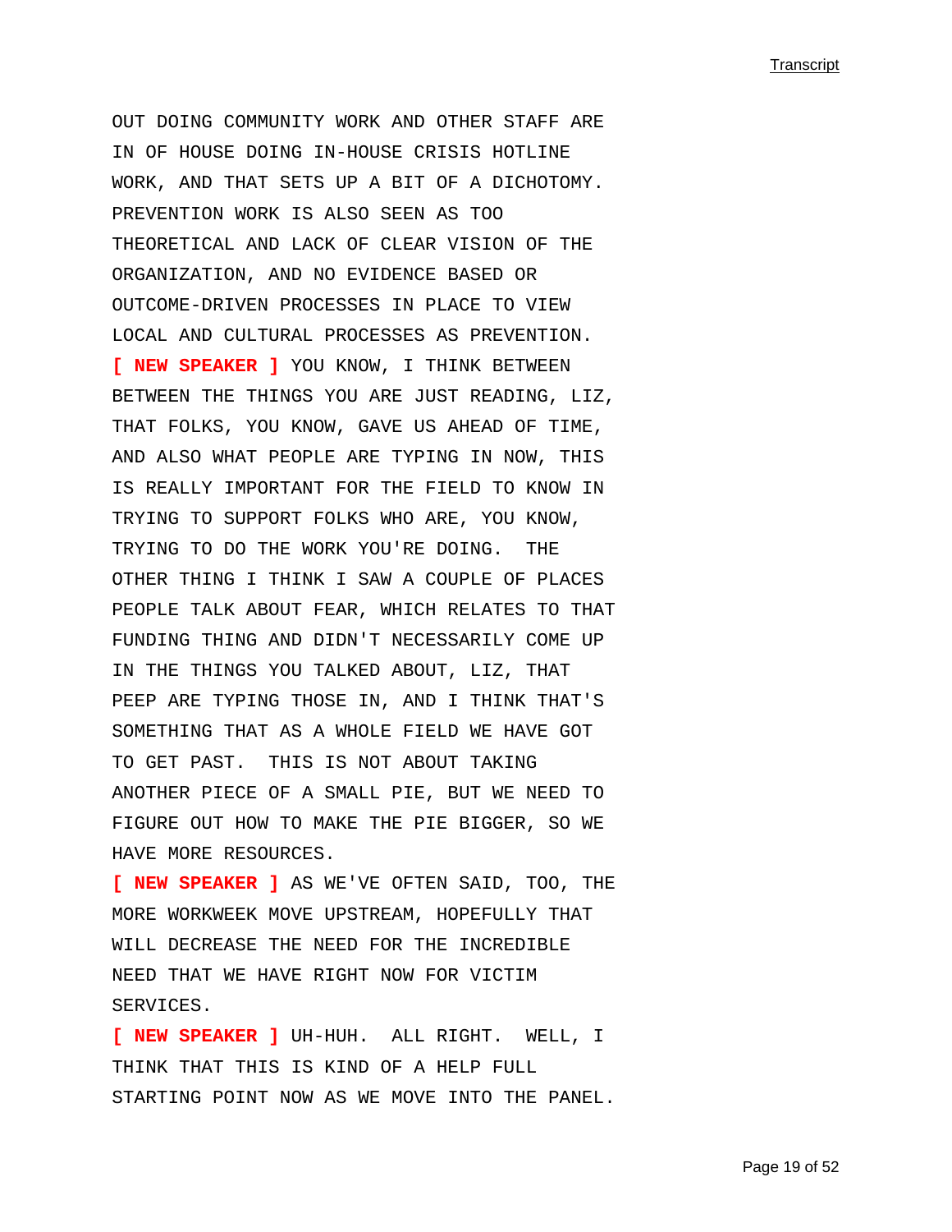OUT DOING COMMUNITY WORK AND OTHER STAFF ARE IN OF HOUSE DOING IN-HOUSE CRISIS HOTLINE WORK, AND THAT SETS UP A BIT OF A DICHOTOMY. PREVENTION WORK IS ALSO SEEN AS TOO THEORETICAL AND LACK OF CLEAR VISION OF THE ORGANIZATION, AND NO EVIDENCE BASED OR OUTCOME-DRIVEN PROCESSES IN PLACE TO VIEW LOCAL AND CULTURAL PROCESSES AS PREVENTION.

**[ NEW SPEAKER ]** YOU KNOW, I THINK BETWEEN BETWEEN THE THINGS YOU ARE JUST READING, LIZ, THAT FOLKS, YOU KNOW, GAVE US AHEAD OF TIME, AND ALSO WHAT PEOPLE ARE TYPING IN NOW, THIS IS REALLY IMPORTANT FOR THE FIELD TO KNOW IN TRYING TO SUPPORT FOLKS WHO ARE, YOU KNOW, TRYING TO DO THE WORK YOU'RE DOING.  THE OTHER THING I THINK I SAW A COUPLE OF PLACES PEOPLE TALK ABOUT FEAR, WHICH RELATES TO THAT FUNDING THING AND DIDN'T NECESSARILY COME UP IN THE THINGS YOU TALKED ABOUT, LIZ, THAT PEEP ARE TYPING THOSE IN, AND I THINK THAT'S SOMETHING THAT AS A WHOLE FIELD WE HAVE GOT TO GET PAST.  THIS IS NOT ABOUT TAKING ANOTHER PIECE OF A SMALL PIE, BUT WE NEED TO FIGURE OUT HOW TO MAKE THE PIE BIGGER, SO WE HAVE MORE RESOURCES.

**[ NEW SPEAKER ]** AS WE'VE OFTEN SAID, TOO, THE MORE WORKWEEK MOVE UPSTREAM, HOPEFULLY THAT WILL DECREASE THE NEED FOR THE INCREDIBLE NEED THAT WE HAVE RIGHT NOW FOR VICTIM SERVICES.

**[ NEW SPEAKER ]** UH-HUH.  ALL RIGHT.  WELL, I THINK THAT THIS IS KIND OF A HELP FULL STARTING POINT NOW AS WE MOVE INTO THE PANEL.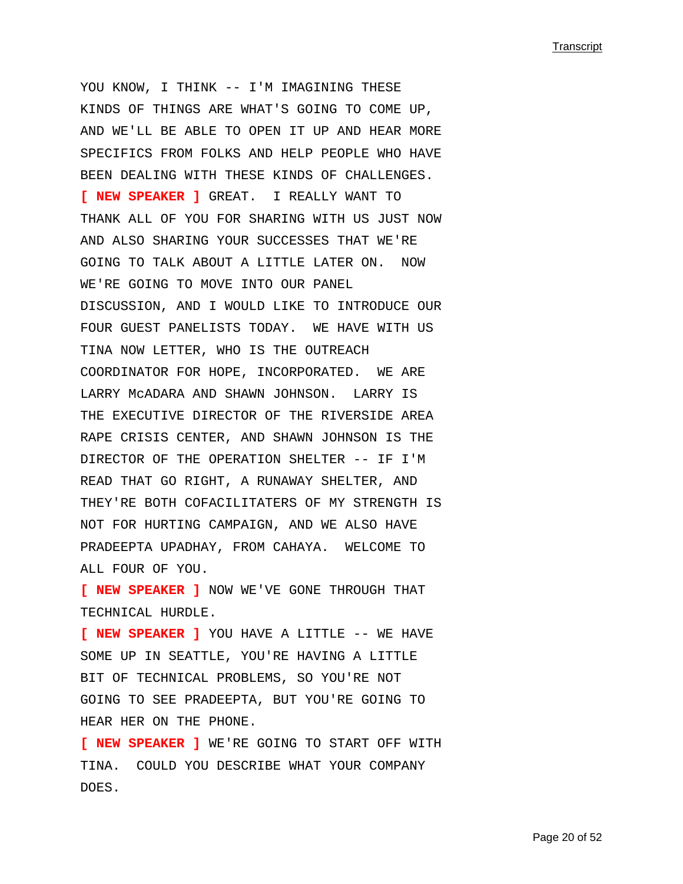YOU KNOW, I THINK -- I'M IMAGINING THESE KINDS OF THINGS ARE WHAT'S GOING TO COME UP, AND WE'LL BE ABLE TO OPEN IT UP AND HEAR MORE SPECIFICS FROM FOLKS AND HELP PEOPLE WHO HAVE BEEN DEALING WITH THESE KINDS OF CHALLENGES.

**[ NEW SPEAKER ]** GREAT. I REALLY WANT TO THANK ALL OF YOU FOR SHARING WITH US JUST NOW AND ALSO SHARING YOUR SUCCESSES THAT WE'RE GOING TO TALK ABOUT A LITTLE LATER ON. NOW WE'RE GOING TO MOVE INTO OUR PANEL DISCUSSION, AND I WOULD LIKE TO INTRODUCE OUR FOUR GUEST PANELISTS TODAY. WE HAVE WITH US TINA NOW LETTER, WHO IS THE OUTREACH COORDINATOR FOR HOPE, INCORPORATED. WE ARE LARRY McADARA AND SHAWN JOHNSON. LARRY IS THE EXECUTIVE DIRECTOR OF THE RIVERSIDE AREA RAPE CRISIS CENTER, AND SHAWN JOHNSON IS THE DIRECTOR OF THE OPERATION SHELTER -- IF I'M READ THAT GO RIGHT, A RUNAWAY SHELTER, AND THEY'RE BOTH COFACILITATERS OF MY STRENGTH IS NOT FOR HURTING CAMPAIGN, AND WE ALSO HAVE PRADEEPTA UPADHAY, FROM CAHAYA. WELCOME TO ALL FOUR OF YOU.

**[ NEW SPEAKER ]** NOW WE'VE GONE THROUGH THAT TECHNICAL HURDLE.

**[ NEW SPEAKER ]** YOU HAVE A LITTLE -- WE HAVE SOME UP IN SEATTLE, YOU'RE HAVING A LITTLE BIT OF TECHNICAL PROBLEMS, SO YOU'RE NOT GOING TO SEE PRADEEPTA, BUT YOU'RE GOING TO HEAR HER ON THE PHONE.

**[ NEW SPEAKER ]** WE'RE GOING TO START OFF WITH TINA. COULD YOU DESCRIBE WHAT YOUR COMPANY DOES.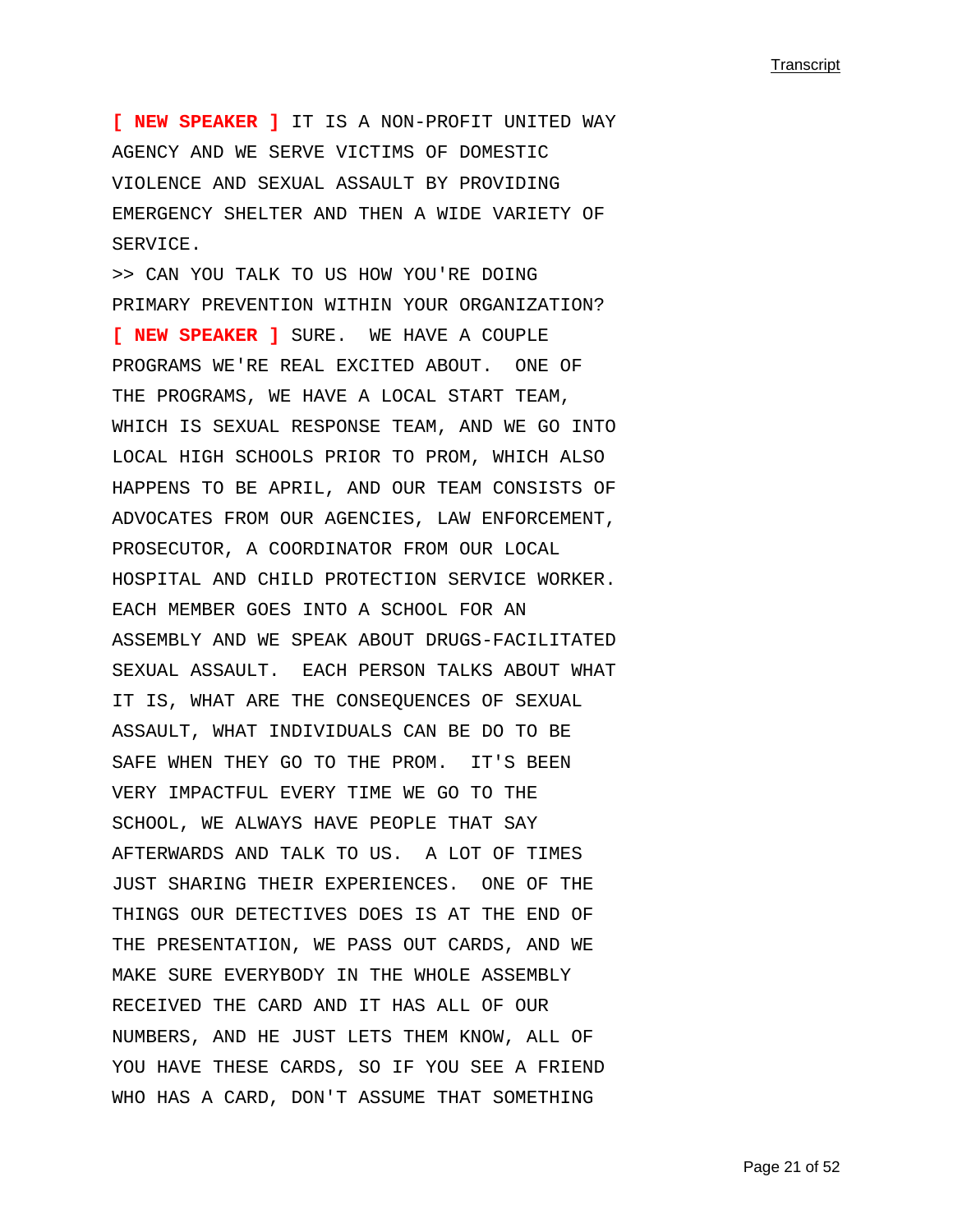**[ NEW SPEAKER ]** IT IS A NON-PROFIT UNITED WAY AGENCY AND WE SERVE VICTIMS OF DOMESTIC VIOLENCE AND SEXUAL ASSAULT BY PROVIDING EMERGENCY SHELTER AND THEN A WIDE VARIETY OF SERVICE.

>> CAN YOU TALK TO US HOW YOU'RE DOING PRIMARY PREVENTION WITHIN YOUR ORGANIZATION?

**[ NEW SPEAKER ]** SURE. WE HAVE A COUPLE PROGRAMS WE'RE REAL EXCITED ABOUT. ONE OF THE PROGRAMS, WE HAVE A LOCAL START TEAM, WHICH IS SEXUAL RESPONSE TEAM, AND WE GO INTO LOCAL HIGH SCHOOLS PRIOR TO PROM, WHICH ALSO HAPPENS TO BE APRIL, AND OUR TEAM CONSISTS OF ADVOCATES FROM OUR AGENCIES, LAW ENFORCEMENT, PROSECUTOR, A COORDINATOR FROM OUR LOCAL HOSPITAL AND CHILD PROTECTION SERVICE WORKER. EACH MEMBER GOES INTO A SCHOOL FOR AN ASSEMBLY AND WE SPEAK ABOUT DRUGS-FACILITATED SEXUAL ASSAULT. EACH PERSON TALKS ABOUT WHAT IT IS, WHAT ARE THE CONSEQUENCES OF SEXUAL ASSAULT, WHAT INDIVIDUALS CAN BE DO TO BE SAFE WHEN THEY GO TO THE PROM. IT'S BEEN VERY IMPACTFUL EVERY TIME WE GO TO THE SCHOOL, WE ALWAYS HAVE PEOPLE THAT SAY AFTERWARDS AND TALK TO US. A LOT OF TIMES JUST SHARING THEIR EXPERIENCES. ONE OF THE THINGS OUR DETECTIVES DOES IS AT THE END OF THE PRESENTATION, WE PASS OUT CARDS, AND WE MAKE SURE EVERYBODY IN THE WHOLE ASSEMBLY RECEIVED THE CARD AND IT HAS ALL OF OUR NUMBERS, AND HE JUST LETS THEM KNOW, ALL OF YOU HAVE THESE CARDS, SO IF YOU SEE A FRIEND WHO HAS A CARD, DON'T ASSUME THAT SOMETHING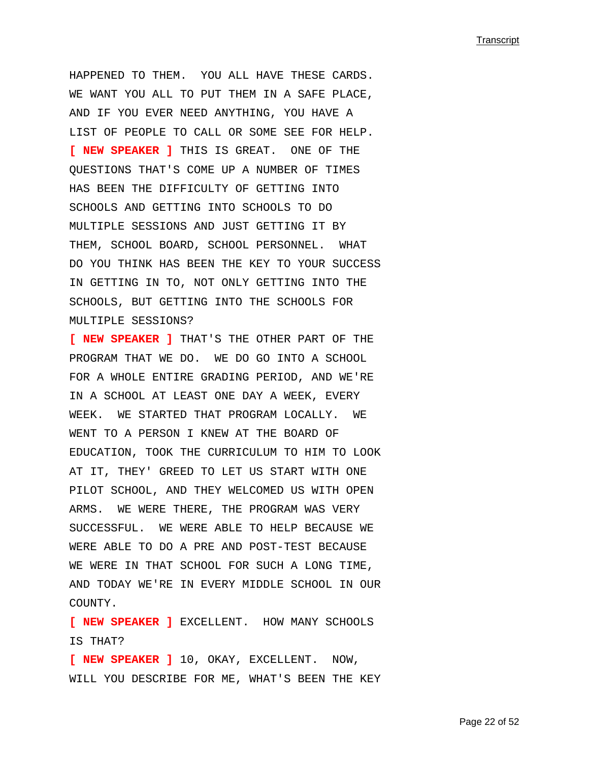HAPPENED TO THEM. YOU ALL HAVE THESE CARDS. WE WANT YOU ALL TO PUT THEM IN A SAFE PLACE, AND IF YOU EVER NEED ANYTHING, YOU HAVE A LIST OF PEOPLE TO CALL OR SOME SEE FOR HELP.

**[ NEW SPEAKER ]** THIS IS GREAT. ONE OF THE QUESTIONS THAT'S COME UP A NUMBER OF TIMES HAS BEEN THE DIFFICULTY OF GETTING INTO SCHOOLS AND GETTING INTO SCHOOLS TO DO MULTIPLE SESSIONS AND JUST GETTING IT BY THEM, SCHOOL BOARD, SCHOOL PERSONNEL. WHAT DO YOU THINK HAS BEEN THE KEY TO YOUR SUCCESS IN GETTING IN TO, NOT ONLY GETTING INTO THE SCHOOLS, BUT GETTING INTO THE SCHOOLS FOR MULTIPLE SESSIONS?

**[ NEW SPEAKER ]** THAT'S THE OTHER PART OF THE PROGRAM THAT WE DO. WE DO GO INTO A SCHOOL FOR A WHOLE ENTIRE GRADING PERIOD, AND WE'RE IN A SCHOOL AT LEAST ONE DAY A WEEK, EVERY WEEK. WE STARTED THAT PROGRAM LOCALLY. WE WENT TO A PERSON I KNEW AT THE BOARD OF EDUCATION, TOOK THE CURRICULUM TO HIM TO LOOK AT IT, THEY' GREED TO LET US START WITH ONE PILOT SCHOOL, AND THEY WELCOMED US WITH OPEN ARMS. WE WERE THERE, THE PROGRAM WAS VERY SUCCESSFUL. WE WERE ABLE TO HELP BECAUSE WE WERE ABLE TO DO A PRE AND POST-TEST BECAUSE WE WERE IN THAT SCHOOL FOR SUCH A LONG TIME, AND TODAY WE'RE IN EVERY MIDDLE SCHOOL IN OUR COUNTY.

**[ NEW SPEAKER ]** EXCELLENT. HOW MANY SCHOOLS IS THAT?

**[ NEW SPEAKER ]** 10, OKAY, EXCELLENT. NOW, WILL YOU DESCRIBE FOR ME, WHAT'S BEEN THE KEY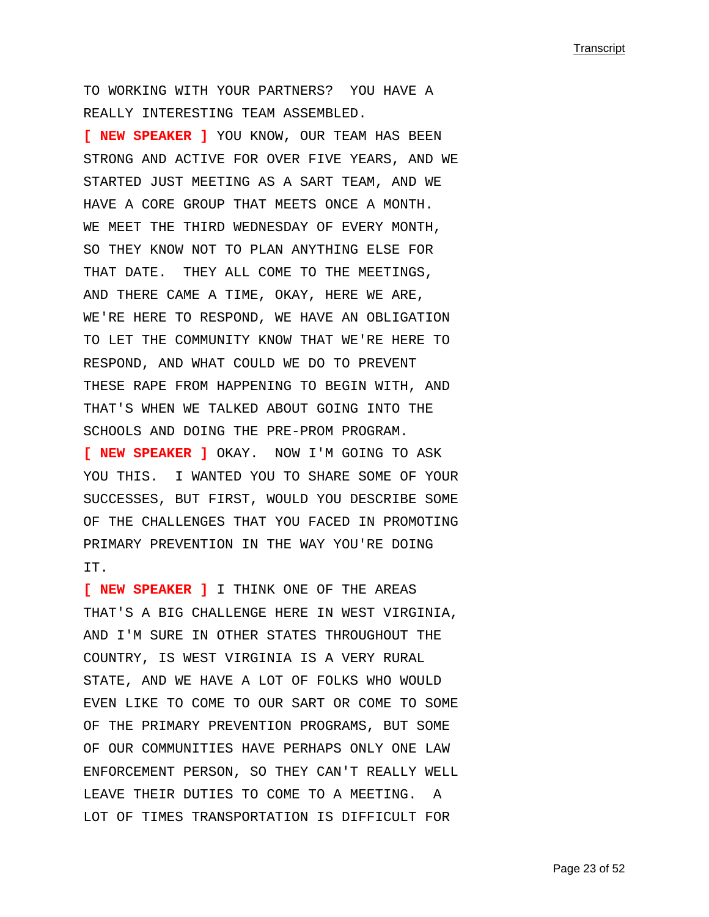TO WORKING WITH YOUR PARTNERS? YOU HAVE A REALLY INTERESTING TEAM ASSEMBLED.

**[ NEW SPEAKER ]** YOU KNOW, OUR TEAM HAS BEEN STRONG AND ACTIVE FOR OVER FIVE YEARS, AND WE STARTED JUST MEETING AS A SART TEAM, AND WE HAVE A CORE GROUP THAT MEETS ONCE A MONTH. WE MEET THE THIRD WEDNESDAY OF EVERY MONTH, SO THEY KNOW NOT TO PLAN ANYTHING ELSE FOR THAT DATE. THEY ALL COME TO THE MEETINGS, AND THERE CAME A TIME, OKAY, HERE WE ARE, WE'RE HERE TO RESPOND, WE HAVE AN OBLIGATION TO LET THE COMMUNITY KNOW THAT WE'RE HERE TO RESPOND, AND WHAT COULD WE DO TO PREVENT THESE RAPE FROM HAPPENING TO BEGIN WITH, AND THAT'S WHEN WE TALKED ABOUT GOING INTO THE SCHOOLS AND DOING THE PRE-PROM PROGRAM.

**[ NEW SPEAKER ]** OKAY. NOW I'M GOING TO ASK YOU THIS. I WANTED YOU TO SHARE SOME OF YOUR SUCCESSES, BUT FIRST, WOULD YOU DESCRIBE SOME OF THE CHALLENGES THAT YOU FACED IN PROMOTING PRIMARY PREVENTION IN THE WAY YOU'RE DOING IT.

**[ NEW SPEAKER ]** I THINK ONE OF THE AREAS THAT'S A BIG CHALLENGE HERE IN WEST VIRGINIA, AND I'M SURE IN OTHER STATES THROUGHOUT THE COUNTRY, IS WEST VIRGINIA IS A VERY RURAL STATE, AND WE HAVE A LOT OF FOLKS WHO WOULD EVEN LIKE TO COME TO OUR SART OR COME TO SOME OF THE PRIMARY PREVENTION PROGRAMS, BUT SOME OF OUR COMMUNITIES HAVE PERHAPS ONLY ONE LAW ENFORCEMENT PERSON, SO THEY CAN'T REALLY WELL LEAVE THEIR DUTIES TO COME TO A MEETING. A LOT OF TIMES TRANSPORTATION IS DIFFICULT FOR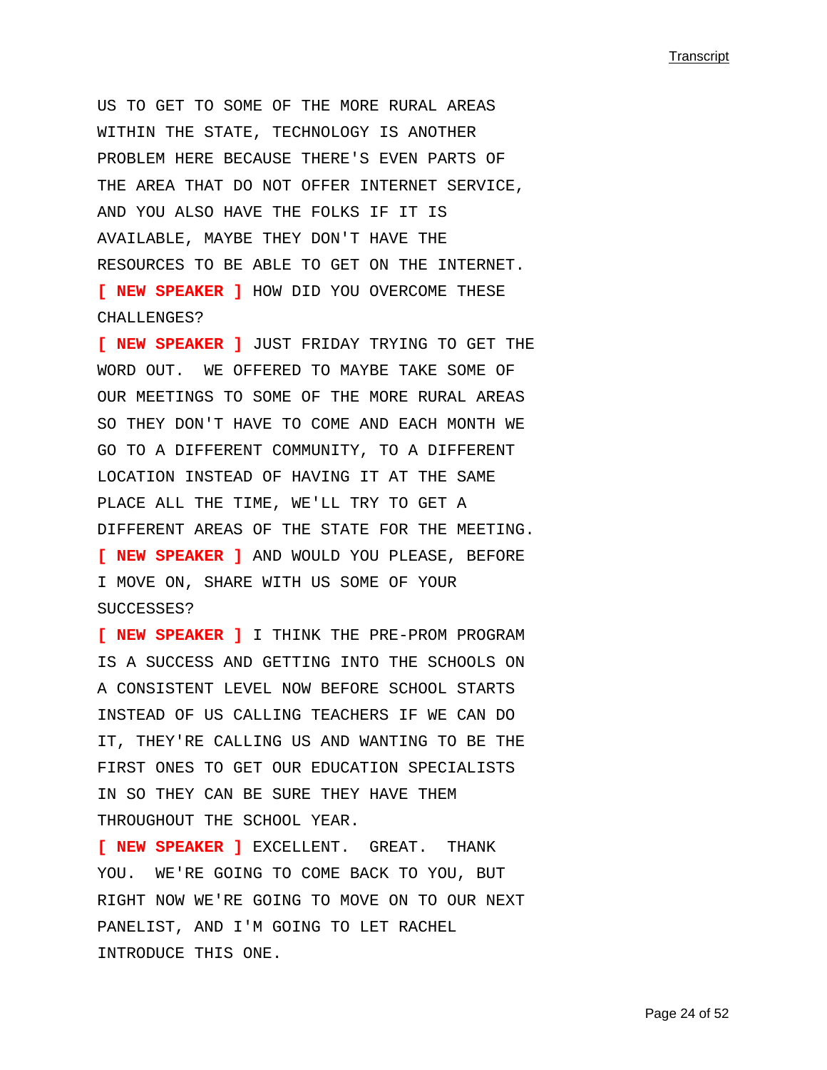US TO GET TO SOME OF THE MORE RURAL AREAS WITHIN THE STATE, TECHNOLOGY IS ANOTHER PROBLEM HERE BECAUSE THERE'S EVEN PARTS OF THE AREA THAT DO NOT OFFER INTERNET SERVICE, AND YOU ALSO HAVE THE FOLKS IF IT IS AVAILABLE, MAYBE THEY DON'T HAVE THE RESOURCES TO BE ABLE TO GET ON THE INTERNET.

**[ NEW SPEAKER ]** HOW DID YOU OVERCOME THESE CHALLENGES?

**[ NEW SPEAKER ]** JUST FRIDAY TRYING TO GET THE WORD OUT. WE OFFERED TO MAYBE TAKE SOME OF OUR MEETINGS TO SOME OF THE MORE RURAL AREAS SO THEY DON'T HAVE TO COME AND EACH MONTH WE GO TO A DIFFERENT COMMUNITY, TO A DIFFERENT LOCATION INSTEAD OF HAVING IT AT THE SAME PLACE ALL THE TIME, WE'LL TRY TO GET A DIFFERENT AREAS OF THE STATE FOR THE MEETING.

**[ NEW SPEAKER ]** AND WOULD YOU PLEASE, BEFORE I MOVE ON, SHARE WITH US SOME OF YOUR SUCCESSES?

**[ NEW SPEAKER ]** I THINK THE PRE-PROM PROGRAM IS A SUCCESS AND GETTING INTO THE SCHOOLS ON A CONSISTENT LEVEL NOW BEFORE SCHOOL STARTS INSTEAD OF US CALLING TEACHERS IF WE CAN DO IT, THEY'RE CALLING US AND WANTING TO BE THE FIRST ONES TO GET OUR EDUCATION SPECIALISTS IN SO THEY CAN BE SURE THEY HAVE THEM THROUGHOUT THE SCHOOL YEAR.

**[ NEW SPEAKER ]** EXCELLENT. GREAT. THANK YOU. WE'RE GOING TO COME BACK TO YOU, BUT RIGHT NOW WE'RE GOING TO MOVE ON TO OUR NEXT PANELIST, AND I'M GOING TO LET RACHEL INTRODUCE THIS ONE.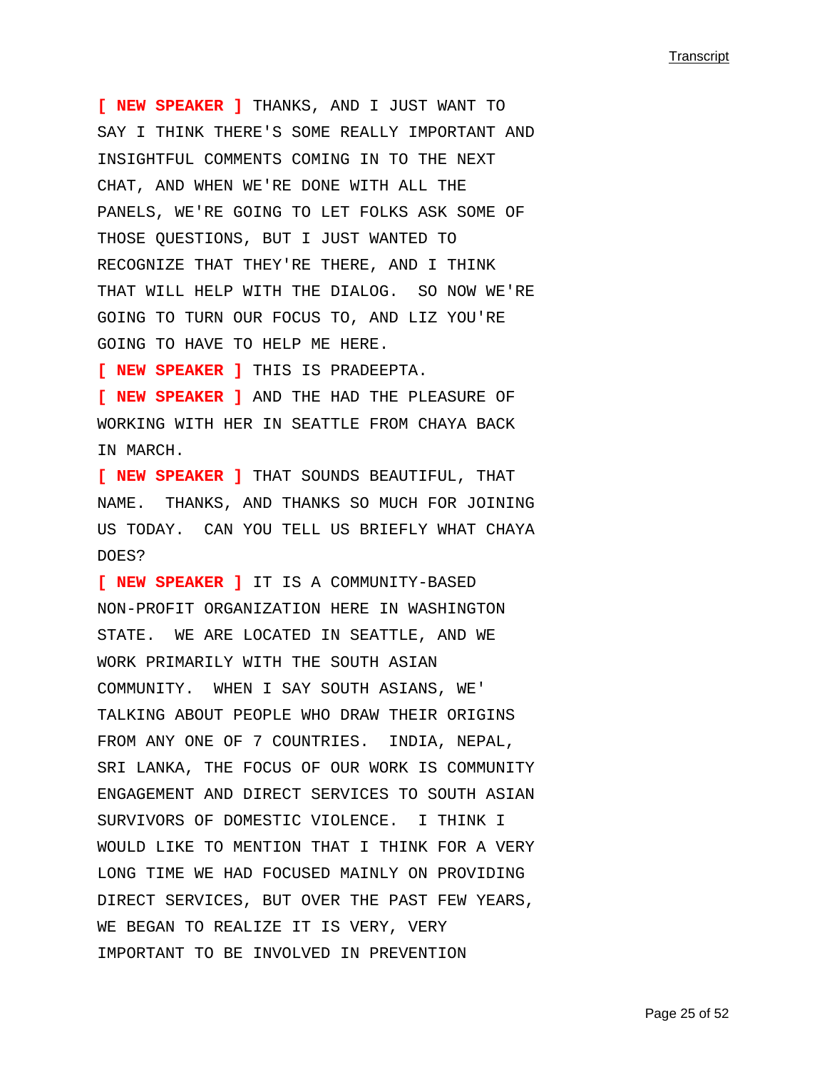[ NEW SPEAKER ] THANKS, AND I JUST WANT TO SAY I THINK THERE'S SOME REALLY IMPORTANT AND INSIGHTFUL COMMENTS COMING IN TO THE NEXT CHAT, AND WHEN WE'RE DONE WITH ALL THE PANELS, WE'RE GOING TO LET FOLKS ASK SOME OF THOSE QUESTIONS, BUT I JUST WANTED TO RECOGNIZE THAT THEY'RE THERE, AND I THINK THAT WILL HELP WITH THE DIALOG.  SO NOW WE'RE GOING TO TURN OUR FOCUS TO, AND LIZ YOU'RE GOING TO HAVE TO HELP ME HERE.

[ NEW SPEAKER ] THIS IS PRADEEPTA.

[ NEW SPEAKER ] AND THE HAD THE PLEASURE OF WORKING WITH HER IN SEATTLE FROM CHAYA BACK IN MARCH.

[ NEW SPEAKER ] THAT SOUNDS BEAUTIFUL, THAT NAME.  THANKS, AND THANKS SO MUCH FOR JOINING US TODAY.  CAN YOU TELL US BRIEFLY WHAT CHAYA DOES?

[ NEW SPEAKER ] IT IS A COMMUNITY-BASED NON-PROFIT ORGANIZATION HERE IN WASHINGTON STATE.  WE ARE LOCATED IN SEATTLE, AND WE WORK PRIMARILY WITH THE SOUTH ASIAN COMMUNITY.  WHEN I SAY SOUTH ASIANS, WE' TALKING ABOUT PEOPLE WHO DRAW THEIR ORIGINS FROM ANY ONE OF 7 COUNTRIES.  INDIA, NEPAL, SRI LANKA, THE FOCUS OF OUR WORK IS COMMUNITY ENGAGEMENT AND DIRECT SERVICES TO SOUTH ASIAN SURVIVORS OF DOMESTIC VIOLENCE.  I THINK I WOULD LIKE TO MENTION THAT I THINK FOR A VERY LONG TIME WE HAD FOCUSED MAINLY ON PROVIDING DIRECT SERVICES, BUT OVER THE PAST FEW YEARS, WE BEGAN TO REALIZE IT IS VERY, VERY IMPORTANT TO BE INVOLVED IN PREVENTION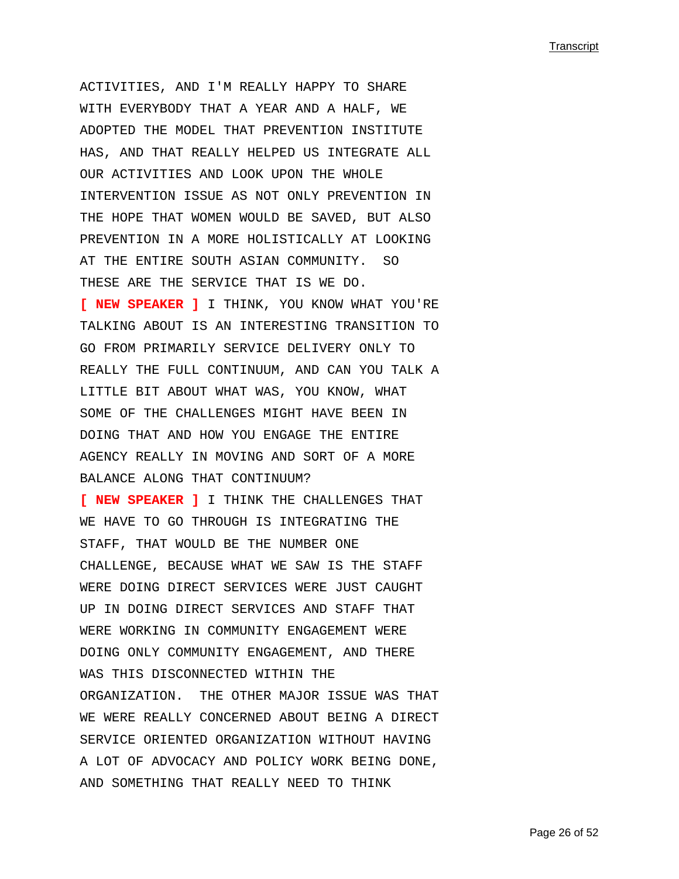ACTIVITIES, AND I'M REALLY HAPPY TO SHARE WITH EVERYBODY THAT A YEAR AND A HALF, WE ADOPTED THE MODEL THAT PREVENTION INSTITUTE HAS, AND THAT REALLY HELPED US INTEGRATE ALL OUR ACTIVITIES AND LOOK UPON THE WHOLE INTERVENTION ISSUE AS NOT ONLY PREVENTION IN THE HOPE THAT WOMEN WOULD BE SAVED, BUT ALSO PREVENTION IN A MORE HOLISTICALLY AT LOOKING AT THE ENTIRE SOUTH ASIAN COMMUNITY. SO THESE ARE THE SERVICE THAT IS WE DO.

**[ NEW SPEAKER ]** I THINK, YOU KNOW WHAT YOU'RE TALKING ABOUT IS AN INTERESTING TRANSITION TO GO FROM PRIMARILY SERVICE DELIVERY ONLY TO REALLY THE FULL CONTINUUM, AND CAN YOU TALK A LITTLE BIT ABOUT WHAT WAS, YOU KNOW, WHAT SOME OF THE CHALLENGES MIGHT HAVE BEEN IN DOING THAT AND HOW YOU ENGAGE THE ENTIRE AGENCY REALLY IN MOVING AND SORT OF A MORE BALANCE ALONG THAT CONTINUUM?

**[ NEW SPEAKER ]** I THINK THE CHALLENGES THAT WE HAVE TO GO THROUGH IS INTEGRATING THE STAFF, THAT WOULD BE THE NUMBER ONE CHALLENGE, BECAUSE WHAT WE SAW IS THE STAFF WERE DOING DIRECT SERVICES WERE JUST CAUGHT UP IN DOING DIRECT SERVICES AND STAFF THAT WERE WORKING IN COMMUNITY ENGAGEMENT WERE DOING ONLY COMMUNITY ENGAGEMENT, AND THERE WAS THIS DISCONNECTED WITHIN THE ORGANIZATION. THE OTHER MAJOR ISSUE WAS THAT WE WERE REALLY CONCERNED ABOUT BEING A DIRECT SERVICE ORIENTED ORGANIZATION WITHOUT HAVING A LOT OF ADVOCACY AND POLICY WORK BEING DONE, AND SOMETHING THAT REALLY NEED TO THINK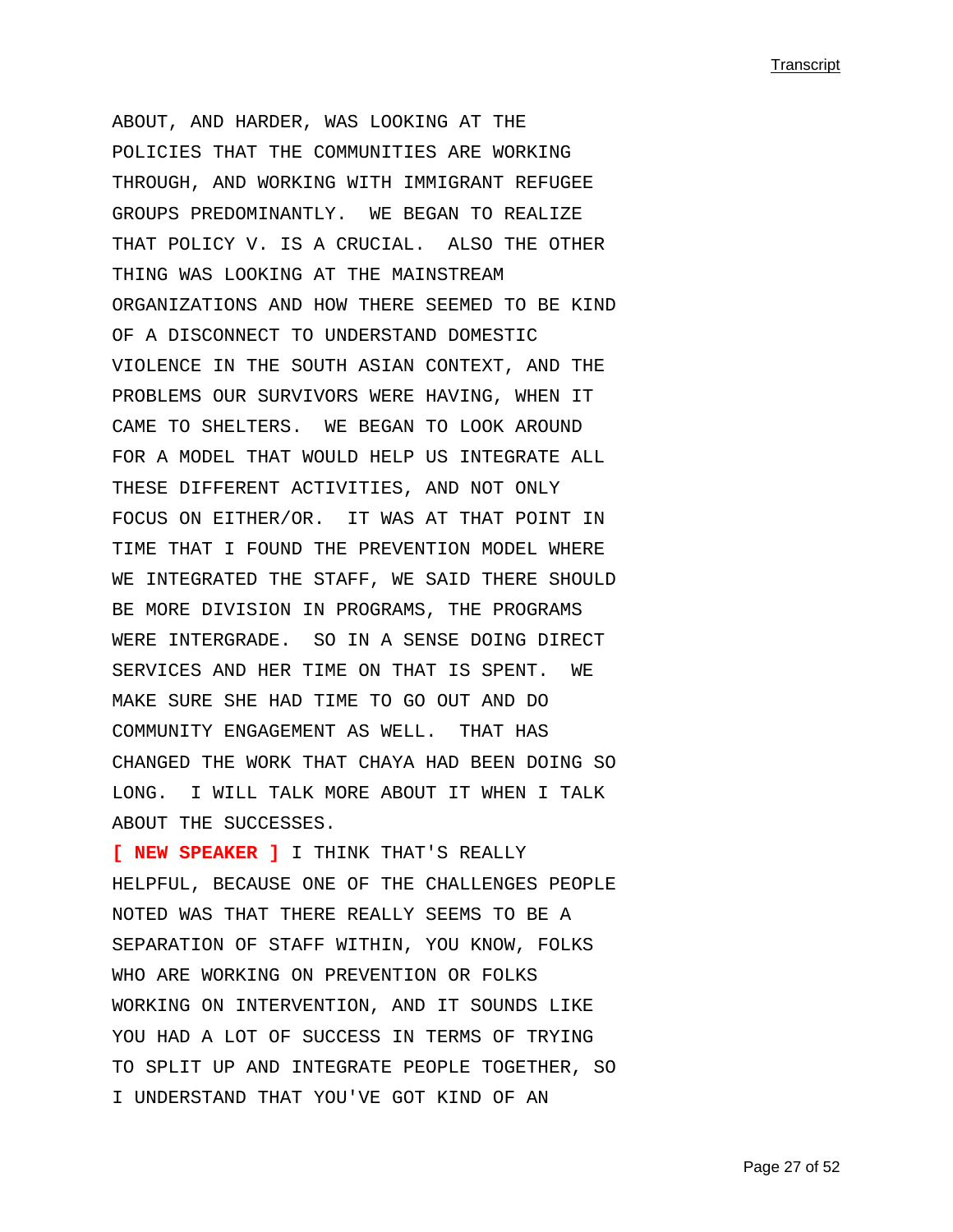ABOUT, AND HARDER, WAS LOOKING AT THE POLICIES THAT THE COMMUNITIES ARE WORKING THROUGH, AND WORKING WITH IMMIGRANT REFUGEE GROUPS PREDOMINANTLY. WE BEGAN TO REALIZE THAT POLICY V. IS A CRUCIAL. ALSO THE OTHER THING WAS LOOKING AT THE MAINSTREAM ORGANIZATIONS AND HOW THERE SEEMED TO BE KIND OF A DISCONNECT TO UNDERSTAND DOMESTIC VIOLENCE IN THE SOUTH ASIAN CONTEXT, AND THE PROBLEMS OUR SURVIVORS WERE HAVING, WHEN IT CAME TO SHELTERS. WE BEGAN TO LOOK AROUND FOR A MODEL THAT WOULD HELP US INTEGRATE ALL THESE DIFFERENT ACTIVITIES, AND NOT ONLY FOCUS ON EITHER/OR. IT WAS AT THAT POINT IN TIME THAT I FOUND THE PREVENTION MODEL WHERE WE INTEGRATED THE STAFF, WE SAID THERE SHOULD BE MORE DIVISION IN PROGRAMS, THE PROGRAMS WERE INTERGRADE. SO IN A SENSE DOING DIRECT SERVICES AND HER TIME ON THAT IS SPENT. WE MAKE SURE SHE HAD TIME TO GO OUT AND DO COMMUNITY ENGAGEMENT AS WELL. THAT HAS CHANGED THE WORK THAT CHAYA HAD BEEN DOING SO LONG. I WILL TALK MORE ABOUT IT WHEN I TALK ABOUT THE SUCCESSES.

**[ NEW SPEAKER ]** I THINK THAT'S REALLY HELPFUL, BECAUSE ONE OF THE CHALLENGES PEOPLE NOTED WAS THAT THERE REALLY SEEMS TO BE A SEPARATION OF STAFF WITHIN, YOU KNOW, FOLKS WHO ARE WORKING ON PREVENTION OR FOLKS WORKING ON INTERVENTION, AND IT SOUNDS LIKE YOU HAD A LOT OF SUCCESS IN TERMS OF TRYING TO SPLIT UP AND INTEGRATE PEOPLE TOGETHER, SO I UNDERSTAND THAT YOU'VE GOT KIND OF AN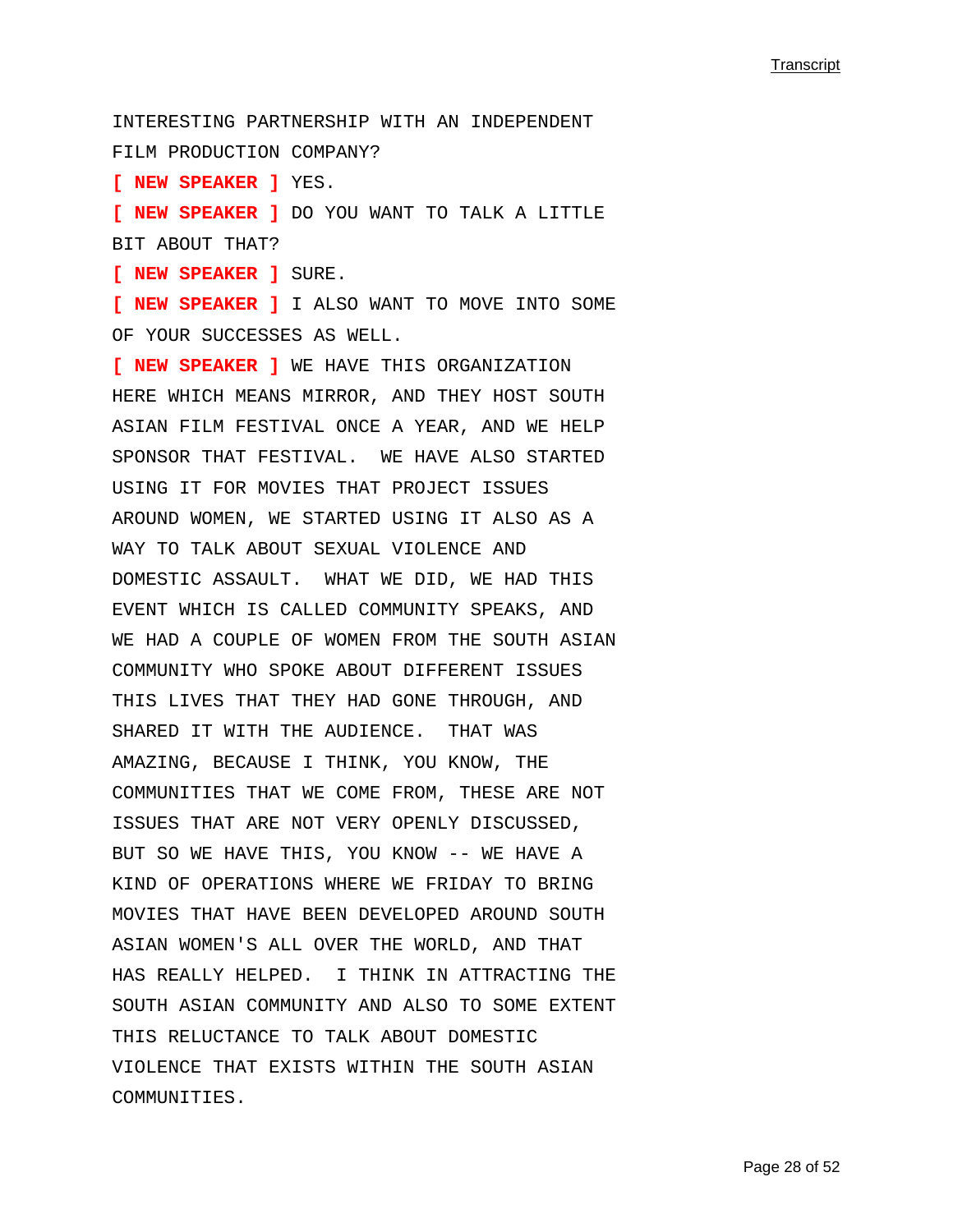INTERESTING PARTNERSHIP WITH AN INDEPENDENT FILM PRODUCTION COMPANY?

**[ NEW SPEAKER ]** YES.

**[ NEW SPEAKER ]** DO YOU WANT TO TALK A LITTLE BIT ABOUT THAT?

**[ NEW SPEAKER ]** SURE.

**[ NEW SPEAKER ]** I ALSO WANT TO MOVE INTO SOME OF YOUR SUCCESSES AS WELL.

**[ NEW SPEAKER ]** WE HAVE THIS ORGANIZATION HERE WHICH MEANS MIRROR, AND THEY HOST SOUTH ASIAN FILM FESTIVAL ONCE A YEAR, AND WE HELP SPONSOR THAT FESTIVAL.  WE HAVE ALSO STARTED USING IT FOR MOVIES THAT PROJECT ISSUES AROUND WOMEN, WE STARTED USING IT ALSO AS A WAY TO TALK ABOUT SEXUAL VIOLENCE AND DOMESTIC ASSAULT.  WHAT WE DID, WE HAD THIS EVENT WHICH IS CALLED COMMUNITY SPEAKS, AND WE HAD A COUPLE OF WOMEN FROM THE SOUTH ASIAN COMMUNITY WHO SPOKE ABOUT DIFFERENT ISSUES THIS LIVES THAT THEY HAD GONE THROUGH, AND SHARED IT WITH THE AUDIENCE.  THAT WAS AMAZING, BECAUSE I THINK, YOU KNOW, THE COMMUNITIES THAT WE COME FROM, THESE ARE NOT ISSUES THAT ARE NOT VERY OPENLY DISCUSSED, BUT SO WE HAVE THIS, YOU KNOW -- WE HAVE A KIND OF OPERATIONS WHERE WE FRIDAY TO BRING MOVIES THAT HAVE BEEN DEVELOPED AROUND SOUTH ASIAN WOMEN'S ALL OVER THE WORLD, AND THAT HAS REALLY HELPED.  I THINK IN ATTRACTING THE SOUTH ASIAN COMMUNITY AND ALSO TO SOME EXTENT THIS RELUCTANCE TO TALK ABOUT DOMESTIC VIOLENCE THAT EXISTS WITHIN THE SOUTH ASIAN COMMUNITIES.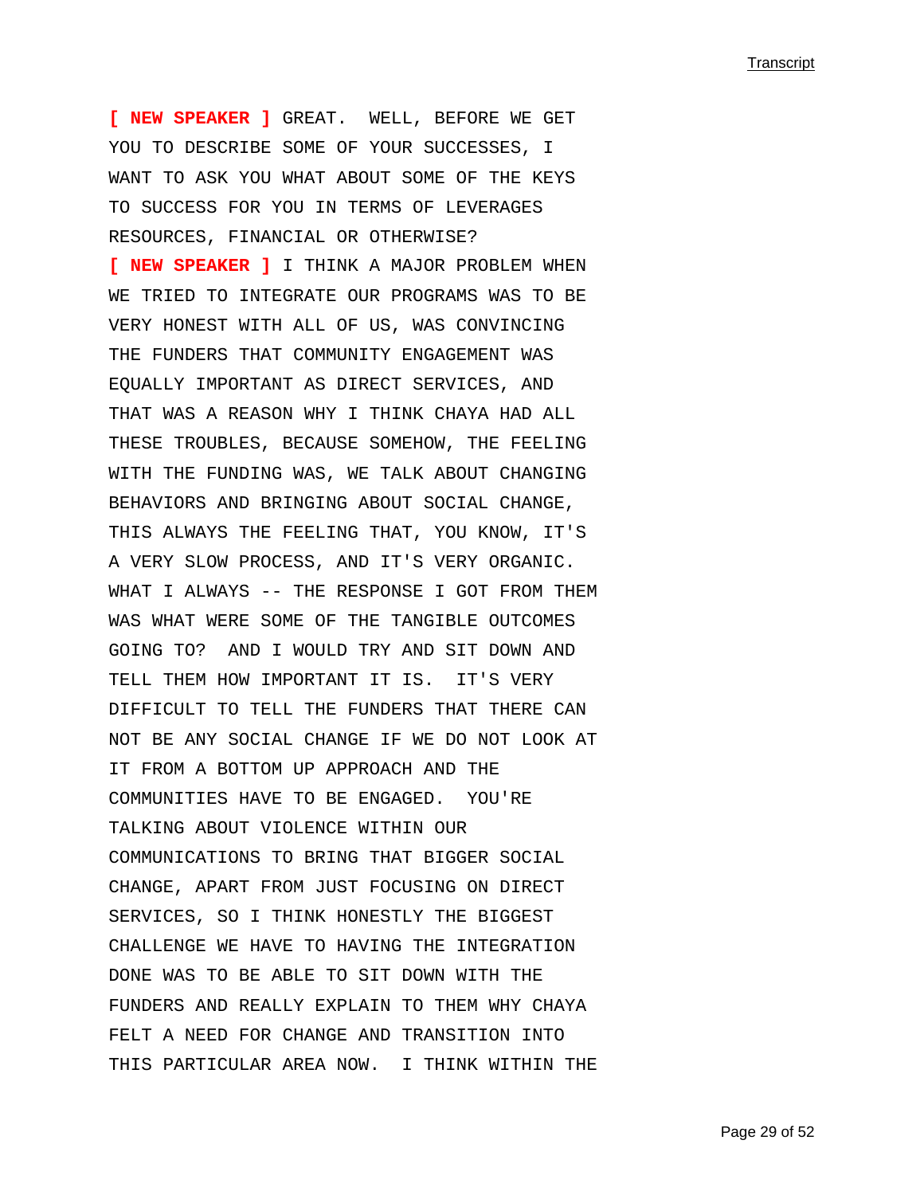**[ NEW SPEAKER ]** GREAT. WELL, BEFORE WE GET YOU TO DESCRIBE SOME OF YOUR SUCCESSES, I WANT TO ASK YOU WHAT ABOUT SOME OF THE KEYS TO SUCCESS FOR YOU IN TERMS OF LEVERAGES RESOURCES, FINANCIAL OR OTHERWISE?

**[ NEW SPEAKER ]** I THINK A MAJOR PROBLEM WHEN WE TRIED TO INTEGRATE OUR PROGRAMS WAS TO BE VERY HONEST WITH ALL OF US, WAS CONVINCING THE FUNDERS THAT COMMUNITY ENGAGEMENT WAS EQUALLY IMPORTANT AS DIRECT SERVICES, AND THAT WAS A REASON WHY I THINK CHAYA HAD ALL THESE TROUBLES, BECAUSE SOMEHOW, THE FEELING WITH THE FUNDING WAS, WE TALK ABOUT CHANGING BEHAVIORS AND BRINGING ABOUT SOCIAL CHANGE, THIS ALWAYS THE FEELING THAT, YOU KNOW, IT'S A VERY SLOW PROCESS, AND IT'S VERY ORGANIC. WHAT I ALWAYS -- THE RESPONSE I GOT FROM THEM WAS WHAT WERE SOME OF THE TANGIBLE OUTCOMES GOING TO? AND I WOULD TRY AND SIT DOWN AND TELL THEM HOW IMPORTANT IT IS. IT'S VERY DIFFICULT TO TELL THE FUNDERS THAT THERE CAN NOT BE ANY SOCIAL CHANGE IF WE DO NOT LOOK AT IT FROM A BOTTOM UP APPROACH AND THE COMMUNITIES HAVE TO BE ENGAGED. YOU'RE TALKING ABOUT VIOLENCE WITHIN OUR COMMUNICATIONS TO BRING THAT BIGGER SOCIAL CHANGE, APART FROM JUST FOCUSING ON DIRECT SERVICES, SO I THINK HONESTLY THE BIGGEST CHALLENGE WE HAVE TO HAVING THE INTEGRATION DONE WAS TO BE ABLE TO SIT DOWN WITH THE FUNDERS AND REALLY EXPLAIN TO THEM WHY CHAYA FELT A NEED FOR CHANGE AND TRANSITION INTO THIS PARTICULAR AREA NOW. I THINK WITHIN THE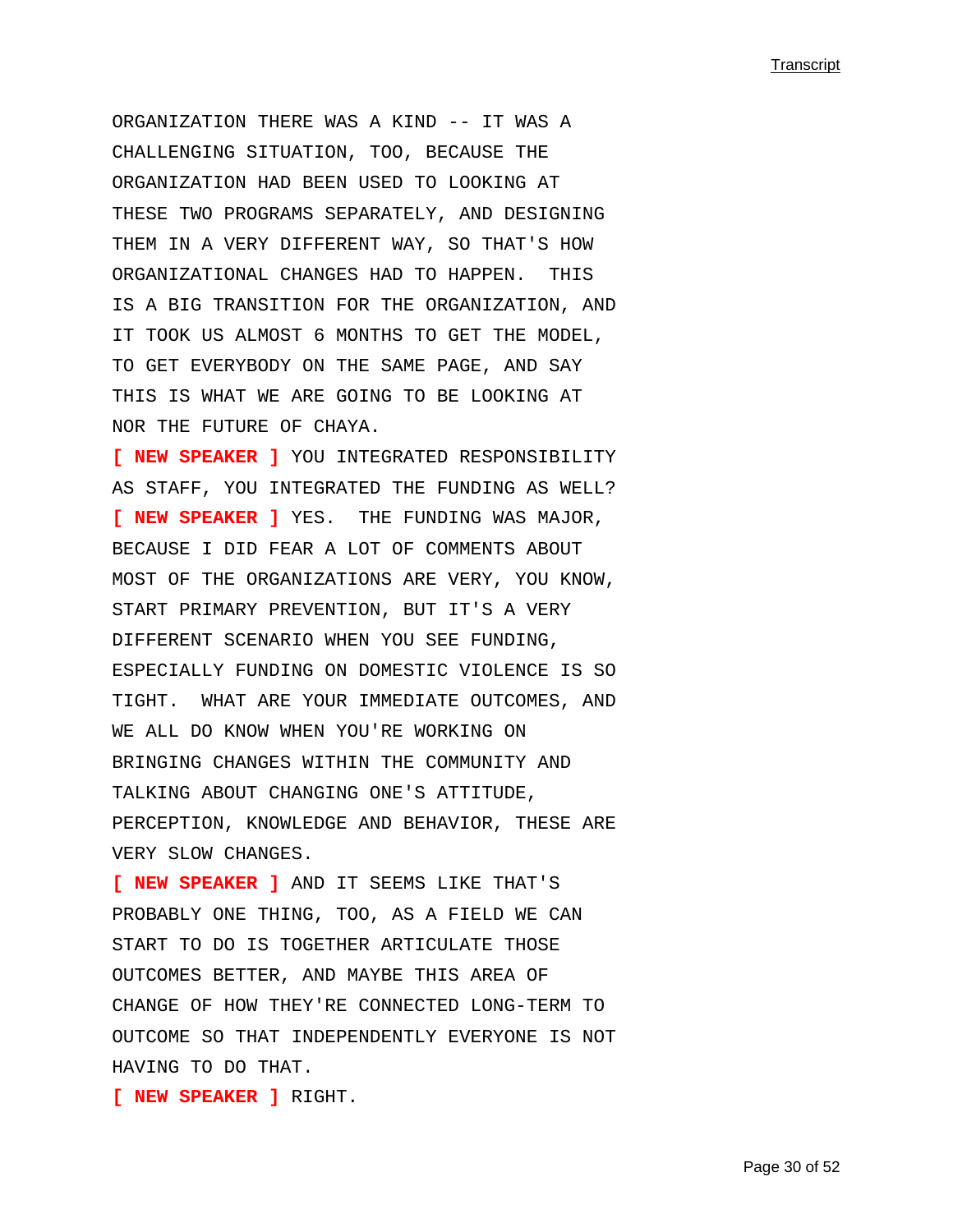ORGANIZATION THERE WAS A KIND -- IT WAS A CHALLENGING SITUATION, TOO, BECAUSE THE ORGANIZATION HAD BEEN USED TO LOOKING AT THESE TWO PROGRAMS SEPARATELY, AND DESIGNING THEM IN A VERY DIFFERENT WAY, SO THAT'S HOW ORGANIZATIONAL CHANGES HAD TO HAPPEN.  THIS IS A BIG TRANSITION FOR THE ORGANIZATION, AND IT TOOK US ALMOST 6 MONTHS TO GET THE MODEL, TO GET EVERYBODY ON THE SAME PAGE, AND SAY THIS IS WHAT WE ARE GOING TO BE LOOKING AT NOR THE FUTURE OF CHAYA.

**[ NEW SPEAKER ]** YOU INTEGRATED RESPONSIBILITY AS STAFF, YOU INTEGRATED THE FUNDING AS WELL?

**[ NEW SPEAKER ]** YES.  THE FUNDING WAS MAJOR, BECAUSE I DID FEAR A LOT OF COMMENTS ABOUT MOST OF THE ORGANIZATIONS ARE VERY, YOU KNOW, START PRIMARY PREVENTION, BUT IT'S A VERY DIFFERENT SCENARIO WHEN YOU SEE FUNDING, ESPECIALLY FUNDING ON DOMESTIC VIOLENCE IS SO TIGHT.  WHAT ARE YOUR IMMEDIATE OUTCOMES, AND WE ALL DO KNOW WHEN YOU'RE WORKING ON BRINGING CHANGES WITHIN THE COMMUNITY AND TALKING ABOUT CHANGING ONE'S ATTITUDE, PERCEPTION, KNOWLEDGE AND BEHAVIOR, THESE ARE VERY SLOW CHANGES.

**[ NEW SPEAKER ]** AND IT SEEMS LIKE THAT'S PROBABLY ONE THING, TOO, AS A FIELD WE CAN START TO DO IS TOGETHER ARTICULATE THOSE OUTCOMES BETTER, AND MAYBE THIS AREA OF CHANGE OF HOW THEY'RE CONNECTED LONG-TERM TO OUTCOME SO THAT INDEPENDENTLY EVERYONE IS NOT HAVING TO DO THAT.

**[ NEW SPEAKER ]** RIGHT.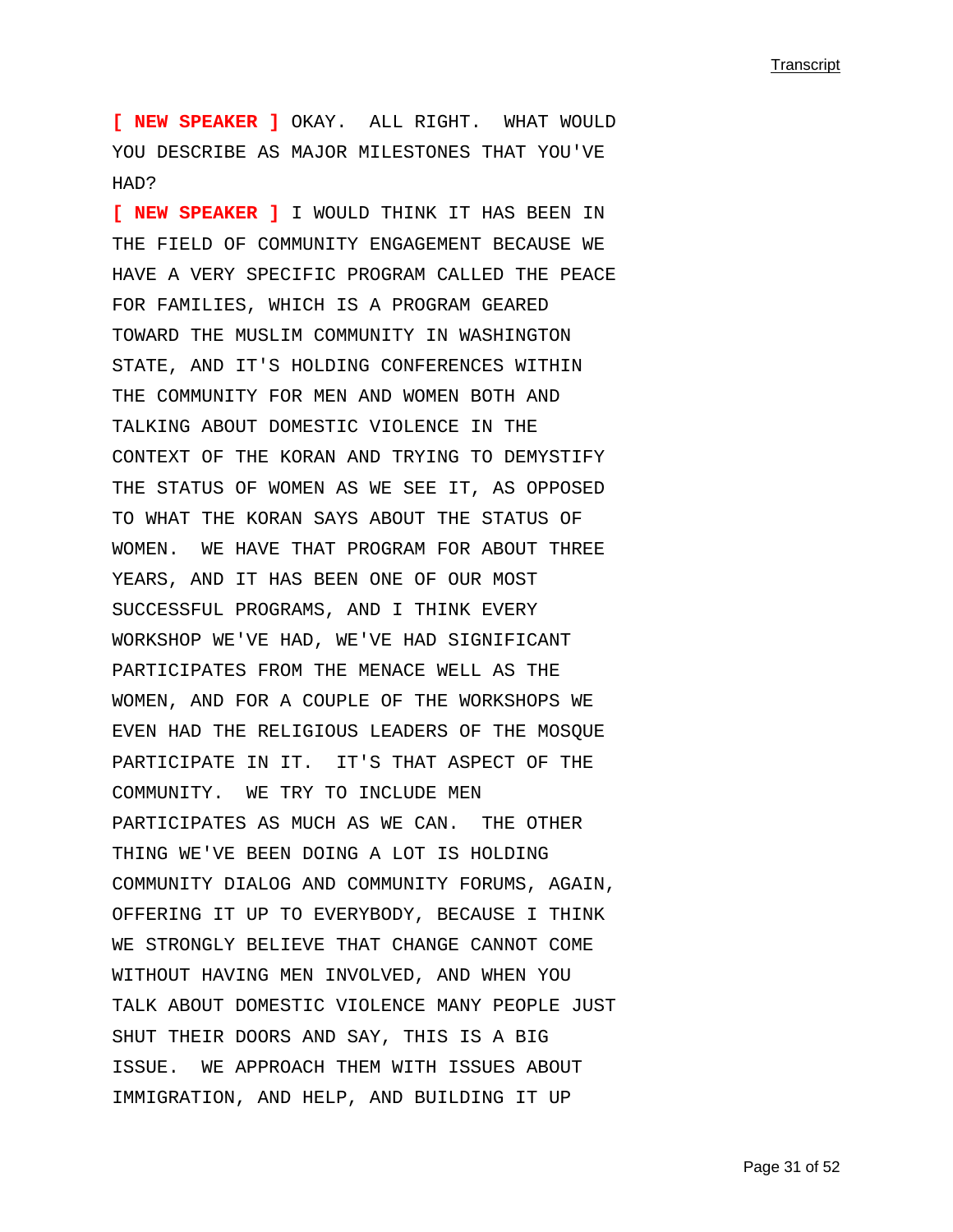**[ NEW SPEAKER ]** OKAY. ALL RIGHT. WHAT WOULD YOU DESCRIBE AS MAJOR MILESTONES THAT YOU'VE HAD?

**[ NEW SPEAKER ]** I WOULD THINK IT HAS BEEN IN THE FIELD OF COMMUNITY ENGAGEMENT BECAUSE WE HAVE A VERY SPECIFIC PROGRAM CALLED THE PEACE FOR FAMILIES, WHICH IS A PROGRAM GEARED TOWARD THE MUSLIM COMMUNITY IN WASHINGTON STATE, AND IT'S HOLDING CONFERENCES WITHIN THE COMMUNITY FOR MEN AND WOMEN BOTH AND TALKING ABOUT DOMESTIC VIOLENCE IN THE CONTEXT OF THE KORAN AND TRYING TO DEMYSTIFY THE STATUS OF WOMEN AS WE SEE IT, AS OPPOSED TO WHAT THE KORAN SAYS ABOUT THE STATUS OF WOMEN. WE HAVE THAT PROGRAM FOR ABOUT THREE YEARS, AND IT HAS BEEN ONE OF OUR MOST SUCCESSFUL PROGRAMS, AND I THINK EVERY WORKSHOP WE'VE HAD, WE'VE HAD SIGNIFICANT PARTICIPATES FROM THE MENACE WELL AS THE WOMEN, AND FOR A COUPLE OF THE WORKSHOPS WE EVEN HAD THE RELIGIOUS LEADERS OF THE MOSQUE PARTICIPATE IN IT. IT'S THAT ASPECT OF THE COMMUNITY. WE TRY TO INCLUDE MEN PARTICIPATES AS MUCH AS WE CAN. THE OTHER THING WE'VE BEEN DOING A LOT IS HOLDING COMMUNITY DIALOG AND COMMUNITY FORUMS, AGAIN, OFFERING IT UP TO EVERYBODY, BECAUSE I THINK WE STRONGLY BELIEVE THAT CHANGE CANNOT COME WITHOUT HAVING MEN INVOLVED, AND WHEN YOU TALK ABOUT DOMESTIC VIOLENCE MANY PEOPLE JUST SHUT THEIR DOORS AND SAY, THIS IS A BIG ISSUE. WE APPROACH THEM WITH ISSUES ABOUT IMMIGRATION, AND HELP, AND BUILDING IT UP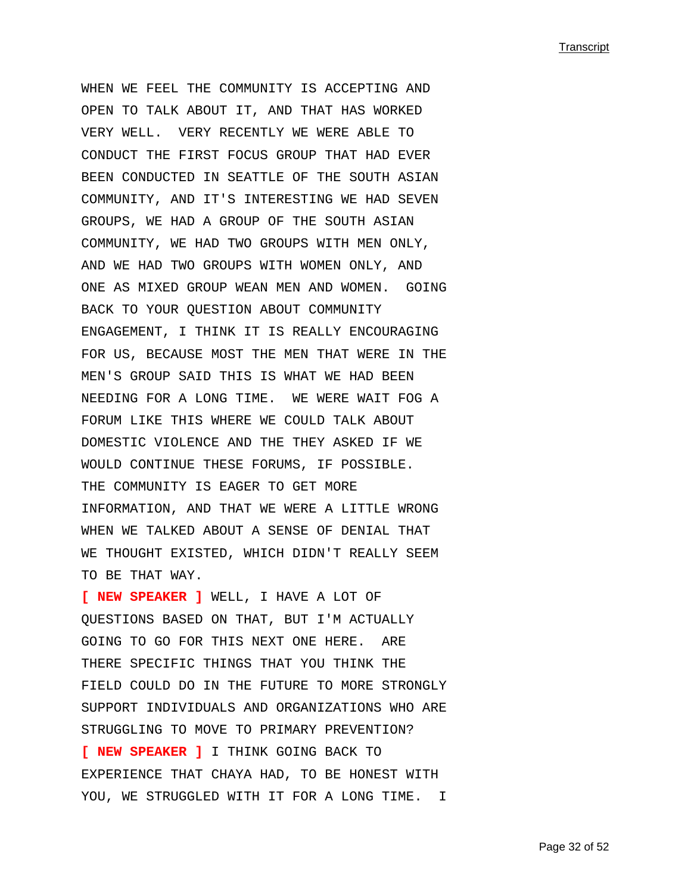WHEN WE FEEL THE COMMUNITY IS ACCEPTING AND OPEN TO TALK ABOUT IT, AND THAT HAS WORKED VERY WELL. VERY RECENTLY WE WERE ABLE TO CONDUCT THE FIRST FOCUS GROUP THAT HAD EVER BEEN CONDUCTED IN SEATTLE OF THE SOUTH ASIAN COMMUNITY, AND IT'S INTERESTING WE HAD SEVEN GROUPS, WE HAD A GROUP OF THE SOUTH ASIAN COMMUNITY, WE HAD TWO GROUPS WITH MEN ONLY, AND WE HAD TWO GROUPS WITH WOMEN ONLY, AND ONE AS MIXED GROUP WEAN MEN AND WOMEN. GOING BACK TO YOUR QUESTION ABOUT COMMUNITY ENGAGEMENT, I THINK IT IS REALLY ENCOURAGING FOR US, BECAUSE MOST THE MEN THAT WERE IN THE MEN'S GROUP SAID THIS IS WHAT WE HAD BEEN NEEDING FOR A LONG TIME. WE WERE WAIT FOG A FORUM LIKE THIS WHERE WE COULD TALK ABOUT DOMESTIC VIOLENCE AND THE THEY ASKED IF WE WOULD CONTINUE THESE FORUMS, IF POSSIBLE. THE COMMUNITY IS EAGER TO GET MORE INFORMATION, AND THAT WE WERE A LITTLE WRONG WHEN WE TALKED ABOUT A SENSE OF DENIAL THAT WE THOUGHT EXISTED, WHICH DIDN'T REALLY SEEM TO BE THAT WAY.

**[ NEW SPEAKER ]** WELL, I HAVE A LOT OF QUESTIONS BASED ON THAT, BUT I'M ACTUALLY GOING TO GO FOR THIS NEXT ONE HERE. ARE THERE SPECIFIC THINGS THAT YOU THINK THE FIELD COULD DO IN THE FUTURE TO MORE STRONGLY SUPPORT INDIVIDUALS AND ORGANIZATIONS WHO ARE STRUGGLING TO MOVE TO PRIMARY PREVENTION?

**[ NEW SPEAKER ]** I THINK GOING BACK TO EXPERIENCE THAT CHAYA HAD, TO BE HONEST WITH YOU, WE STRUGGLED WITH IT FOR A LONG TIME. I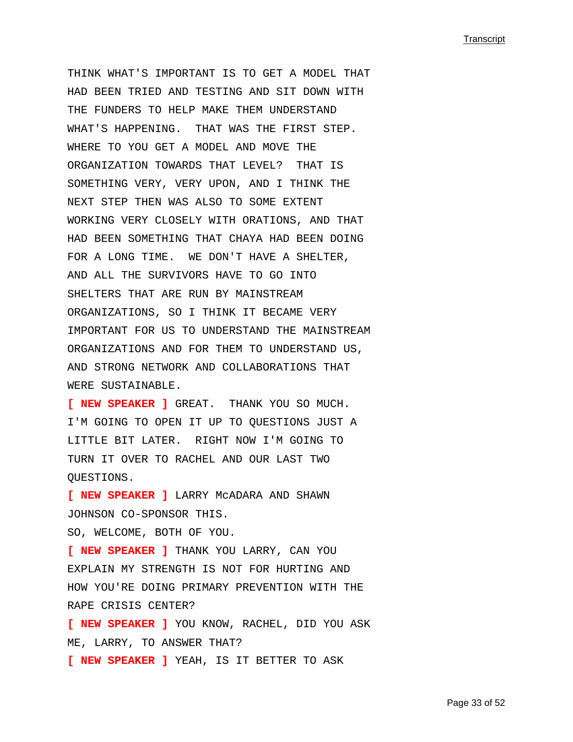THINK WHAT'S IMPORTANT IS TO GET A MODEL THAT HAD BEEN TRIED AND TESTING AND SIT DOWN WITH THE FUNDERS TO HELP MAKE THEM UNDERSTAND WHAT'S HAPPENING. THAT WAS THE FIRST STEP. WHERE TO YOU GET A MODEL AND MOVE THE ORGANIZATION TOWARDS THAT LEVEL? THAT IS SOMETHING VERY, VERY UPON, AND I THINK THE NEXT STEP THEN WAS ALSO TO SOME EXTENT WORKING VERY CLOSELY WITH ORATIONS, AND THAT HAD BEEN SOMETHING THAT CHAYA HAD BEEN DOING FOR A LONG TIME. WE DON'T HAVE A SHELTER, AND ALL THE SURVIVORS HAVE TO GO INTO SHELTERS THAT ARE RUN BY MAINSTREAM ORGANIZATIONS, SO I THINK IT BECAME VERY IMPORTANT FOR US TO UNDERSTAND THE MAINSTREAM ORGANIZATIONS AND FOR THEM TO UNDERSTAND US, AND STRONG NETWORK AND COLLABORATIONS THAT WERE SUSTAINABLE.

**[ NEW SPEAKER ]** GREAT. THANK YOU SO MUCH. I'M GOING TO OPEN IT UP TO QUESTIONS JUST A LITTLE BIT LATER. RIGHT NOW I'M GOING TO TURN IT OVER TO RACHEL AND OUR LAST TWO QUESTIONS.

**[ NEW SPEAKER ]** LARRY McADARA AND SHAWN JOHNSON CO-SPONSOR THIS.
SO, WELCOME, BOTH OF YOU.

**[ NEW SPEAKER ]** THANK YOU LARRY, CAN YOU EXPLAIN MY STRENGTH IS NOT FOR HURTING AND HOW YOU'RE DOING PRIMARY PREVENTION WITH THE RAPE CRISIS CENTER?

**[ NEW SPEAKER ]** YOU KNOW, RACHEL, DID YOU ASK ME, LARRY, TO ANSWER THAT?

**[ NEW SPEAKER ]** YEAH, IS IT BETTER TO ASK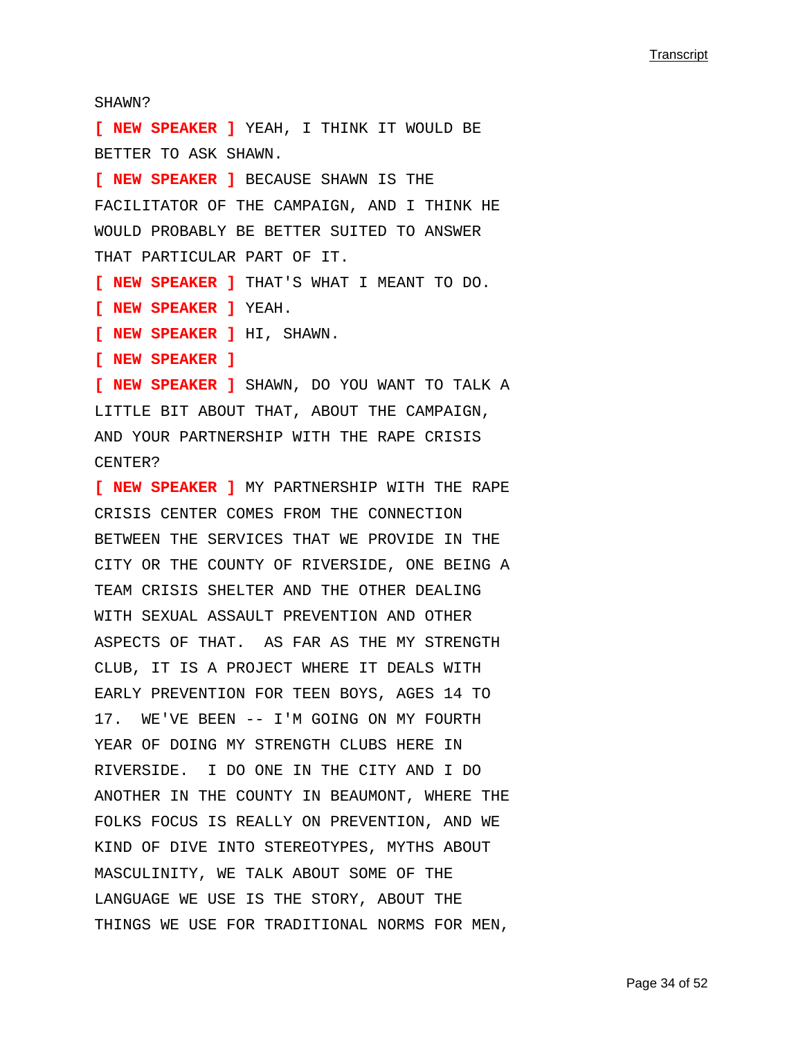SHAWN?

[ NEW SPEAKER ] YEAH, I THINK IT WOULD BE BETTER TO ASK SHAWN.

[ NEW SPEAKER ] BECAUSE SHAWN IS THE FACILITATOR OF THE CAMPAIGN, AND I THINK HE WOULD PROBABLY BE BETTER SUITED TO ANSWER THAT PARTICULAR PART OF IT.

[ NEW SPEAKER ] THAT'S WHAT I MEANT TO DO.

[ NEW SPEAKER ] YEAH.

[ NEW SPEAKER ] HI, SHAWN.

[ NEW SPEAKER ]

[ NEW SPEAKER ] SHAWN, DO YOU WANT TO TALK A LITTLE BIT ABOUT THAT, ABOUT THE CAMPAIGN, AND YOUR PARTNERSHIP WITH THE RAPE CRISIS CENTER?

[ NEW SPEAKER ] MY PARTNERSHIP WITH THE RAPE CRISIS CENTER COMES FROM THE CONNECTION BETWEEN THE SERVICES THAT WE PROVIDE IN THE CITY OR THE COUNTY OF RIVERSIDE, ONE BEING A TEAM CRISIS SHELTER AND THE OTHER DEALING WITH SEXUAL ASSAULT PREVENTION AND OTHER ASPECTS OF THAT. AS FAR AS THE MY STRENGTH CLUB, IT IS A PROJECT WHERE IT DEALS WITH EARLY PREVENTION FOR TEEN BOYS, AGES 14 TO 17. WE'VE BEEN -- I'M GOING ON MY FOURTH YEAR OF DOING MY STRENGTH CLUBS HERE IN RIVERSIDE. I DO ONE IN THE CITY AND I DO ANOTHER IN THE COUNTY IN BEAUMONT, WHERE THE FOLKS FOCUS IS REALLY ON PREVENTION, AND WE KIND OF DIVE INTO STEREOTYPES, MYTHS ABOUT MASCULINITY, WE TALK ABOUT SOME OF THE LANGUAGE WE USE IS THE STORY, ABOUT THE THINGS WE USE FOR TRADITIONAL NORMS FOR MEN,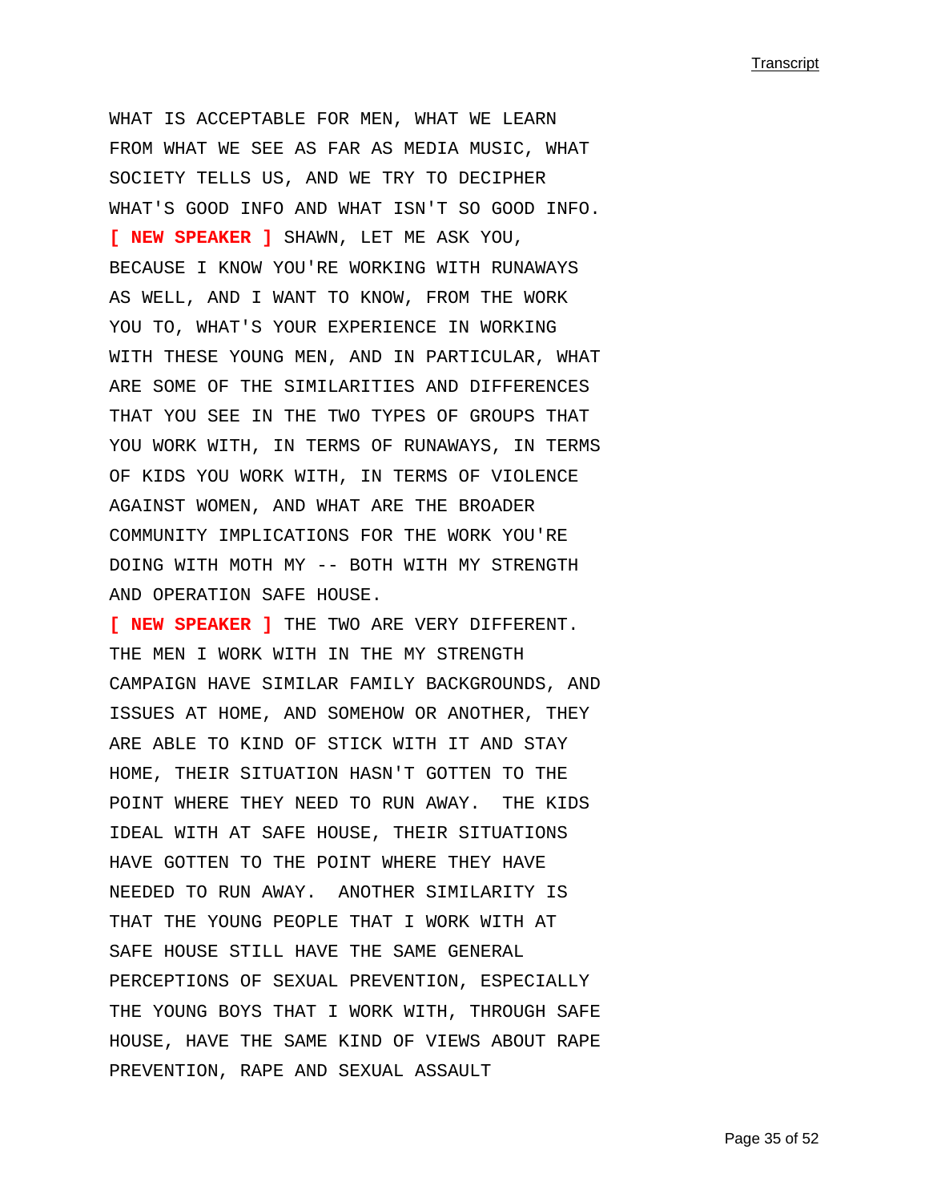WHAT IS ACCEPTABLE FOR MEN, WHAT WE LEARN FROM WHAT WE SEE AS FAR AS MEDIA MUSIC, WHAT SOCIETY TELLS US, AND WE TRY TO DECIPHER WHAT'S GOOD INFO AND WHAT ISN'T SO GOOD INFO.

**[ NEW SPEAKER ]** SHAWN, LET ME ASK YOU, BECAUSE I KNOW YOU'RE WORKING WITH RUNAWAYS AS WELL, AND I WANT TO KNOW, FROM THE WORK YOU TO, WHAT'S YOUR EXPERIENCE IN WORKING WITH THESE YOUNG MEN, AND IN PARTICULAR, WHAT ARE SOME OF THE SIMILARITIES AND DIFFERENCES THAT YOU SEE IN THE TWO TYPES OF GROUPS THAT YOU WORK WITH, IN TERMS OF RUNAWAYS, IN TERMS OF KIDS YOU WORK WITH, IN TERMS OF VIOLENCE AGAINST WOMEN, AND WHAT ARE THE BROADER COMMUNITY IMPLICATIONS FOR THE WORK YOU'RE DOING WITH MOTH MY -- BOTH WITH MY STRENGTH AND OPERATION SAFE HOUSE.

**[ NEW SPEAKER ]** THE TWO ARE VERY DIFFERENT. THE MEN I WORK WITH IN THE MY STRENGTH CAMPAIGN HAVE SIMILAR FAMILY BACKGROUNDS, AND ISSUES AT HOME, AND SOMEHOW OR ANOTHER, THEY ARE ABLE TO KIND OF STICK WITH IT AND STAY HOME, THEIR SITUATION HASN'T GOTTEN TO THE POINT WHERE THEY NEED TO RUN AWAY.  THE KIDS IDEAL WITH AT SAFE HOUSE, THEIR SITUATIONS HAVE GOTTEN TO THE POINT WHERE THEY HAVE NEEDED TO RUN AWAY.  ANOTHER SIMILARITY IS THAT THE YOUNG PEOPLE THAT I WORK WITH AT SAFE HOUSE STILL HAVE THE SAME GENERAL PERCEPTIONS OF SEXUAL PREVENTION, ESPECIALLY THE YOUNG BOYS THAT I WORK WITH, THROUGH SAFE HOUSE, HAVE THE SAME KIND OF VIEWS ABOUT RAPE PREVENTION, RAPE AND SEXUAL ASSAULT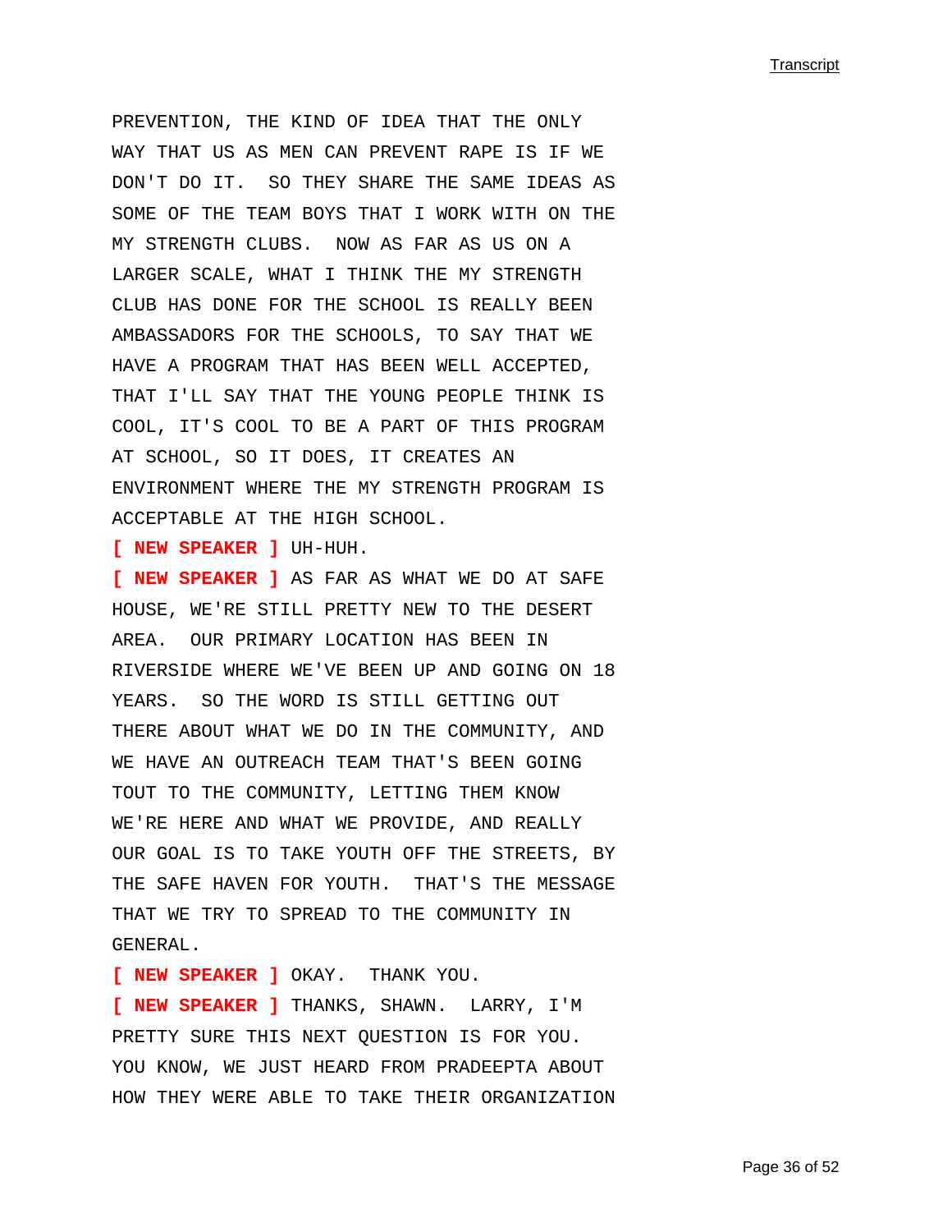PREVENTION, THE KIND OF IDEA THAT THE ONLY WAY THAT US AS MEN CAN PREVENT RAPE IS IF WE DON'T DO IT. SO THEY SHARE THE SAME IDEAS AS SOME OF THE TEAM BOYS THAT I WORK WITH ON THE MY STRENGTH CLUBS. NOW AS FAR AS US ON A LARGER SCALE, WHAT I THINK THE MY STRENGTH CLUB HAS DONE FOR THE SCHOOL IS REALLY BEEN AMBASSADORS FOR THE SCHOOLS, TO SAY THAT WE HAVE A PROGRAM THAT HAS BEEN WELL ACCEPTED, THAT I'LL SAY THAT THE YOUNG PEOPLE THINK IS COOL, IT'S COOL TO BE A PART OF THIS PROGRAM AT SCHOOL, SO IT DOES, IT CREATES AN ENVIRONMENT WHERE THE MY STRENGTH PROGRAM IS ACCEPTABLE AT THE HIGH SCHOOL.

**[ NEW SPEAKER ]** UH-HUH.

**[ NEW SPEAKER ]** AS FAR AS WHAT WE DO AT SAFE HOUSE, WE'RE STILL PRETTY NEW TO THE DESERT AREA. OUR PRIMARY LOCATION HAS BEEN IN RIVERSIDE WHERE WE'VE BEEN UP AND GOING ON 18 YEARS. SO THE WORD IS STILL GETTING OUT THERE ABOUT WHAT WE DO IN THE COMMUNITY, AND WE HAVE AN OUTREACH TEAM THAT'S BEEN GOING TOUT TO THE COMMUNITY, LETTING THEM KNOW WE'RE HERE AND WHAT WE PROVIDE, AND REALLY OUR GOAL IS TO TAKE YOUTH OFF THE STREETS, BY THE SAFE HAVEN FOR YOUTH. THAT'S THE MESSAGE THAT WE TRY TO SPREAD TO THE COMMUNITY IN GENERAL.

**[ NEW SPEAKER ]** OKAY. THANK YOU.

**[ NEW SPEAKER ]** THANKS, SHAWN. LARRY, I'M PRETTY SURE THIS NEXT QUESTION IS FOR YOU. YOU KNOW, WE JUST HEARD FROM PRADEEPTA ABOUT HOW THEY WERE ABLE TO TAKE THEIR ORGANIZATION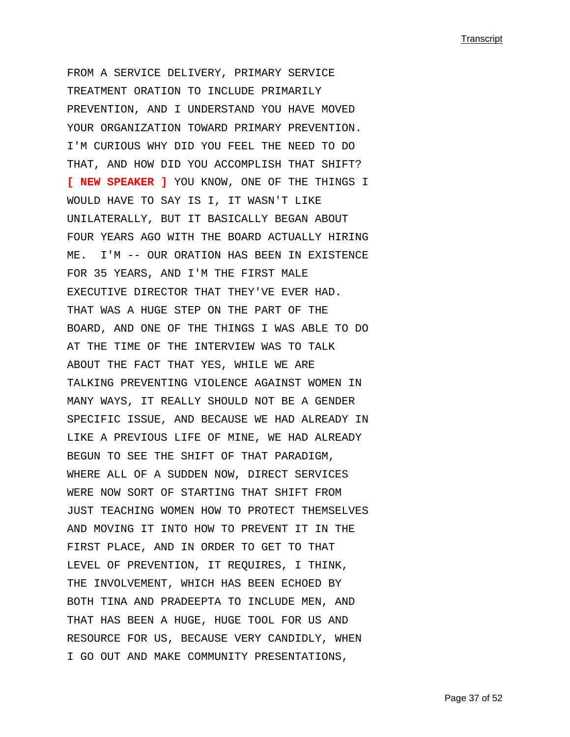FROM A SERVICE DELIVERY, PRIMARY SERVICE TREATMENT ORATION TO INCLUDE PRIMARILY PREVENTION, AND I UNDERSTAND YOU HAVE MOVED YOUR ORGANIZATION TOWARD PRIMARY PREVENTION. I'M CURIOUS WHY DID YOU FEEL THE NEED TO DO THAT, AND HOW DID YOU ACCOMPLISH THAT SHIFT?

**[ NEW SPEAKER ]** YOU KNOW, ONE OF THE THINGS I WOULD HAVE TO SAY IS I, IT WASN'T LIKE UNILATERALLY, BUT IT BASICALLY BEGAN ABOUT FOUR YEARS AGO WITH THE BOARD ACTUALLY HIRING ME. I'M -- OUR ORATION HAS BEEN IN EXISTENCE FOR 35 YEARS, AND I'M THE FIRST MALE EXECUTIVE DIRECTOR THAT THEY'VE EVER HAD. THAT WAS A HUGE STEP ON THE PART OF THE BOARD, AND ONE OF THE THINGS I WAS ABLE TO DO AT THE TIME OF THE INTERVIEW WAS TO TALK ABOUT THE FACT THAT YES, WHILE WE ARE TALKING PREVENTING VIOLENCE AGAINST WOMEN IN MANY WAYS, IT REALLY SHOULD NOT BE A GENDER SPECIFIC ISSUE, AND BECAUSE WE HAD ALREADY IN LIKE A PREVIOUS LIFE OF MINE, WE HAD ALREADY BEGUN TO SEE THE SHIFT OF THAT PARADIGM, WHERE ALL OF A SUDDEN NOW, DIRECT SERVICES WERE NOW SORT OF STARTING THAT SHIFT FROM JUST TEACHING WOMEN HOW TO PROTECT THEMSELVES AND MOVING IT INTO HOW TO PREVENT IT IN THE FIRST PLACE, AND IN ORDER TO GET TO THAT LEVEL OF PREVENTION, IT REQUIRES, I THINK, THE INVOLVEMENT, WHICH HAS BEEN ECHOED BY BOTH TINA AND PRADEEPTA TO INCLUDE MEN, AND THAT HAS BEEN A HUGE, HUGE TOOL FOR US AND RESOURCE FOR US, BECAUSE VERY CANDIDLY, WHEN I GO OUT AND MAKE COMMUNITY PRESENTATIONS,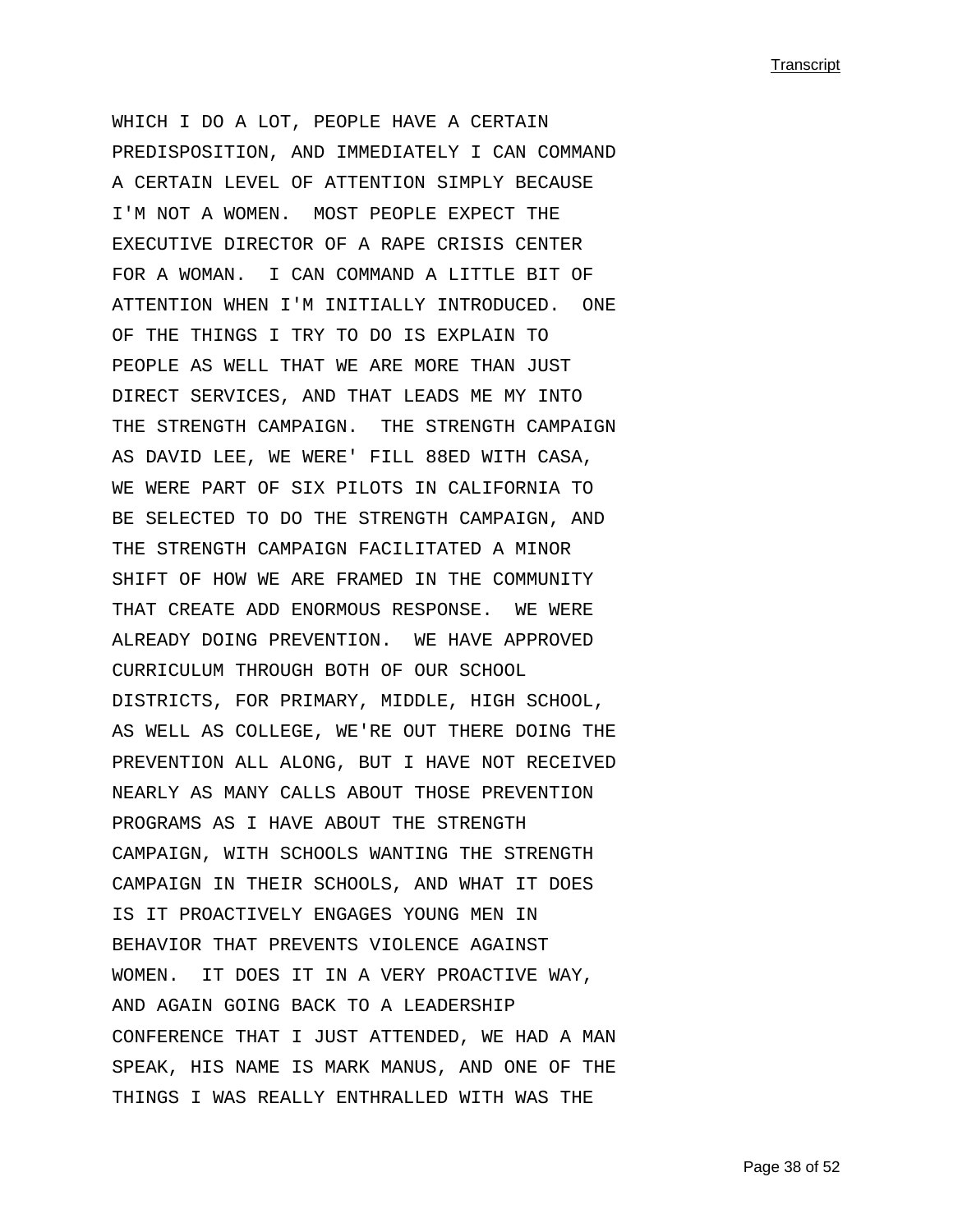WHICH I DO A LOT, PEOPLE HAVE A CERTAIN PREDISPOSITION, AND IMMEDIATELY I CAN COMMAND A CERTAIN LEVEL OF ATTENTION SIMPLY BECAUSE I'M NOT A WOMEN.  MOST PEOPLE EXPECT THE EXECUTIVE DIRECTOR OF A RAPE CRISIS CENTER FOR A WOMAN.  I CAN COMMAND A LITTLE BIT OF ATTENTION WHEN I'M INITIALLY INTRODUCED.  ONE OF THE THINGS I TRY TO DO IS EXPLAIN TO PEOPLE AS WELL THAT WE ARE MORE THAN JUST DIRECT SERVICES, AND THAT LEADS ME MY INTO THE STRENGTH CAMPAIGN.  THE STRENGTH CAMPAIGN AS DAVID LEE, WE WERE' FILL 88ED WITH CASA, WE WERE PART OF SIX PILOTS IN CALIFORNIA TO BE SELECTED TO DO THE STRENGTH CAMPAIGN, AND THE STRENGTH CAMPAIGN FACILITATED A MINOR SHIFT OF HOW WE ARE FRAMED IN THE COMMUNITY THAT CREATE ADD ENORMOUS RESPONSE.  WE WERE ALREADY DOING PREVENTION.  WE HAVE APPROVED CURRICULUM THROUGH BOTH OF OUR SCHOOL DISTRICTS, FOR PRIMARY, MIDDLE, HIGH SCHOOL, AS WELL AS COLLEGE, WE'RE OUT THERE DOING THE PREVENTION ALL ALONG, BUT I HAVE NOT RECEIVED NEARLY AS MANY CALLS ABOUT THOSE PREVENTION PROGRAMS AS I HAVE ABOUT THE STRENGTH CAMPAIGN, WITH SCHOOLS WANTING THE STRENGTH CAMPAIGN IN THEIR SCHOOLS, AND WHAT IT DOES IS IT PROACTIVELY ENGAGES YOUNG MEN IN BEHAVIOR THAT PREVENTS VIOLENCE AGAINST WOMEN.  IT DOES IT IN A VERY PROACTIVE WAY, AND AGAIN GOING BACK TO A LEADERSHIP CONFERENCE THAT I JUST ATTENDED, WE HAD A MAN SPEAK, HIS NAME IS MARK MANUS, AND ONE OF THE THINGS I WAS REALLY ENTHRALLED WITH WAS THE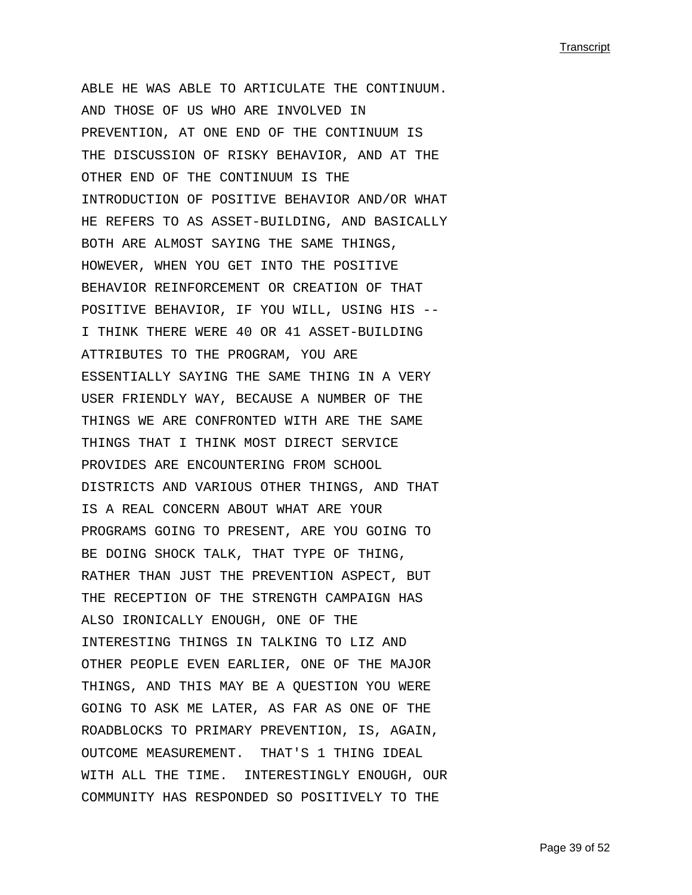ABLE HE WAS ABLE TO ARTICULATE THE CONTINUUM. AND THOSE OF US WHO ARE INVOLVED IN PREVENTION, AT ONE END OF THE CONTINUUM IS THE DISCUSSION OF RISKY BEHAVIOR, AND AT THE OTHER END OF THE CONTINUUM IS THE INTRODUCTION OF POSITIVE BEHAVIOR AND/OR WHAT HE REFERS TO AS ASSET-BUILDING, AND BASICALLY BOTH ARE ALMOST SAYING THE SAME THINGS, HOWEVER, WHEN YOU GET INTO THE POSITIVE BEHAVIOR REINFORCEMENT OR CREATION OF THAT POSITIVE BEHAVIOR, IF YOU WILL, USING HIS -- I THINK THERE WERE 40 OR 41 ASSET-BUILDING ATTRIBUTES TO THE PROGRAM, YOU ARE ESSENTIALLY SAYING THE SAME THING IN A VERY USER FRIENDLY WAY, BECAUSE A NUMBER OF THE THINGS WE ARE CONFRONTED WITH ARE THE SAME THINGS THAT I THINK MOST DIRECT SERVICE PROVIDES ARE ENCOUNTERING FROM SCHOOL DISTRICTS AND VARIOUS OTHER THINGS, AND THAT IS A REAL CONCERN ABOUT WHAT ARE YOUR PROGRAMS GOING TO PRESENT, ARE YOU GOING TO BE DOING SHOCK TALK, THAT TYPE OF THING, RATHER THAN JUST THE PREVENTION ASPECT, BUT THE RECEPTION OF THE STRENGTH CAMPAIGN HAS ALSO IRONICALLY ENOUGH, ONE OF THE INTERESTING THINGS IN TALKING TO LIZ AND OTHER PEOPLE EVEN EARLIER, ONE OF THE MAJOR THINGS, AND THIS MAY BE A QUESTION YOU WERE GOING TO ASK ME LATER, AS FAR AS ONE OF THE ROADBLOCKS TO PRIMARY PREVENTION, IS, AGAIN, OUTCOME MEASUREMENT.  THAT'S 1 THING IDEAL WITH ALL THE TIME.  INTERESTINGLY ENOUGH, OUR COMMUNITY HAS RESPONDED SO POSITIVELY TO THE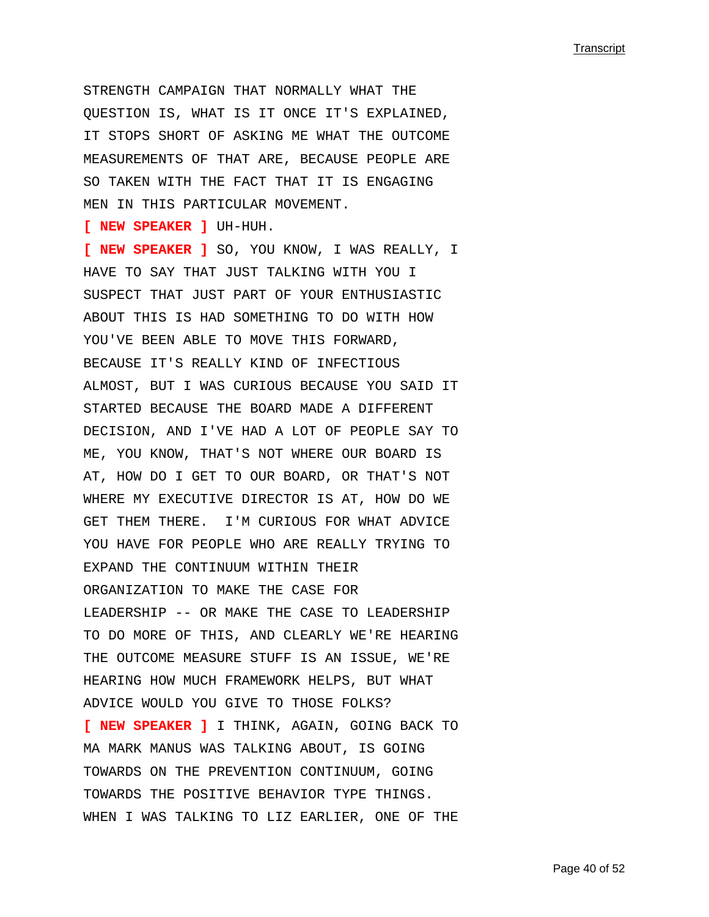STRENGTH CAMPAIGN THAT NORMALLY WHAT THE QUESTION IS, WHAT IS IT ONCE IT'S EXPLAINED, IT STOPS SHORT OF ASKING ME WHAT THE OUTCOME MEASUREMENTS OF THAT ARE, BECAUSE PEOPLE ARE SO TAKEN WITH THE FACT THAT IT IS ENGAGING MEN IN THIS PARTICULAR MOVEMENT.

**[ NEW SPEAKER ]** UH-HUH.

**[ NEW SPEAKER ]** SO, YOU KNOW, I WAS REALLY, I HAVE TO SAY THAT JUST TALKING WITH YOU I SUSPECT THAT JUST PART OF YOUR ENTHUSIASTIC ABOUT THIS IS HAD SOMETHING TO DO WITH HOW YOU'VE BEEN ABLE TO MOVE THIS FORWARD, BECAUSE IT'S REALLY KIND OF INFECTIOUS ALMOST, BUT I WAS CURIOUS BECAUSE YOU SAID IT STARTED BECAUSE THE BOARD MADE A DIFFERENT DECISION, AND I'VE HAD A LOT OF PEOPLE SAY TO ME, YOU KNOW, THAT'S NOT WHERE OUR BOARD IS AT, HOW DO I GET TO OUR BOARD, OR THAT'S NOT WHERE MY EXECUTIVE DIRECTOR IS AT, HOW DO WE GET THEM THERE. I'M CURIOUS FOR WHAT ADVICE YOU HAVE FOR PEOPLE WHO ARE REALLY TRYING TO EXPAND THE CONTINUUM WITHIN THEIR ORGANIZATION TO MAKE THE CASE FOR LEADERSHIP -- OR MAKE THE CASE TO LEADERSHIP TO DO MORE OF THIS, AND CLEARLY WE'RE HEARING THE OUTCOME MEASURE STUFF IS AN ISSUE, WE'RE HEARING HOW MUCH FRAMEWORK HELPS, BUT WHAT ADVICE WOULD YOU GIVE TO THOSE FOLKS?

**[ NEW SPEAKER ]** I THINK, AGAIN, GOING BACK TO MA MARK MANUS WAS TALKING ABOUT, IS GOING TOWARDS ON THE PREVENTION CONTINUUM, GOING TOWARDS THE POSITIVE BEHAVIOR TYPE THINGS. WHEN I WAS TALKING TO LIZ EARLIER, ONE OF THE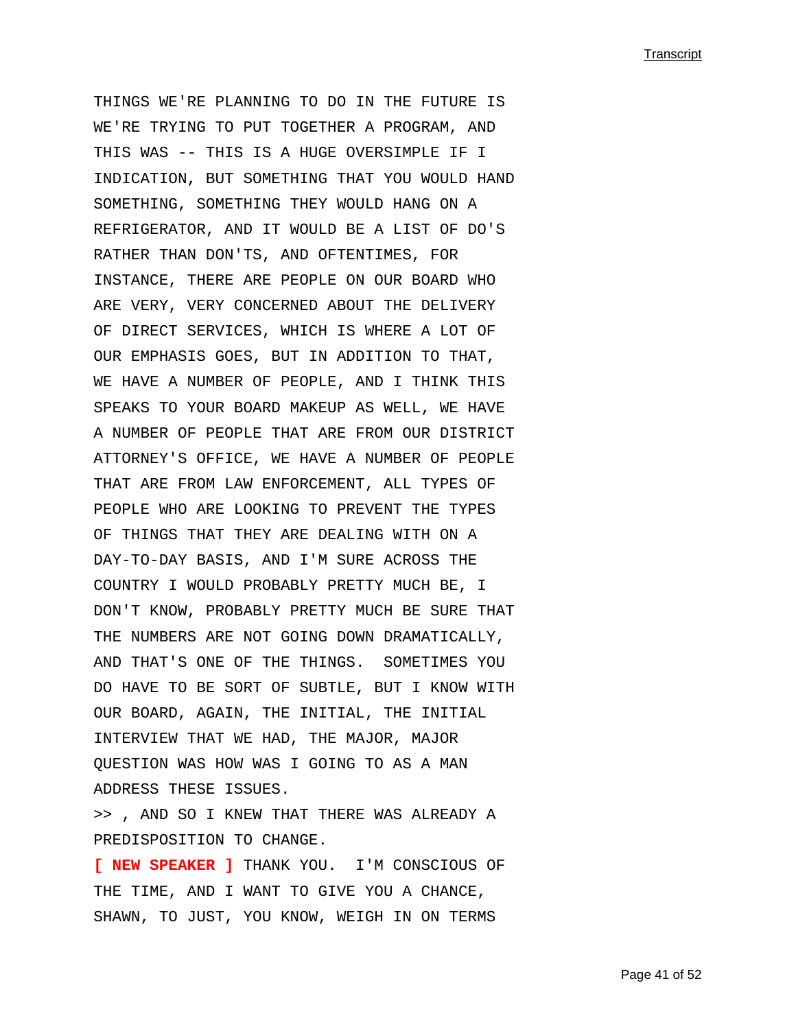THINGS WE'RE PLANNING TO DO IN THE FUTURE IS WE'RE TRYING TO PUT TOGETHER A PROGRAM, AND THIS WAS -- THIS IS A HUGE OVERSIMPLE IF I INDICATION, BUT SOMETHING THAT YOU WOULD HAND SOMETHING, SOMETHING THEY WOULD HANG ON A REFRIGERATOR, AND IT WOULD BE A LIST OF DO'S RATHER THAN DON'TS, AND OFTENTIMES, FOR INSTANCE, THERE ARE PEOPLE ON OUR BOARD WHO ARE VERY, VERY CONCERNED ABOUT THE DELIVERY OF DIRECT SERVICES, WHICH IS WHERE A LOT OF OUR EMPHASIS GOES, BUT IN ADDITION TO THAT, WE HAVE A NUMBER OF PEOPLE, AND I THINK THIS SPEAKS TO YOUR BOARD MAKEUP AS WELL, WE HAVE A NUMBER OF PEOPLE THAT ARE FROM OUR DISTRICT ATTORNEY'S OFFICE, WE HAVE A NUMBER OF PEOPLE THAT ARE FROM LAW ENFORCEMENT, ALL TYPES OF PEOPLE WHO ARE LOOKING TO PREVENT THE TYPES OF THINGS THAT THEY ARE DEALING WITH ON A DAY-TO-DAY BASIS, AND I'M SURE ACROSS THE COUNTRY I WOULD PROBABLY PRETTY MUCH BE, I DON'T KNOW, PROBABLY PRETTY MUCH BE SURE THAT THE NUMBERS ARE NOT GOING DOWN DRAMATICALLY, AND THAT'S ONE OF THE THINGS. SOMETIMES YOU DO HAVE TO BE SORT OF SUBTLE, BUT I KNOW WITH OUR BOARD, AGAIN, THE INITIAL, THE INITIAL INTERVIEW THAT WE HAD, THE MAJOR, MAJOR QUESTION WAS HOW WAS I GOING TO AS A MAN ADDRESS THESE ISSUES.

>> , AND SO I KNEW THAT THERE WAS ALREADY A PREDISPOSITION TO CHANGE.

**[ NEW SPEAKER ]** THANK YOU. I'M CONSCIOUS OF THE TIME, AND I WANT TO GIVE YOU A CHANCE, SHAWN, TO JUST, YOU KNOW, WEIGH IN ON TERMS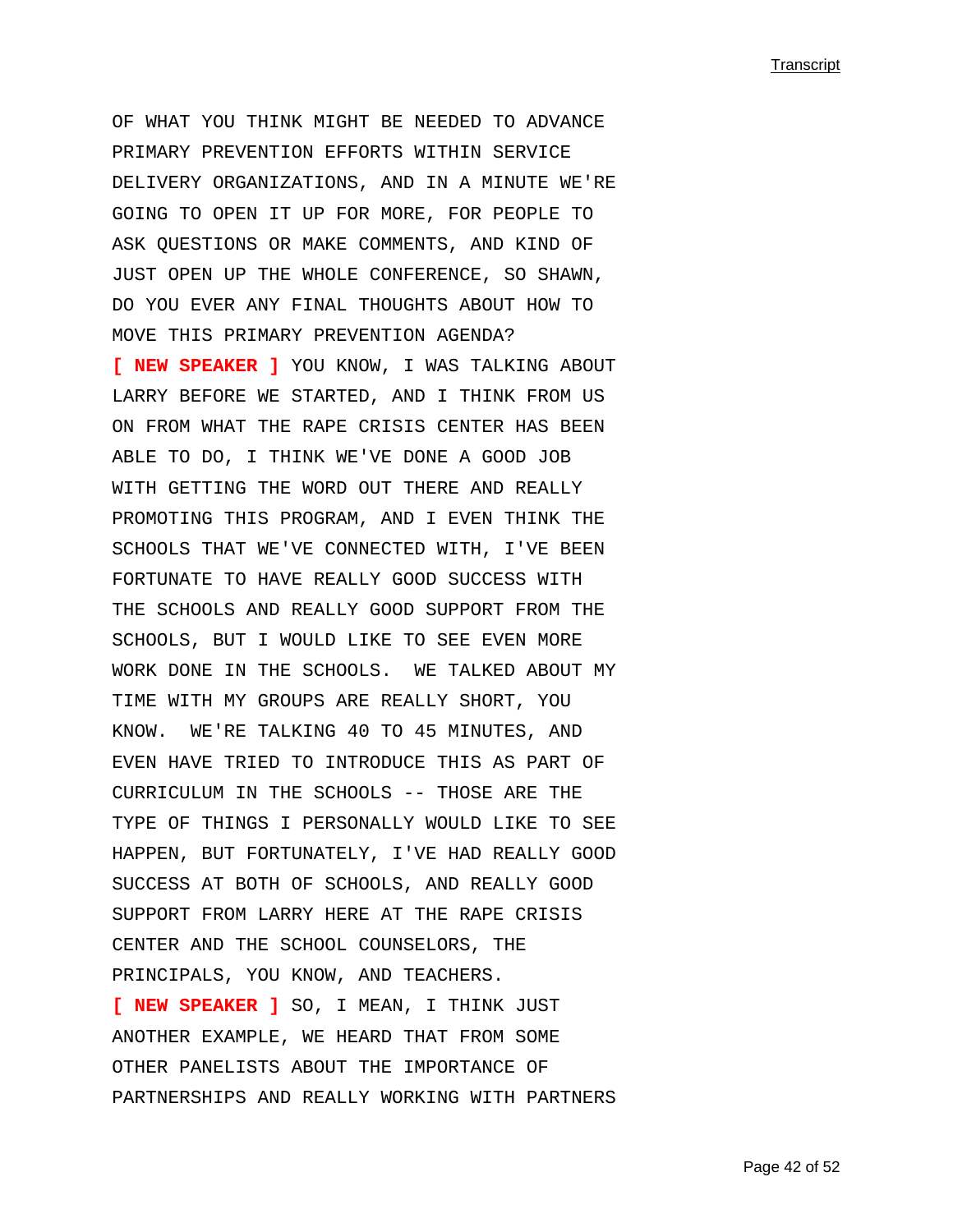OF WHAT YOU THINK MIGHT BE NEEDED TO ADVANCE PRIMARY PREVENTION EFFORTS WITHIN SERVICE DELIVERY ORGANIZATIONS, AND IN A MINUTE WE'RE GOING TO OPEN IT UP FOR MORE, FOR PEOPLE TO ASK QUESTIONS OR MAKE COMMENTS, AND KIND OF JUST OPEN UP THE WHOLE CONFERENCE, SO SHAWN, DO YOU EVER ANY FINAL THOUGHTS ABOUT HOW TO MOVE THIS PRIMARY PREVENTION AGENDA?

**[ NEW SPEAKER ]** YOU KNOW, I WAS TALKING ABOUT LARRY BEFORE WE STARTED, AND I THINK FROM US ON FROM WHAT THE RAPE CRISIS CENTER HAS BEEN ABLE TO DO, I THINK WE'VE DONE A GOOD JOB WITH GETTING THE WORD OUT THERE AND REALLY PROMOTING THIS PROGRAM, AND I EVEN THINK THE SCHOOLS THAT WE'VE CONNECTED WITH, I'VE BEEN FORTUNATE TO HAVE REALLY GOOD SUCCESS WITH THE SCHOOLS AND REALLY GOOD SUPPORT FROM THE SCHOOLS, BUT I WOULD LIKE TO SEE EVEN MORE WORK DONE IN THE SCHOOLS.  WE TALKED ABOUT MY TIME WITH MY GROUPS ARE REALLY SHORT, YOU KNOW.  WE'RE TALKING 40 TO 45 MINUTES, AND EVEN HAVE TRIED TO INTRODUCE THIS AS PART OF CURRICULUM IN THE SCHOOLS -- THOSE ARE THE TYPE OF THINGS I PERSONALLY WOULD LIKE TO SEE HAPPEN, BUT FORTUNATELY, I'VE HAD REALLY GOOD SUCCESS AT BOTH OF SCHOOLS, AND REALLY GOOD SUPPORT FROM LARRY HERE AT THE RAPE CRISIS CENTER AND THE SCHOOL COUNSELORS, THE PRINCIPALS, YOU KNOW, AND TEACHERS.

**[ NEW SPEAKER ]** SO, I MEAN, I THINK JUST ANOTHER EXAMPLE, WE HEARD THAT FROM SOME OTHER PANELISTS ABOUT THE IMPORTANCE OF PARTNERSHIPS AND REALLY WORKING WITH PARTNERS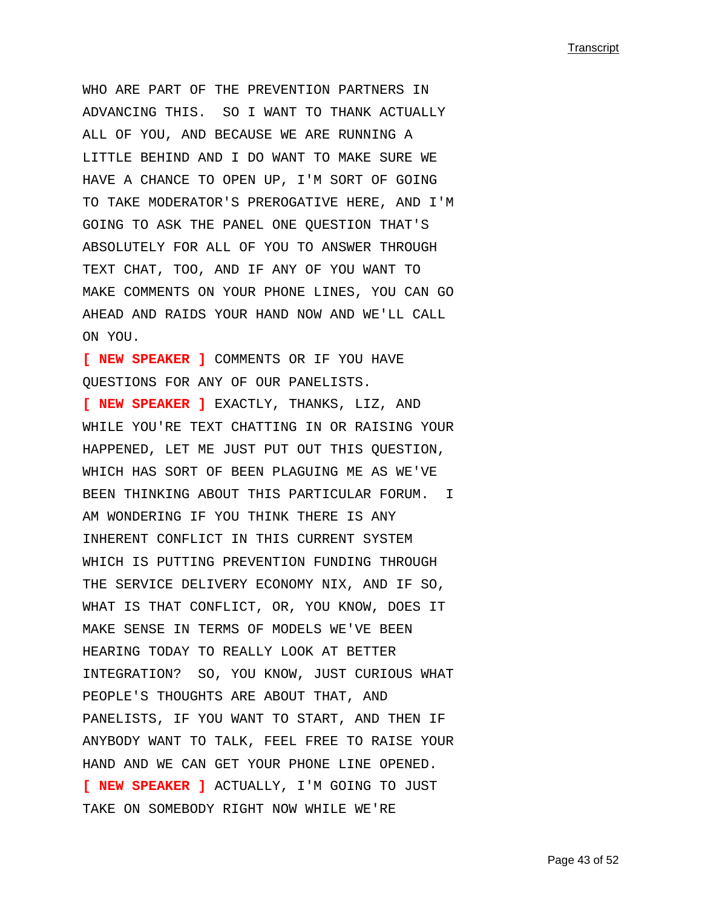WHO ARE PART OF THE PREVENTION PARTNERS IN ADVANCING THIS. SO I WANT TO THANK ACTUALLY ALL OF YOU, AND BECAUSE WE ARE RUNNING A LITTLE BEHIND AND I DO WANT TO MAKE SURE WE HAVE A CHANCE TO OPEN UP, I'M SORT OF GOING TO TAKE MODERATOR'S PREROGATIVE HERE, AND I'M GOING TO ASK THE PANEL ONE QUESTION THAT'S ABSOLUTELY FOR ALL OF YOU TO ANSWER THROUGH TEXT CHAT, TOO, AND IF ANY OF YOU WANT TO MAKE COMMENTS ON YOUR PHONE LINES, YOU CAN GO AHEAD AND RAIDS YOUR HAND NOW AND WE'LL CALL ON YOU.

**[ NEW SPEAKER ]** COMMENTS OR IF YOU HAVE QUESTIONS FOR ANY OF OUR PANELISTS.

**[ NEW SPEAKER ]** EXACTLY, THANKS, LIZ, AND WHILE YOU'RE TEXT CHATTING IN OR RAISING YOUR HAPPENED, LET ME JUST PUT OUT THIS QUESTION, WHICH HAS SORT OF BEEN PLAGUING ME AS WE'VE BEEN THINKING ABOUT THIS PARTICULAR FORUM. I AM WONDERING IF YOU THINK THERE IS ANY INHERENT CONFLICT IN THIS CURRENT SYSTEM WHICH IS PUTTING PREVENTION FUNDING THROUGH THE SERVICE DELIVERY ECONOMY NIX, AND IF SO, WHAT IS THAT CONFLICT, OR, YOU KNOW, DOES IT MAKE SENSE IN TERMS OF MODELS WE'VE BEEN HEARING TODAY TO REALLY LOOK AT BETTER INTEGRATION? SO, YOU KNOW, JUST CURIOUS WHAT PEOPLE'S THOUGHTS ARE ABOUT THAT, AND PANELISTS, IF YOU WANT TO START, AND THEN IF ANYBODY WANT TO TALK, FEEL FREE TO RAISE YOUR HAND AND WE CAN GET YOUR PHONE LINE OPENED.

**[ NEW SPEAKER ]** ACTUALLY, I'M GOING TO JUST TAKE ON SOMEBODY RIGHT NOW WHILE WE'RE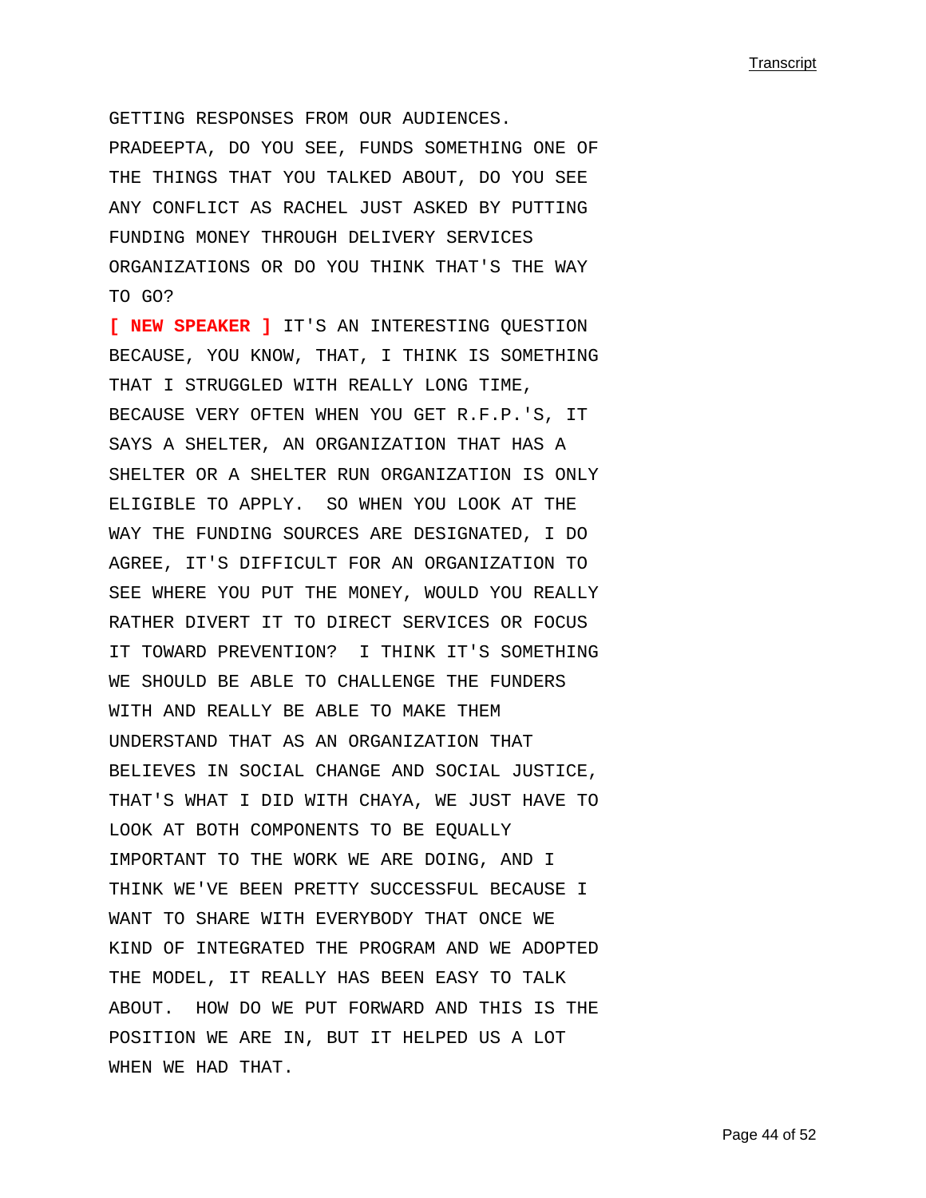GETTING RESPONSES FROM OUR AUDIENCES. PRADEEPTA, DO YOU SEE, FUNDS SOMETHING ONE OF THE THINGS THAT YOU TALKED ABOUT, DO YOU SEE ANY CONFLICT AS RACHEL JUST ASKED BY PUTTING FUNDING MONEY THROUGH DELIVERY SERVICES ORGANIZATIONS OR DO YOU THINK THAT'S THE WAY TO GO?

**[ NEW SPEAKER ]** IT'S AN INTERESTING QUESTION BECAUSE, YOU KNOW, THAT, I THINK IS SOMETHING THAT I STRUGGLED WITH REALLY LONG TIME, BECAUSE VERY OFTEN WHEN YOU GET R.F.P.'S, IT SAYS A SHELTER, AN ORGANIZATION THAT HAS A SHELTER OR A SHELTER RUN ORGANIZATION IS ONLY ELIGIBLE TO APPLY. SO WHEN YOU LOOK AT THE WAY THE FUNDING SOURCES ARE DESIGNATED, I DO AGREE, IT'S DIFFICULT FOR AN ORGANIZATION TO SEE WHERE YOU PUT THE MONEY, WOULD YOU REALLY RATHER DIVERT IT TO DIRECT SERVICES OR FOCUS IT TOWARD PREVENTION? I THINK IT'S SOMETHING WE SHOULD BE ABLE TO CHALLENGE THE FUNDERS WITH AND REALLY BE ABLE TO MAKE THEM UNDERSTAND THAT AS AN ORGANIZATION THAT BELIEVES IN SOCIAL CHANGE AND SOCIAL JUSTICE, THAT'S WHAT I DID WITH CHAYA, WE JUST HAVE TO LOOK AT BOTH COMPONENTS TO BE EQUALLY IMPORTANT TO THE WORK WE ARE DOING, AND I THINK WE'VE BEEN PRETTY SUCCESSFUL BECAUSE I WANT TO SHARE WITH EVERYBODY THAT ONCE WE KIND OF INTEGRATED THE PROGRAM AND WE ADOPTED THE MODEL, IT REALLY HAS BEEN EASY TO TALK ABOUT. HOW DO WE PUT FORWARD AND THIS IS THE POSITION WE ARE IN, BUT IT HELPED US A LOT WHEN WE HAD THAT.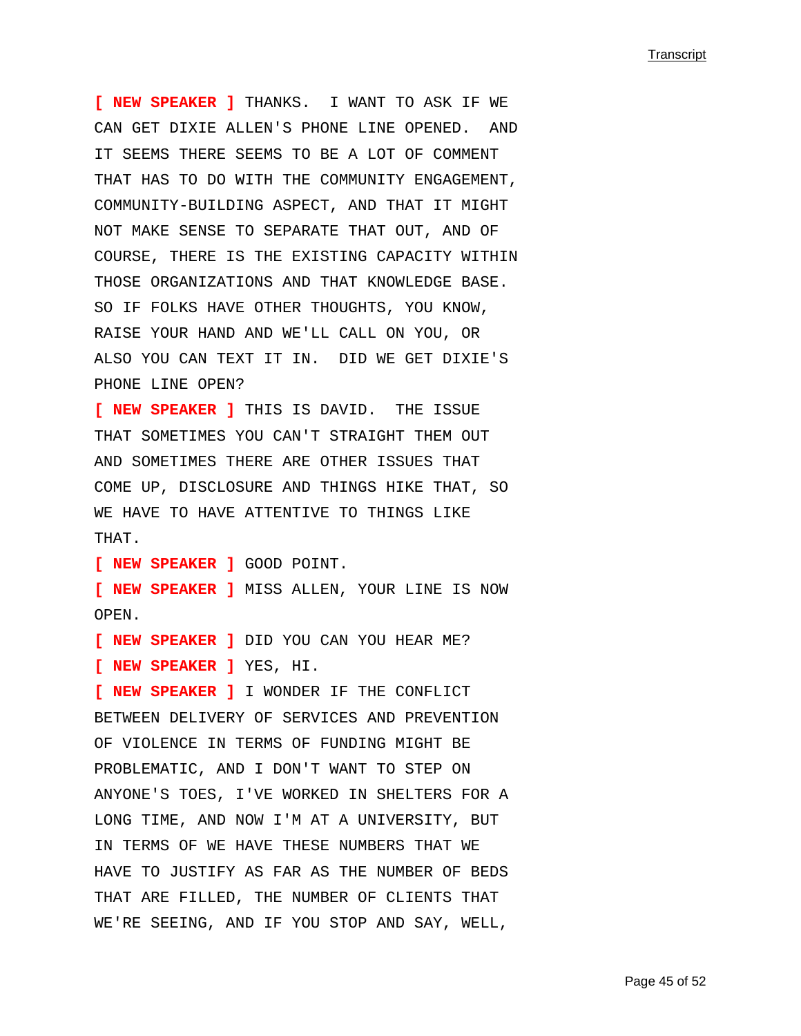**[ NEW SPEAKER ]** THANKS. I WANT TO ASK IF WE CAN GET DIXIE ALLEN'S PHONE LINE OPENED. AND IT SEEMS THERE SEEMS TO BE A LOT OF COMMENT THAT HAS TO DO WITH THE COMMUNITY ENGAGEMENT, COMMUNITY-BUILDING ASPECT, AND THAT IT MIGHT NOT MAKE SENSE TO SEPARATE THAT OUT, AND OF COURSE, THERE IS THE EXISTING CAPACITY WITHIN THOSE ORGANIZATIONS AND THAT KNOWLEDGE BASE. SO IF FOLKS HAVE OTHER THOUGHTS, YOU KNOW, RAISE YOUR HAND AND WE'LL CALL ON YOU, OR ALSO YOU CAN TEXT IT IN. DID WE GET DIXIE'S PHONE LINE OPEN?

**[ NEW SPEAKER ]** THIS IS DAVID. THE ISSUE THAT SOMETIMES YOU CAN'T STRAIGHT THEM OUT AND SOMETIMES THERE ARE OTHER ISSUES THAT COME UP, DISCLOSURE AND THINGS HIKE THAT, SO WE HAVE TO HAVE ATTENTIVE TO THINGS LIKE THAT.

**[ NEW SPEAKER ]** GOOD POINT.

**[ NEW SPEAKER ]** MISS ALLEN, YOUR LINE IS NOW OPEN.

**[ NEW SPEAKER ]** DID YOU CAN YOU HEAR ME?

**[ NEW SPEAKER ]** YES, HI.

**[ NEW SPEAKER ]** I WONDER IF THE CONFLICT BETWEEN DELIVERY OF SERVICES AND PREVENTION OF VIOLENCE IN TERMS OF FUNDING MIGHT BE PROBLEMATIC, AND I DON'T WANT TO STEP ON ANYONE'S TOES, I'VE WORKED IN SHELTERS FOR A LONG TIME, AND NOW I'M AT A UNIVERSITY, BUT IN TERMS OF WE HAVE THESE NUMBERS THAT WE HAVE TO JUSTIFY AS FAR AS THE NUMBER OF BEDS THAT ARE FILLED, THE NUMBER OF CLIENTS THAT WE'RE SEEING, AND IF YOU STOP AND SAY, WELL,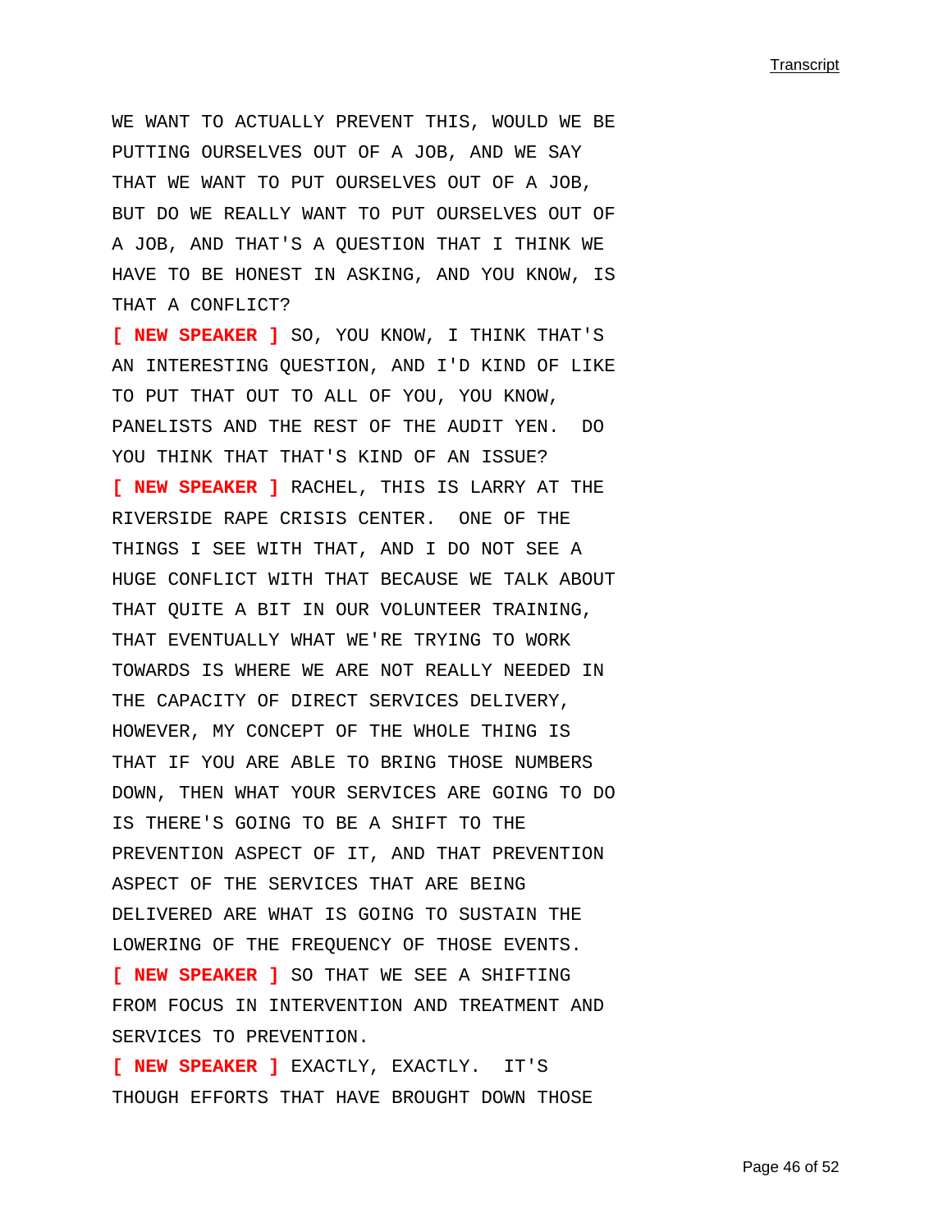WE WANT TO ACTUALLY PREVENT THIS, WOULD WE BE PUTTING OURSELVES OUT OF A JOB, AND WE SAY THAT WE WANT TO PUT OURSELVES OUT OF A JOB, BUT DO WE REALLY WANT TO PUT OURSELVES OUT OF A JOB, AND THAT'S A QUESTION THAT I THINK WE HAVE TO BE HONEST IN ASKING, AND YOU KNOW, IS THAT A CONFLICT?

**[ NEW SPEAKER ]** SO, YOU KNOW, I THINK THAT'S AN INTERESTING QUESTION, AND I'D KIND OF LIKE TO PUT THAT OUT TO ALL OF YOU, YOU KNOW, PANELISTS AND THE REST OF THE AUDIT YEN. DO YOU THINK THAT THAT'S KIND OF AN ISSUE?

**[ NEW SPEAKER ]** RACHEL, THIS IS LARRY AT THE RIVERSIDE RAPE CRISIS CENTER. ONE OF THE THINGS I SEE WITH THAT, AND I DO NOT SEE A HUGE CONFLICT WITH THAT BECAUSE WE TALK ABOUT THAT QUITE A BIT IN OUR VOLUNTEER TRAINING, THAT EVENTUALLY WHAT WE'RE TRYING TO WORK TOWARDS IS WHERE WE ARE NOT REALLY NEEDED IN THE CAPACITY OF DIRECT SERVICES DELIVERY, HOWEVER, MY CONCEPT OF THE WHOLE THING IS THAT IF YOU ARE ABLE TO BRING THOSE NUMBERS DOWN, THEN WHAT YOUR SERVICES ARE GOING TO DO IS THERE'S GOING TO BE A SHIFT TO THE PREVENTION ASPECT OF IT, AND THAT PREVENTION ASPECT OF THE SERVICES THAT ARE BEING DELIVERED ARE WHAT IS GOING TO SUSTAIN THE LOWERING OF THE FREQUENCY OF THOSE EVENTS.

**[ NEW SPEAKER ]** SO THAT WE SEE A SHIFTING FROM FOCUS IN INTERVENTION AND TREATMENT AND SERVICES TO PREVENTION.

**[ NEW SPEAKER ]** EXACTLY, EXACTLY. IT'S THOUGH EFFORTS THAT HAVE BROUGHT DOWN THOSE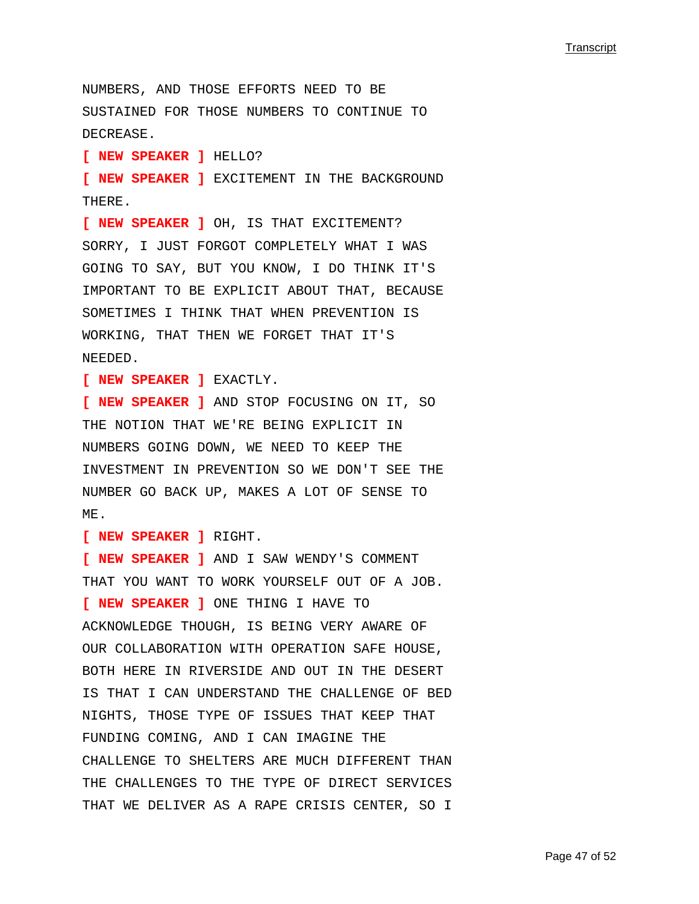NUMBERS, AND THOSE EFFORTS NEED TO BE SUSTAINED FOR THOSE NUMBERS TO CONTINUE TO DECREASE.

**[ NEW SPEAKER ]** HELLO?

**[ NEW SPEAKER ]** EXCITEMENT IN THE BACKGROUND THERE.

**[ NEW SPEAKER ]** OH, IS THAT EXCITEMENT? SORRY, I JUST FORGOT COMPLETELY WHAT I WAS GOING TO SAY, BUT YOU KNOW, I DO THINK IT'S IMPORTANT TO BE EXPLICIT ABOUT THAT, BECAUSE SOMETIMES I THINK THAT WHEN PREVENTION IS WORKING, THAT THEN WE FORGET THAT IT'S NEEDED.

**[ NEW SPEAKER ]** EXACTLY.

**[ NEW SPEAKER ]** AND STOP FOCUSING ON IT, SO THE NOTION THAT WE'RE BEING EXPLICIT IN NUMBERS GOING DOWN, WE NEED TO KEEP THE INVESTMENT IN PREVENTION SO WE DON'T SEE THE NUMBER GO BACK UP, MAKES A LOT OF SENSE TO ME.

**[ NEW SPEAKER ]** RIGHT.

**[ NEW SPEAKER ]** AND I SAW WENDY'S COMMENT THAT YOU WANT TO WORK YOURSELF OUT OF A JOB.

**[ NEW SPEAKER ]** ONE THING I HAVE TO ACKNOWLEDGE THOUGH, IS BEING VERY AWARE OF OUR COLLABORATION WITH OPERATION SAFE HOUSE, BOTH HERE IN RIVERSIDE AND OUT IN THE DESERT IS THAT I CAN UNDERSTAND THE CHALLENGE OF BED NIGHTS, THOSE TYPE OF ISSUES THAT KEEP THAT FUNDING COMING, AND I CAN IMAGINE THE CHALLENGE TO SHELTERS ARE MUCH DIFFERENT THAN THE CHALLENGES TO THE TYPE OF DIRECT SERVICES THAT WE DELIVER AS A RAPE CRISIS CENTER, SO I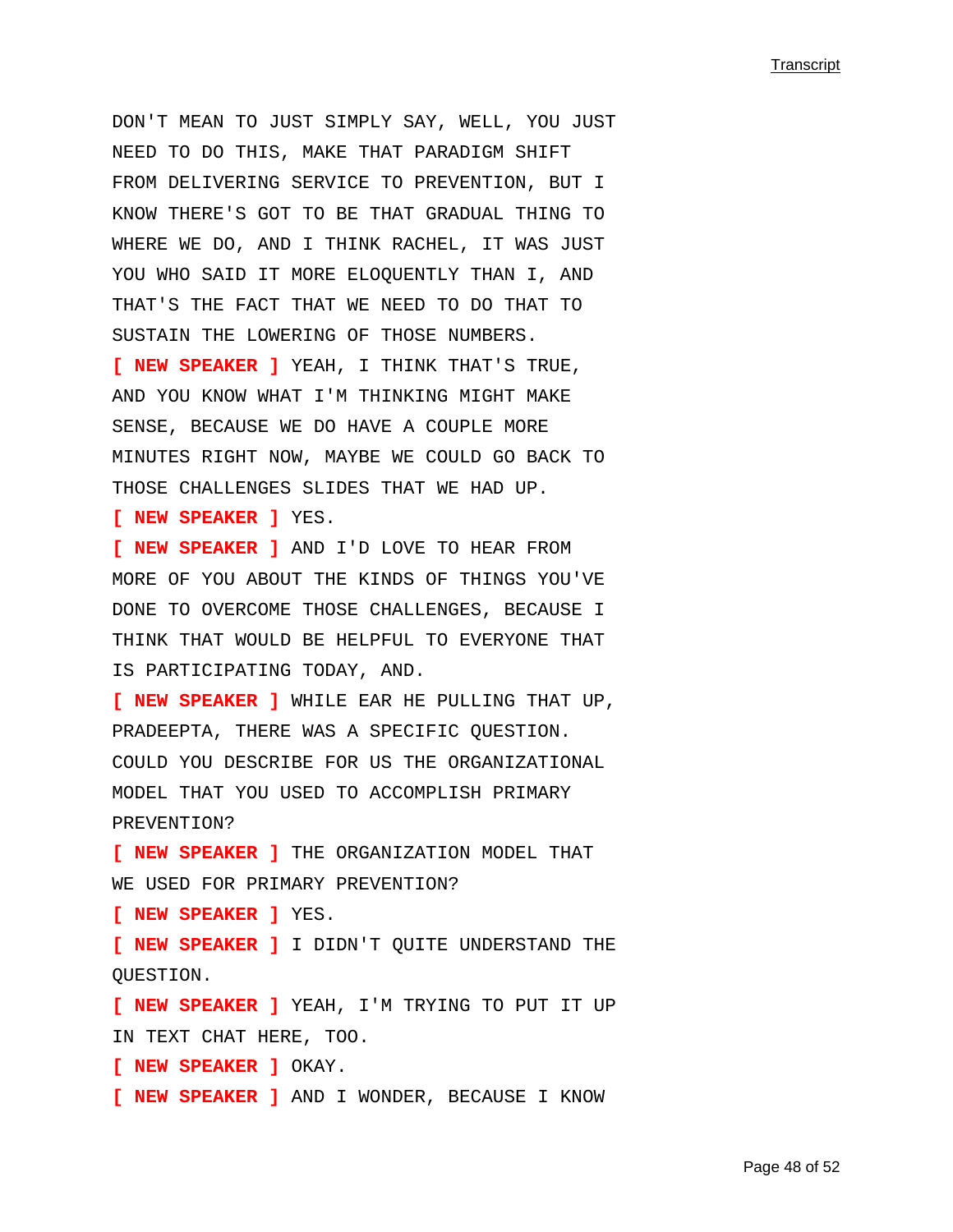DON'T MEAN TO JUST SIMPLY SAY, WELL, YOU JUST NEED TO DO THIS, MAKE THAT PARADIGM SHIFT FROM DELIVERING SERVICE TO PREVENTION, BUT I KNOW THERE'S GOT TO BE THAT GRADUAL THING TO WHERE WE DO, AND I THINK RACHEL, IT WAS JUST YOU WHO SAID IT MORE ELOQUENTLY THAN I, AND THAT'S THE FACT THAT WE NEED TO DO THAT TO SUSTAIN THE LOWERING OF THOSE NUMBERS.

**[ NEW SPEAKER ]** YEAH, I THINK THAT'S TRUE, AND YOU KNOW WHAT I'M THINKING MIGHT MAKE SENSE, BECAUSE WE DO HAVE A COUPLE MORE MINUTES RIGHT NOW, MAYBE WE COULD GO BACK TO THOSE CHALLENGES SLIDES THAT WE HAD UP.

**[ NEW SPEAKER ]** YES.

**[ NEW SPEAKER ]** AND I'D LOVE TO HEAR FROM MORE OF YOU ABOUT THE KINDS OF THINGS YOU'VE DONE TO OVERCOME THOSE CHALLENGES, BECAUSE I THINK THAT WOULD BE HELPFUL TO EVERYONE THAT IS PARTICIPATING TODAY, AND.

**[ NEW SPEAKER ]** WHILE EAR HE PULLING THAT UP, PRADEEPTA, THERE WAS A SPECIFIC QUESTION. COULD YOU DESCRIBE FOR US THE ORGANIZATIONAL MODEL THAT YOU USED TO ACCOMPLISH PRIMARY PREVENTION?

**[ NEW SPEAKER ]** THE ORGANIZATION MODEL THAT WE USED FOR PRIMARY PREVENTION?

**[ NEW SPEAKER ]** YES.

**[ NEW SPEAKER ]** I DIDN'T QUITE UNDERSTAND THE QUESTION.

**[ NEW SPEAKER ]** YEAH, I'M TRYING TO PUT IT UP IN TEXT CHAT HERE, TOO.

**[ NEW SPEAKER ]** OKAY.

**[ NEW SPEAKER ]** AND I WONDER, BECAUSE I KNOW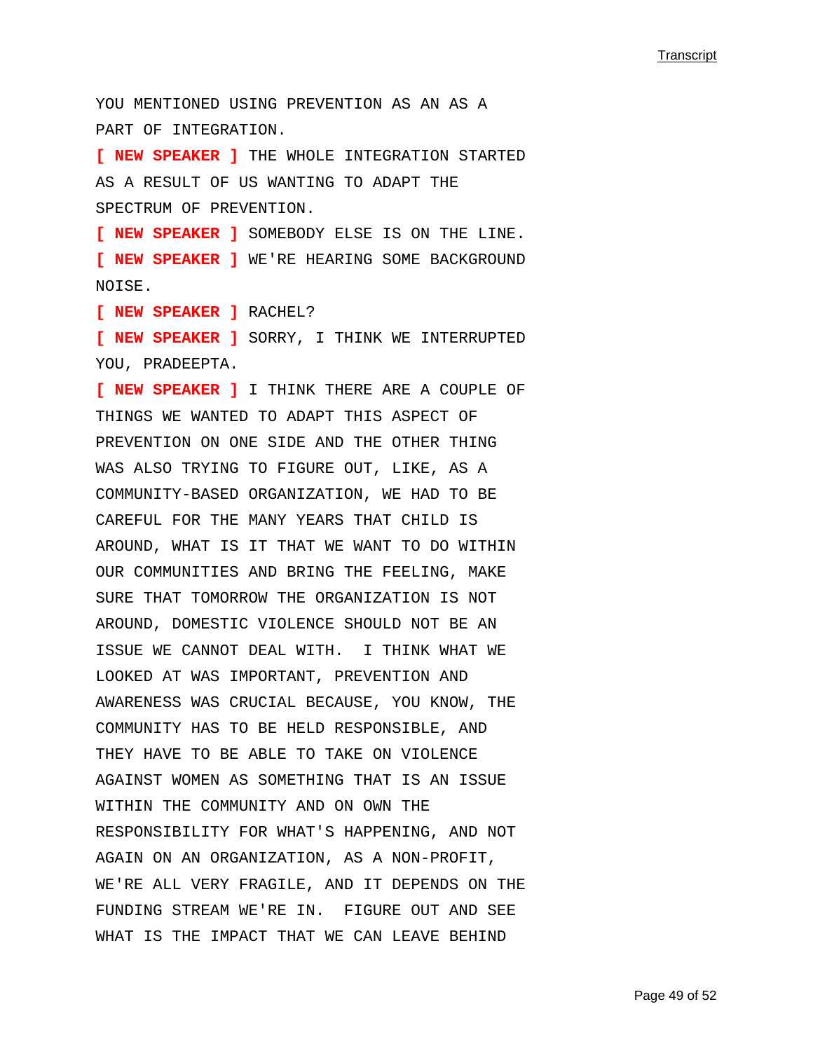YOU MENTIONED USING PREVENTION AS AN AS A PART OF INTEGRATION.

**[ NEW SPEAKER ]** THE WHOLE INTEGRATION STARTED AS A RESULT OF US WANTING TO ADAPT THE SPECTRUM OF PREVENTION.

**[ NEW SPEAKER ]** SOMEBODY ELSE IS ON THE LINE.

**[ NEW SPEAKER ]** WE'RE HEARING SOME BACKGROUND NOISE.

**[ NEW SPEAKER ]** RACHEL?

**[ NEW SPEAKER ]** SORRY, I THINK WE INTERRUPTED YOU, PRADEEPTA.

**[ NEW SPEAKER ]** I THINK THERE ARE A COUPLE OF THINGS WE WANTED TO ADAPT THIS ASPECT OF PREVENTION ON ONE SIDE AND THE OTHER THING WAS ALSO TRYING TO FIGURE OUT, LIKE, AS A COMMUNITY-BASED ORGANIZATION, WE HAD TO BE CAREFUL FOR THE MANY YEARS THAT CHILD IS AROUND, WHAT IS IT THAT WE WANT TO DO WITHIN OUR COMMUNITIES AND BRING THE FEELING, MAKE SURE THAT TOMORROW THE ORGANIZATION IS NOT AROUND, DOMESTIC VIOLENCE SHOULD NOT BE AN ISSUE WE CANNOT DEAL WITH. I THINK WHAT WE LOOKED AT WAS IMPORTANT, PREVENTION AND AWARENESS WAS CRUCIAL BECAUSE, YOU KNOW, THE COMMUNITY HAS TO BE HELD RESPONSIBLE, AND THEY HAVE TO BE ABLE TO TAKE ON VIOLENCE AGAINST WOMEN AS SOMETHING THAT IS AN ISSUE WITHIN THE COMMUNITY AND ON OWN THE RESPONSIBILITY FOR WHAT'S HAPPENING, AND NOT AGAIN ON AN ORGANIZATION, AS A NON-PROFIT, WE'RE ALL VERY FRAGILE, AND IT DEPENDS ON THE FUNDING STREAM WE'RE IN. FIGURE OUT AND SEE WHAT IS THE IMPACT THAT WE CAN LEAVE BEHIND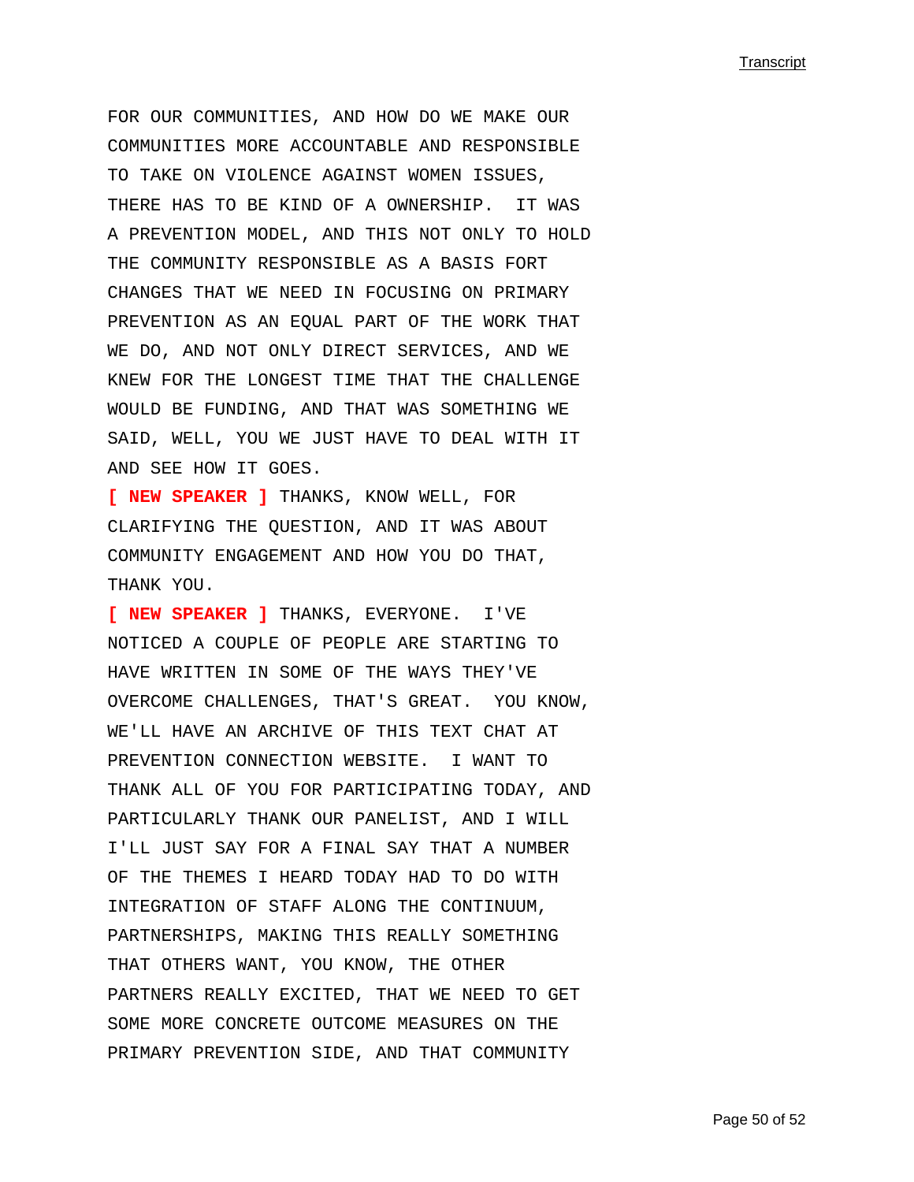FOR OUR COMMUNITIES, AND HOW DO WE MAKE OUR COMMUNITIES MORE ACCOUNTABLE AND RESPONSIBLE TO TAKE ON VIOLENCE AGAINST WOMEN ISSUES, THERE HAS TO BE KIND OF A OWNERSHIP. IT WAS A PREVENTION MODEL, AND THIS NOT ONLY TO HOLD THE COMMUNITY RESPONSIBLE AS A BASIS FORT CHANGES THAT WE NEED IN FOCUSING ON PRIMARY PREVENTION AS AN EQUAL PART OF THE WORK THAT WE DO, AND NOT ONLY DIRECT SERVICES, AND WE KNEW FOR THE LONGEST TIME THAT THE CHALLENGE WOULD BE FUNDING, AND THAT WAS SOMETHING WE SAID, WELL, YOU WE JUST HAVE TO DEAL WITH IT AND SEE HOW IT GOES.

**[ NEW SPEAKER ]** THANKS, KNOW WELL, FOR CLARIFYING THE QUESTION, AND IT WAS ABOUT COMMUNITY ENGAGEMENT AND HOW YOU DO THAT, THANK YOU.

**[ NEW SPEAKER ]** THANKS, EVERYONE. I'VE NOTICED A COUPLE OF PEOPLE ARE STARTING TO HAVE WRITTEN IN SOME OF THE WAYS THEY'VE OVERCOME CHALLENGES, THAT'S GREAT. YOU KNOW, WE'LL HAVE AN ARCHIVE OF THIS TEXT CHAT AT PREVENTION CONNECTION WEBSITE. I WANT TO THANK ALL OF YOU FOR PARTICIPATING TODAY, AND PARTICULARLY THANK OUR PANELIST, AND I WILL I'LL JUST SAY FOR A FINAL SAY THAT A NUMBER OF THE THEMES I HEARD TODAY HAD TO DO WITH INTEGRATION OF STAFF ALONG THE CONTINUUM, PARTNERSHIPS, MAKING THIS REALLY SOMETHING THAT OTHERS WANT, YOU KNOW, THE OTHER PARTNERS REALLY EXCITED, THAT WE NEED TO GET SOME MORE CONCRETE OUTCOME MEASURES ON THE PRIMARY PREVENTION SIDE, AND THAT COMMUNITY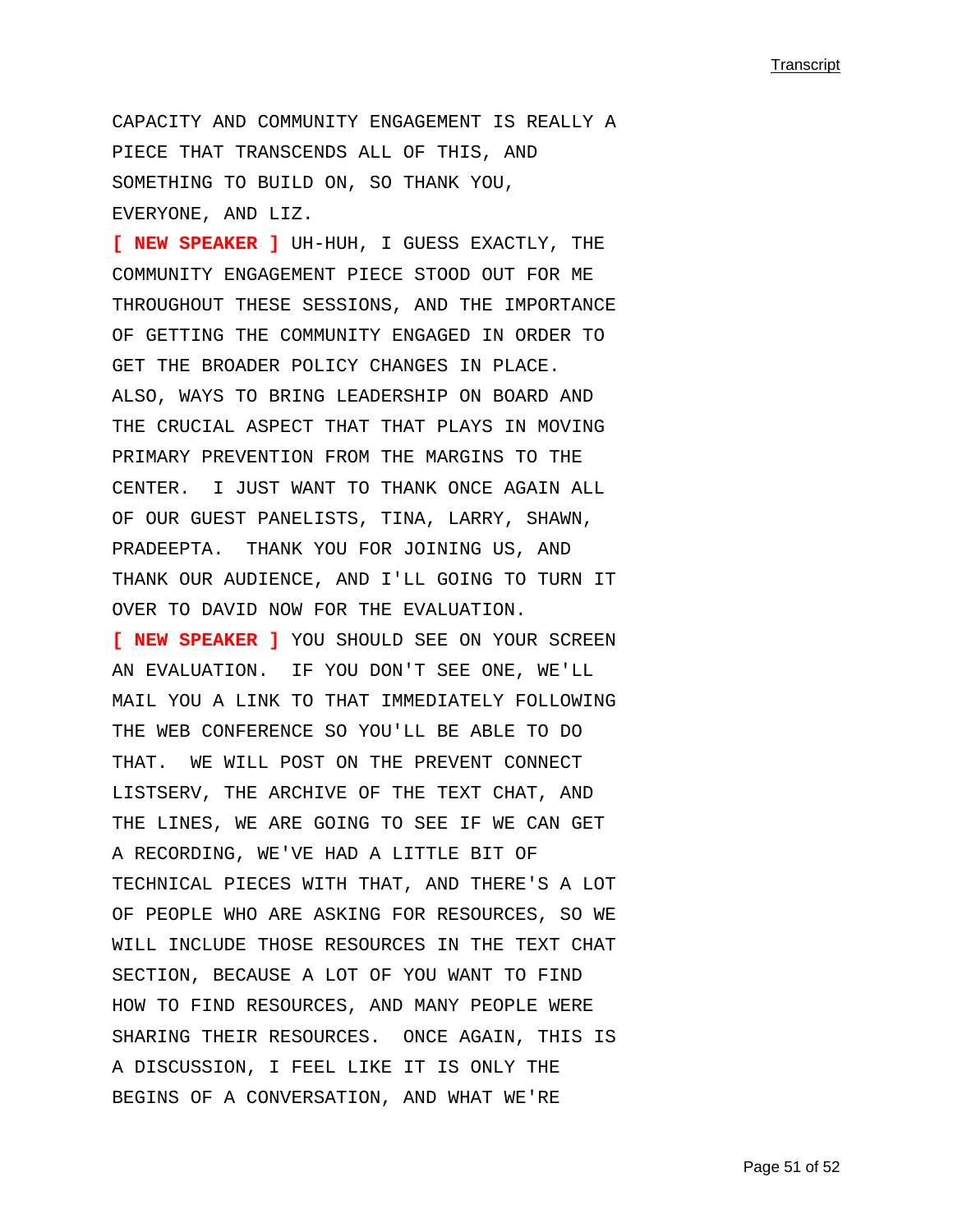CAPACITY AND COMMUNITY ENGAGEMENT IS REALLY A PIECE THAT TRANSCENDS ALL OF THIS, AND SOMETHING TO BUILD ON, SO THANK YOU, EVERYONE, AND LIZ.

**[ NEW SPEAKER ]** UH-HUH, I GUESS EXACTLY, THE COMMUNITY ENGAGEMENT PIECE STOOD OUT FOR ME THROUGHOUT THESE SESSIONS, AND THE IMPORTANCE OF GETTING THE COMMUNITY ENGAGED IN ORDER TO GET THE BROADER POLICY CHANGES IN PLACE. ALSO, WAYS TO BRING LEADERSHIP ON BOARD AND THE CRUCIAL ASPECT THAT THAT PLAYS IN MOVING PRIMARY PREVENTION FROM THE MARGINS TO THE CENTER. I JUST WANT TO THANK ONCE AGAIN ALL OF OUR GUEST PANELISTS, TINA, LARRY, SHAWN, PRADEEPTA. THANK YOU FOR JOINING US, AND THANK OUR AUDIENCE, AND I'LL GOING TO TURN IT OVER TO DAVID NOW FOR THE EVALUATION.

**[ NEW SPEAKER ]** YOU SHOULD SEE ON YOUR SCREEN AN EVALUATION. IF YOU DON'T SEE ONE, WE'LL MAIL YOU A LINK TO THAT IMMEDIATELY FOLLOWING THE WEB CONFERENCE SO YOU'LL BE ABLE TO DO THAT. WE WILL POST ON THE PREVENT CONNECT LISTSERV, THE ARCHIVE OF THE TEXT CHAT, AND THE LINES, WE ARE GOING TO SEE IF WE CAN GET A RECORDING, WE'VE HAD A LITTLE BIT OF TECHNICAL PIECES WITH THAT, AND THERE'S A LOT OF PEOPLE WHO ARE ASKING FOR RESOURCES, SO WE WILL INCLUDE THOSE RESOURCES IN THE TEXT CHAT SECTION, BECAUSE A LOT OF YOU WANT TO FIND HOW TO FIND RESOURCES, AND MANY PEOPLE WERE SHARING THEIR RESOURCES. ONCE AGAIN, THIS IS A DISCUSSION, I FEEL LIKE IT IS ONLY THE BEGINS OF A CONVERSATION, AND WHAT WE'RE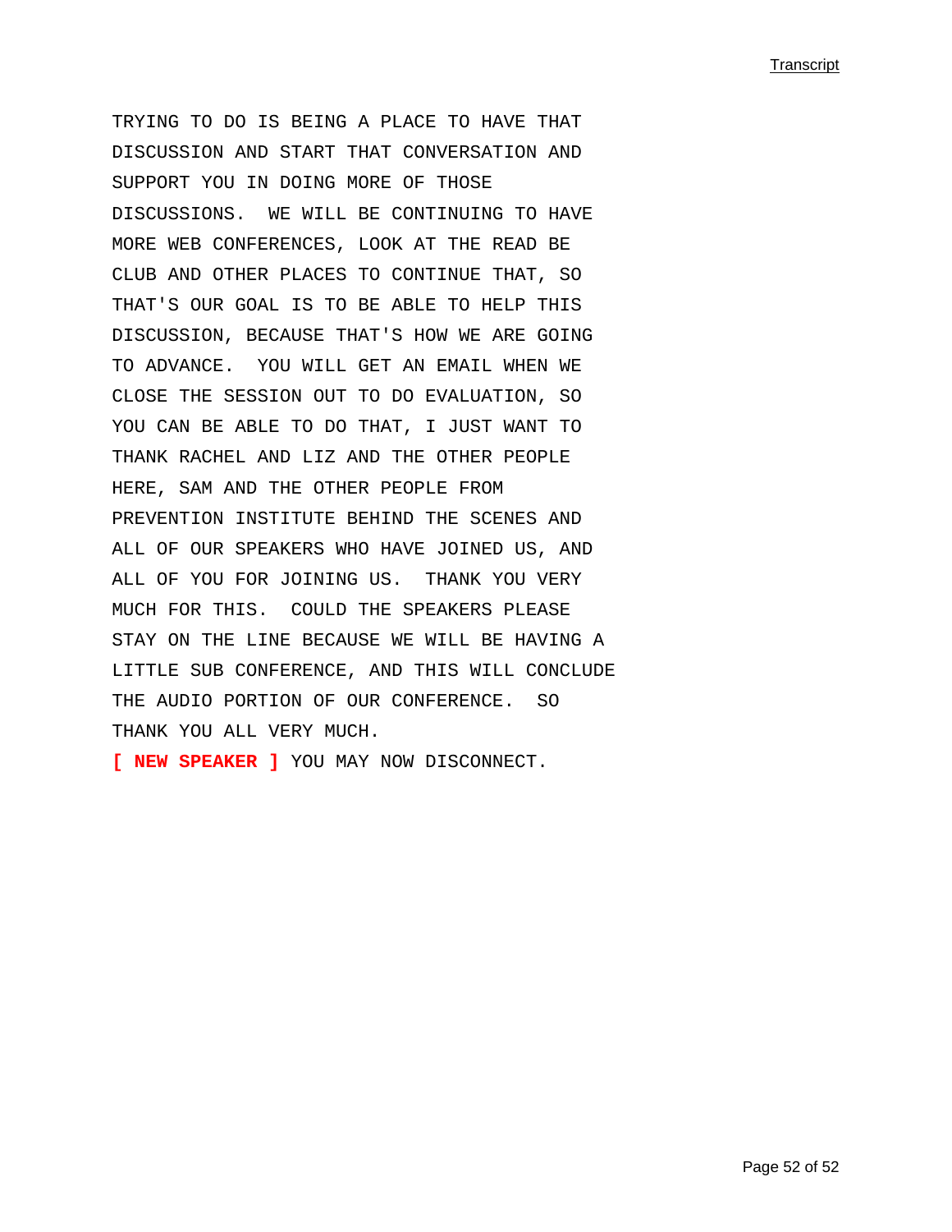TRYING TO DO IS BEING A PLACE TO HAVE THAT DISCUSSION AND START THAT CONVERSATION AND SUPPORT YOU IN DOING MORE OF THOSE DISCUSSIONS.  WE WILL BE CONTINUING TO HAVE MORE WEB CONFERENCES, LOOK AT THE READ BE CLUB AND OTHER PLACES TO CONTINUE THAT, SO THAT'S OUR GOAL IS TO BE ABLE TO HELP THIS DISCUSSION, BECAUSE THAT'S HOW WE ARE GOING TO ADVANCE.  YOU WILL GET AN EMAIL WHEN WE CLOSE THE SESSION OUT TO DO EVALUATION, SO YOU CAN BE ABLE TO DO THAT, I JUST WANT TO THANK RACHEL AND LIZ AND THE OTHER PEOPLE HERE, SAM AND THE OTHER PEOPLE FROM PREVENTION INSTITUTE BEHIND THE SCENES AND ALL OF OUR SPEAKERS WHO HAVE JOINED US, AND ALL OF YOU FOR JOINING US.  THANK YOU VERY MUCH FOR THIS.  COULD THE SPEAKERS PLEASE STAY ON THE LINE BECAUSE WE WILL BE HAVING A LITTLE SUB CONFERENCE, AND THIS WILL CONCLUDE THE AUDIO PORTION OF OUR CONFERENCE.  SO THANK YOU ALL VERY MUCH.

**[ NEW SPEAKER ]** YOU MAY NOW DISCONNECT.